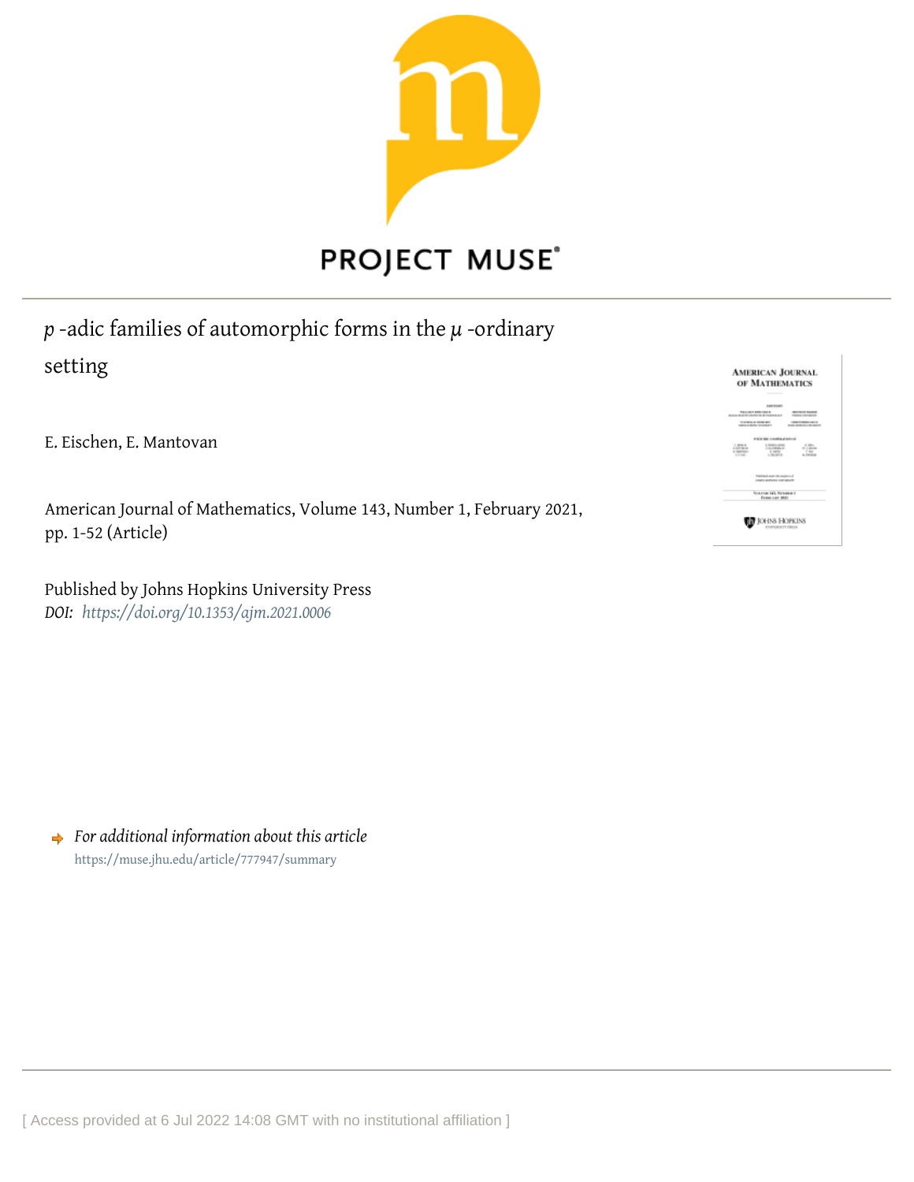# $p$-adic families of automorphic forms in the $\mu$-ordinary setting

E. Eischen, E. Mantovan

American Journal of Mathematics, Volume 143, Number 1, February 2021, pp. 1-52 (Article)

Published by Johns Hopkins University Press

*DOI: https://doi.org/10.1353/ajm.2021.0006*

*For additional information about this article*

https://muse.jhu.edu/article/777947/summary

[ Access provided at 6 Jul 2022 14:08 GMT with no institutional affiliation ]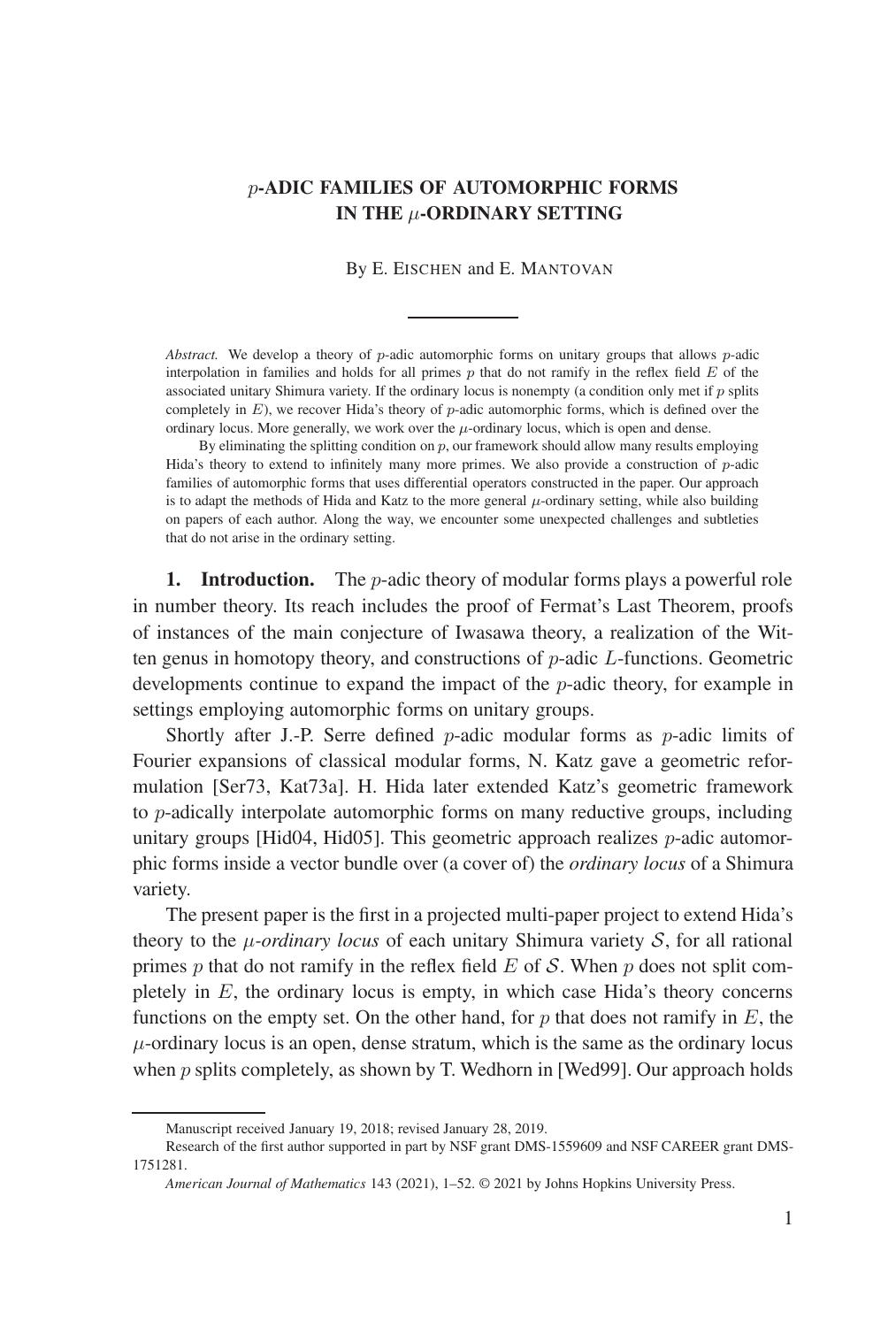# $p$-ADIC FAMILIES OF AUTOMORPHIC FORMS IN THE $\mu$-ORDINARY SETTING

By E. Eischen and E. Mantovan

---

*Abstract.* We develop a theory of $p$-adic automorphic forms on unitary groups that allows $p$-adic interpolation in families and holds for all primes $p$ that do not ramify in the reflex field $E$ of the associated unitary Shimura variety. If the ordinary locus is nonempty (a condition only met if $p$ splits completely in $E$), we recover Hida's theory of $p$-adic automorphic forms, which is defined over the ordinary locus. More generally, we work over the $\mu$-ordinary locus, which is open and dense.

By eliminating the splitting condition on $p$, our framework should allow many results employing Hida's theory to extend to infinitely many more primes. We also provide a construction of $p$-adic families of automorphic forms that uses differential operators constructed in the paper. Our approach is to adapt the methods of Hida and Katz to the more general $\mu$-ordinary setting, while also building on papers of each author. Along the way, we encounter some unexpected challenges and subtleties that do not arise in the ordinary setting.

**1. Introduction.** The $p$-adic theory of modular forms plays a powerful role in number theory. Its reach includes the proof of Fermat's Last Theorem, proofs of instances of the main conjecture of Iwasawa theory, a realization of the Witten genus in homotopy theory, and constructions of $p$-adic $L$-functions. Geometric developments continue to expand the impact of the $p$-adic theory, for example in settings employing automorphic forms on unitary groups.

Shortly after J.-P. Serre defined $p$-adic modular forms as $p$-adic limits of Fourier expansions of classical modular forms, N. Katz gave a geometric reformulation [Ser73, Kat73a]. H. Hida later extended Katz's geometric framework to $p$-adically interpolate automorphic forms on many reductive groups, including unitary groups [Hid04, Hid05]. This geometric approach realizes $p$-adic automorphic forms inside a vector bundle over (a cover of) the *ordinary locus* of a Shimura variety.

The present paper is the first in a projected multi-paper project to extend Hida's theory to the *$\mu$-ordinary locus* of each unitary Shimura variety $\mathcal{S}$, for all rational primes $p$ that do not ramify in the reflex field $E$ of $\mathcal{S}$. When $p$ does not split completely in $E$, the ordinary locus is empty, in which case Hida's theory concerns functions on the empty set. On the other hand, for $p$ that does not ramify in $E$, the $\mu$-ordinary locus is an open, dense stratum, which is the same as the ordinary locus when $p$ splits completely, as shown by T. Wedhorn in [Wed99]. Our approach holds

---

Manuscript received January 19, 2018; revised January 28, 2019.

Research of the first author supported in part by NSF grant DMS-1559609 and NSF CAREER grant DMS-1751281.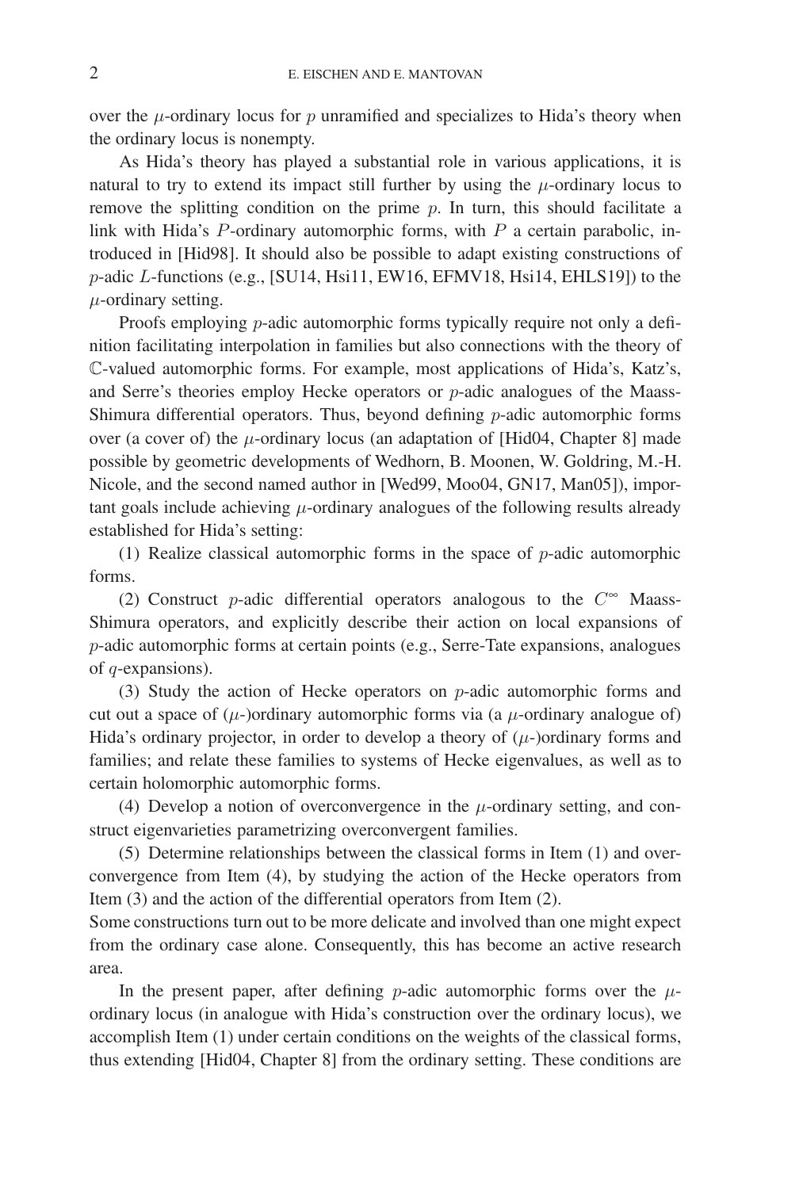over the $\mu$-ordinary locus for $p$ unramified and specializes to Hida's theory when the ordinary locus is nonempty.

As Hida's theory has played a substantial role in various applications, it is natural to try to extend its impact still further by using the $\mu$-ordinary locus to remove the splitting condition on the prime $p$. In turn, this should facilitate a link with Hida's $P$-ordinary automorphic forms, with $P$ a certain parabolic, introduced in [Hid98]. It should also be possible to adapt existing constructions of $p$-adic $L$-functions (e.g., [SU14, Hsi11, EW16, EFMV18, Hsi14, EHLS19]) to the $\mu$-ordinary setting.

Proofs employing $p$-adic automorphic forms typically require not only a definition facilitating interpolation in families but also connections with the theory of $\mathbb{C}$-valued automorphic forms. For example, most applications of Hida's, Katz's, and Serre's theories employ Hecke operators or $p$-adic analogues of the Maass-Shimura differential operators. Thus, beyond defining $p$-adic automorphic forms over (a cover of) the $\mu$-ordinary locus (an adaptation of [Hid04, Chapter 8] made possible by geometric developments of Wedhorn, B. Moonen, W. Goldring, M.-H. Nicole, and the second named author in [Wed99, Moo04, GN17, Man05]), important goals include achieving $\mu$-ordinary analogues of the following results already established for Hida's setting:

(1) Realize classical automorphic forms in the space of $p$-adic automorphic forms.

(2) Construct $p$-adic differential operators analogous to the $C^\infty$ Maass-Shimura operators, and explicitly describe their action on local expansions of $p$-adic automorphic forms at certain points (e.g., Serre-Tate expansions, analogues of $q$-expansions).

(3) Study the action of Hecke operators on $p$-adic automorphic forms and cut out a space of ($\mu$-)ordinary automorphic forms via (a $\mu$-ordinary analogue of) Hida's ordinary projector, in order to develop a theory of ($\mu$-)ordinary forms and families; and relate these families to systems of Hecke eigenvalues, as well as to certain holomorphic automorphic forms.

(4) Develop a notion of overconvergence in the $\mu$-ordinary setting, and construct eigenvarieties parametrizing overconvergent families.

(5) Determine relationships between the classical forms in Item (1) and overconvergence from Item (4), by studying the action of the Hecke operators from Item (3) and the action of the differential operators from Item (2).

Some constructions turn out to be more delicate and involved than one might expect from the ordinary case alone. Consequently, this has become an active research area.

In the present paper, after defining $p$-adic automorphic forms over the $\mu$-ordinary locus (in analogue with Hida's construction over the ordinary locus), we accomplish Item (1) under certain conditions on the weights of the classical forms, thus extending [Hid04, Chapter 8] from the ordinary setting. These conditions are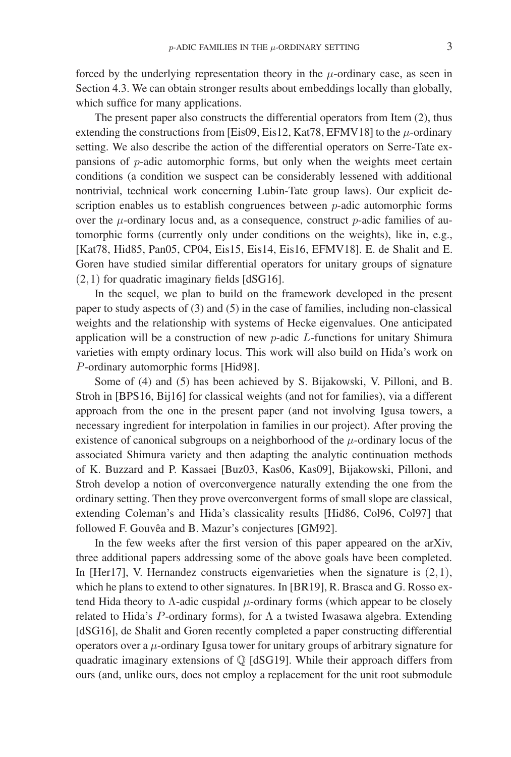forced by the underlying representation theory in the $\mu$-ordinary case, as seen in Section 4.3. We can obtain stronger results about embeddings locally than globally, which suffice for many applications.

The present paper also constructs the differential operators from Item (2), thus extending the constructions from [Eis09, Eis12, Kat78, EFMV18] to the $\mu$-ordinary setting. We also describe the action of the differential operators on Serre-Tate expansions of $p$-adic automorphic forms, but only when the weights meet certain conditions (a condition we suspect can be considerably lessened with additional nontrivial, technical work concerning Lubin-Tate group laws). Our explicit description enables us to establish congruences between $p$-adic automorphic forms over the $\mu$-ordinary locus and, as a consequence, construct $p$-adic families of automorphic forms (currently only under conditions on the weights), like in, e.g., [Kat78, Hid85, Pan05, CP04, Eis15, Eis14, Eis16, EFMV18]. E. de Shalit and E. Goren have studied similar differential operators for unitary groups of signature $(2, 1)$ for quadratic imaginary fields [dSG16].

In the sequel, we plan to build on the framework developed in the present paper to study aspects of (3) and (5) in the case of families, including non-classical weights and the relationship with systems of Hecke eigenvalues. One anticipated application will be a construction of new $p$-adic $L$-functions for unitary Shimura varieties with empty ordinary locus. This work will also build on Hida's work on $P$-ordinary automorphic forms [Hid98].

Some of (4) and (5) has been achieved by S. Bijakowski, V. Pilloni, and B. Stroh in [BPS16, Bij16] for classical weights (and not for families), via a different approach from the one in the present paper (and not involving Igusa towers, a necessary ingredient for interpolation in families in our project). After proving the existence of canonical subgroups on a neighborhood of the $\mu$-ordinary locus of the associated Shimura variety and then adapting the analytic continuation methods of K. Buzzard and P. Kassaei [Buz03, Kas06, Kas09], Bijakowski, Pilloni, and Stroh develop a notion of overconvergence naturally extending the one from the ordinary setting. Then they prove overconvergent forms of small slope are classical, extending Coleman's and Hida's classicality results [Hid86, Col96, Col97] that followed F. Gouvêa and B. Mazur's conjectures [GM92].

In the few weeks after the first version of this paper appeared on the arXiv, three additional papers addressing some of the above goals have been completed. In [Her17], V. Hernandez constructs eigenvarieties when the signature is $(2, 1)$, which he plans to extend to other signatures. In [BR19], R. Brasca and G. Rosso extend Hida theory to $\Lambda$-adic cuspidal $\mu$-ordinary forms (which appear to be closely related to Hida's $P$-ordinary forms), for $\Lambda$ a twisted Iwasawa algebra. Extending [dSG16], de Shalit and Goren recently completed a paper constructing differential operators over a $\mu$-ordinary Igusa tower for unitary groups of arbitrary signature for quadratic imaginary extensions of $\mathbb{Q}$ [dSG19]. While their approach differs from ours (and, unlike ours, does not employ a replacement for the unit root submodule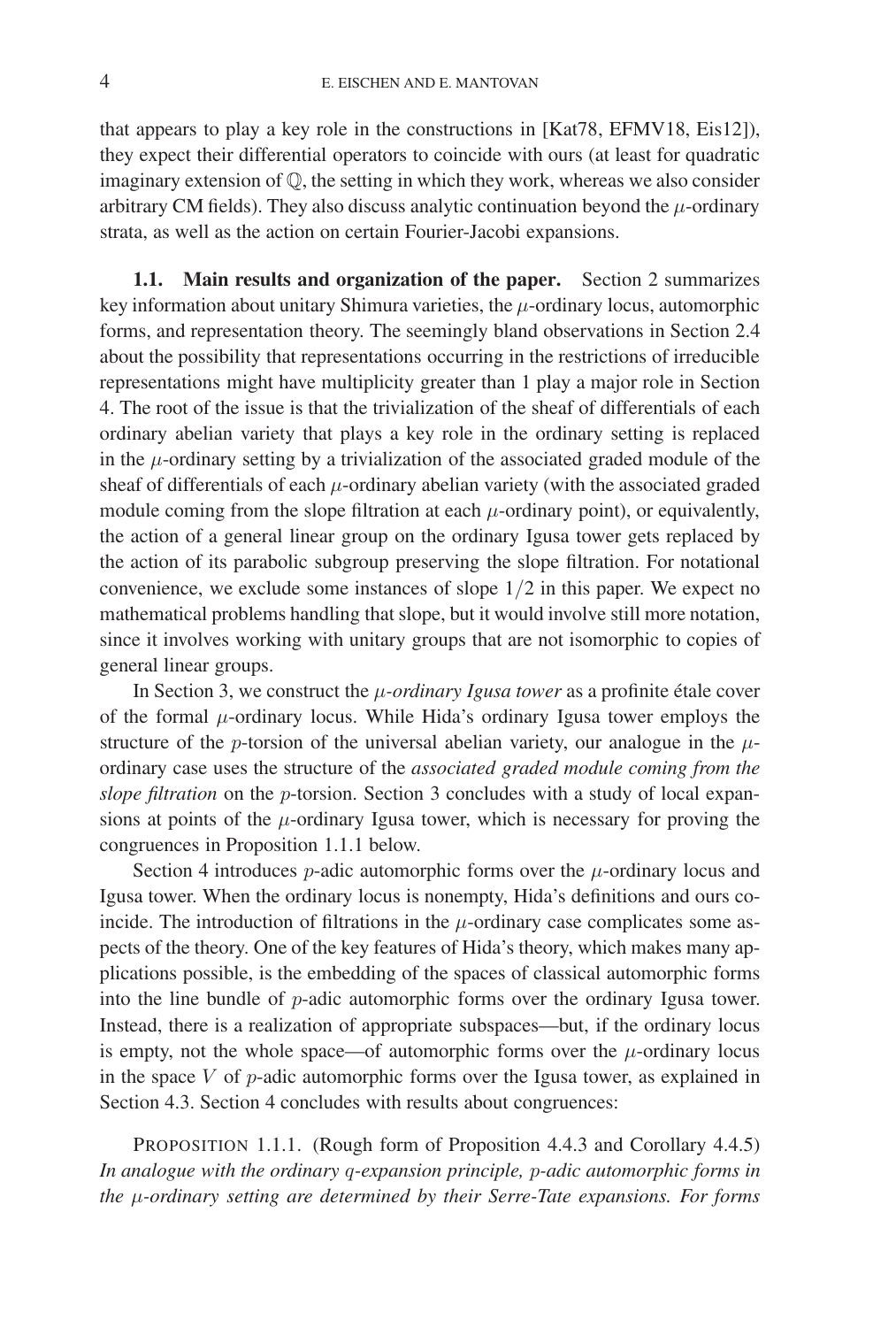that appears to play a key role in the constructions in [Kat78, EFMV18, Eis12]), they expect their differential operators to coincide with ours (at least for quadratic imaginary extension of $\mathbb{Q}$, the setting in which they work, whereas we also consider arbitrary CM fields). They also discuss analytic continuation beyond the $\mu$-ordinary strata, as well as the action on certain Fourier-Jacobi expansions.

**1.1. Main results and organization of the paper.** Section 2 summarizes key information about unitary Shimura varieties, the $\mu$-ordinary locus, automorphic forms, and representation theory. The seemingly bland observations in Section 2.4 about the possibility that representations occurring in the restrictions of irreducible representations might have multiplicity greater than 1 play a major role in Section 4. The root of the issue is that the trivialization of the sheaf of differentials of each ordinary abelian variety that plays a key role in the ordinary setting is replaced in the $\mu$-ordinary setting by a trivialization of the associated graded module of the sheaf of differentials of each $\mu$-ordinary abelian variety (with the associated graded module coming from the slope filtration at each $\mu$-ordinary point), or equivalently, the action of a general linear group on the ordinary Igusa tower gets replaced by the action of its parabolic subgroup preserving the slope filtration. For notational convenience, we exclude some instances of slope $1/2$ in this paper. We expect no mathematical problems handling that slope, but it would involve still more notation, since it involves working with unitary groups that are not isomorphic to copies of general linear groups.

In Section 3, we construct the *$\mu$-ordinary Igusa tower* as a profinite étale cover of the formal $\mu$-ordinary locus. While Hida's ordinary Igusa tower employs the structure of the $p$-torsion of the universal abelian variety, our analogue in the $\mu$-ordinary case uses the structure of the *associated graded module coming from the slope filtration* on the $p$-torsion. Section 3 concludes with a study of local expansions at points of the $\mu$-ordinary Igusa tower, which is necessary for proving the congruences in Proposition 1.1.1 below.

Section 4 introduces $p$-adic automorphic forms over the $\mu$-ordinary locus and Igusa tower. When the ordinary locus is nonempty, Hida's definitions and ours coincide. The introduction of filtrations in the $\mu$-ordinary case complicates some aspects of the theory. One of the key features of Hida's theory, which makes many applications possible, is the embedding of the spaces of classical automorphic forms into the line bundle of $p$-adic automorphic forms over the ordinary Igusa tower. Instead, there is a realization of appropriate subspaces—but, if the ordinary locus is empty, not the whole space—of automorphic forms over the $\mu$-ordinary locus in the space $V$ of $p$-adic automorphic forms over the Igusa tower, as explained in Section 4.3. Section 4 concludes with results about congruences:

PROPOSITION 1.1.1. (Rough form of Proposition 4.4.3 and Corollary 4.4.5) *In analogue with the ordinary $q$-expansion principle, $p$-adic automorphic forms in the $\mu$-ordinary setting are determined by their Serre-Tate expansions. For forms*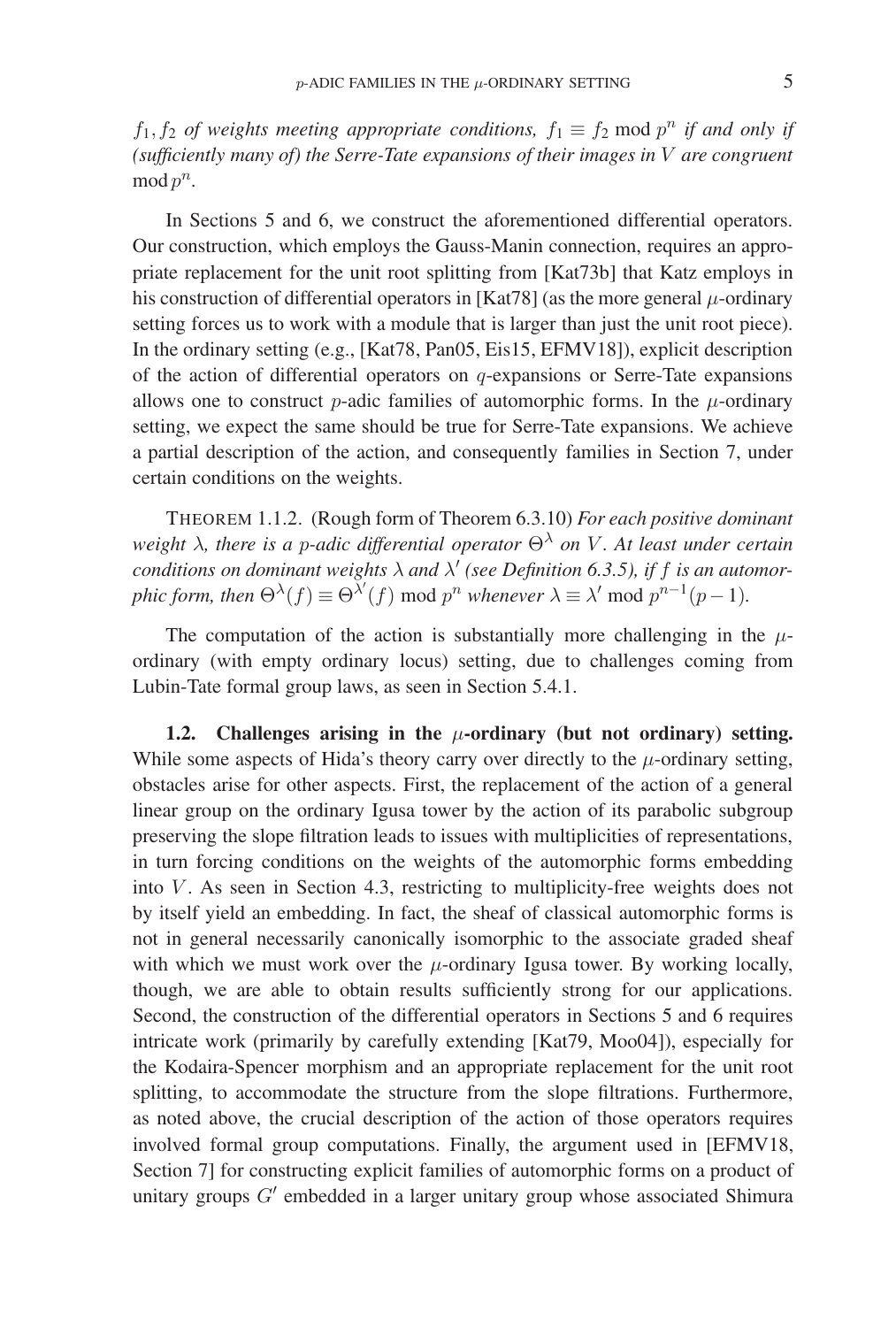*$f_1, f_2$ of weights meeting appropriate conditions, $f_1 \equiv f_2 \bmod p^n$ if and only if (sufficiently many of) the Serre-Tate expansions of their images in $V$ are congruent $\bmod\, p^n$.*

In Sections 5 and 6, we construct the aforementioned differential operators. Our construction, which employs the Gauss-Manin connection, requires an appropriate replacement for the unit root splitting from [Kat73b] that Katz employs in his construction of differential operators in [Kat78] (as the more general $\mu$-ordinary setting forces us to work with a module that is larger than just the unit root piece). In the ordinary setting (e.g., [Kat78, Pan05, Eis15, EFMV18]), explicit description of the action of differential operators on $q$-expansions or Serre-Tate expansions allows one to construct $p$-adic families of automorphic forms. In the $\mu$-ordinary setting, we expect the same should be true for Serre-Tate expansions. We achieve a partial description of the action, and consequently families in Section 7, under certain conditions on the weights.

THEOREM 1.1.2. (Rough form of Theorem 6.3.10) *For each positive dominant weight $\lambda$, there is a $p$-adic differential operator $\Theta^\lambda$ on $V$. At least under certain conditions on dominant weights $\lambda$ and $\lambda'$ (see Definition 6.3.5), if $f$ is an automorphic form, then $\Theta^\lambda(f) \equiv \Theta^{\lambda'}(f) \bmod p^n$ whenever $\lambda \equiv \lambda' \bmod p^{n-1}(p-1)$.*

The computation of the action is substantially more challenging in the $\mu$-ordinary (with empty ordinary locus) setting, due to challenges coming from Lubin-Tate formal group laws, as seen in Section 5.4.1.

**1.2. Challenges arising in the $\mu$-ordinary (but not ordinary) setting.** While some aspects of Hida's theory carry over directly to the $\mu$-ordinary setting, obstacles arise for other aspects. First, the replacement of the action of a general linear group on the ordinary Igusa tower by the action of its parabolic subgroup preserving the slope filtration leads to issues with multiplicities of representations, in turn forcing conditions on the weights of the automorphic forms embedding into $V$. As seen in Section 4.3, restricting to multiplicity-free weights does not by itself yield an embedding. In fact, the sheaf of classical automorphic forms is not in general necessarily canonically isomorphic to the associate graded sheaf with which we must work over the $\mu$-ordinary Igusa tower. By working locally, though, we are able to obtain results sufficiently strong for our applications. Second, the construction of the differential operators in Sections 5 and 6 requires intricate work (primarily by carefully extending [Kat79, Moo04]), especially for the Kodaira-Spencer morphism and an appropriate replacement for the unit root splitting, to accommodate the structure from the slope filtrations. Furthermore, as noted above, the crucial description of the action of those operators requires involved formal group computations. Finally, the argument used in [EFMV18, Section 7] for constructing explicit families of automorphic forms on a product of unitary groups $G'$ embedded in a larger unitary group whose associated Shimura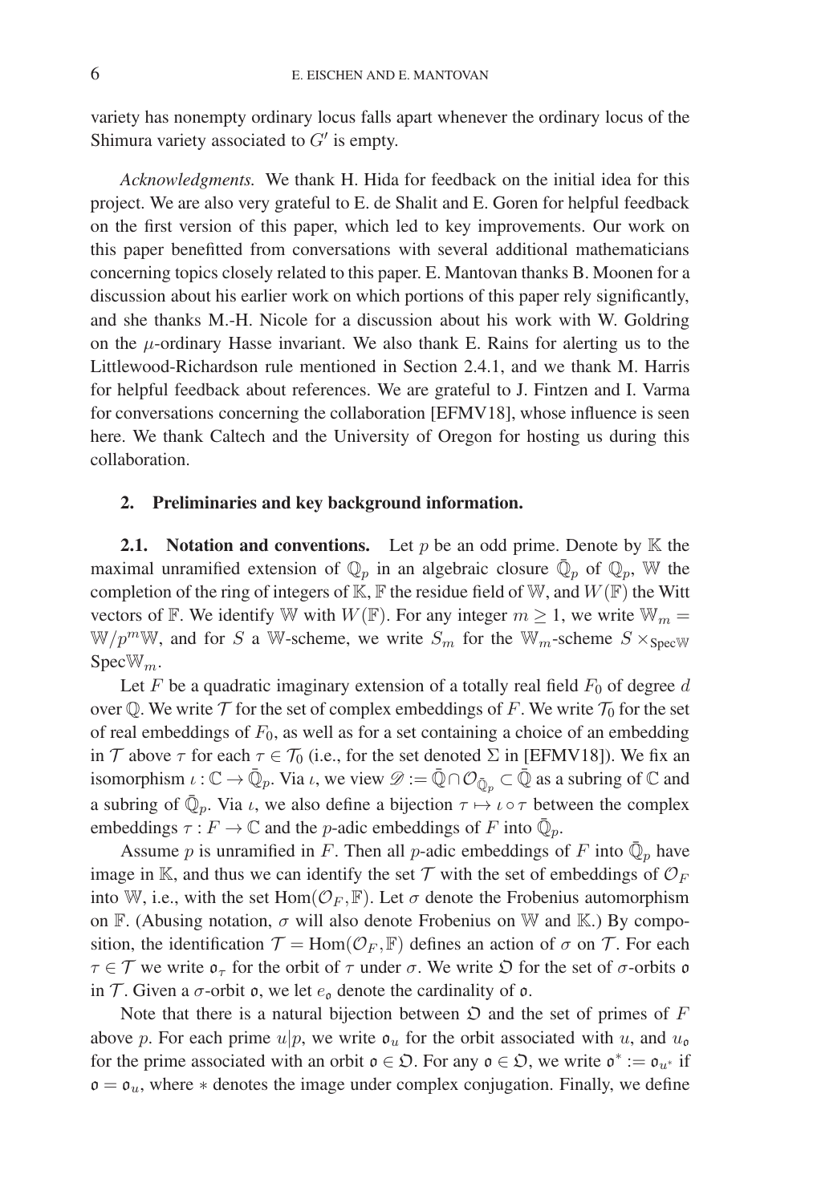variety has nonempty ordinary locus falls apart whenever the ordinary locus of the Shimura variety associated to $G'$ is empty.

*Acknowledgments.* We thank H. Hida for feedback on the initial idea for this project. We are also very grateful to E. de Shalit and E. Goren for helpful feedback on the first version of this paper, which led to key improvements. Our work on this paper benefitted from conversations with several additional mathematicians concerning topics closely related to this paper. E. Mantovan thanks B. Moonen for a discussion about his earlier work on which portions of this paper rely significantly, and she thanks M.-H. Nicole for a discussion about his work with W. Goldring on the $\mu$-ordinary Hasse invariant. We also thank E. Rains for alerting us to the Littlewood-Richardson rule mentioned in Section 2.4.1, and we thank M. Harris for helpful feedback about references. We are grateful to J. Fintzen and I. Varma for conversations concerning the collaboration [EFMV18], whose influence is seen here. We thank Caltech and the University of Oregon for hosting us during this collaboration.

## 2. Preliminaries and key background information.

**2.1. Notation and conventions.** Let $p$ be an odd prime. Denote by $\mathbb{K}$ the maximal unramified extension of $\mathbb{Q}_p$ in an algebraic closure $\bar{\mathbb{Q}}_p$ of $\mathbb{Q}_p$, $\mathbb{W}$ the completion of the ring of integers of $\mathbb{K}$, $\mathbb{F}$ the residue field of $\mathbb{W}$, and $W(\mathbb{F})$ the Witt vectors of $\mathbb{F}$. We identify $\mathbb{W}$ with $W(\mathbb{F})$. For any integer $m \geq 1$, we write $\mathbb{W}_m = \mathbb{W}/p^m\mathbb{W}$, and for $S$ a $\mathbb{W}$-scheme, we write $S_m$ for the $\mathbb{W}_m$-scheme $S \times_{\mathrm{Spec}\mathbb{W}} \mathrm{Spec}\mathbb{W}_m$.

Let $F$ be a quadratic imaginary extension of a totally real field $F_0$ of degree $d$ over $\mathbb{Q}$. We write $\mathcal{T}$ for the set of complex embeddings of $F$. We write $\mathcal{T}_0$ for the set of real embeddings of $F_0$, as well as for a set containing a choice of an embedding in $\mathcal{T}$ above $\tau$ for each $\tau \in \mathcal{T}_0$ (i.e., for the set denoted $\Sigma$ in [EFMV18]). We fix an isomorphism $\iota : \mathbb{C} \to \bar{\mathbb{Q}}_p$. Via $\iota$, we view $\mathscr{D} := \bar{\mathbb{Q}} \cap \mathcal{O}_{\bar{\mathbb{Q}}_p} \subset \bar{\mathbb{Q}}$ as a subring of $\mathbb{C}$ and a subring of $\bar{\mathbb{Q}}_p$. Via $\iota$, we also define a bijection $\tau \mapsto \iota \circ \tau$ between the complex embeddings $\tau : F \to \mathbb{C}$ and the $p$-adic embeddings of $F$ into $\bar{\mathbb{Q}}_p$.

Assume $p$ is unramified in $F$. Then all $p$-adic embeddings of $F$ into $\bar{\mathbb{Q}}_p$ have image in $\mathbb{K}$, and thus we can identify the set $\mathcal{T}$ with the set of embeddings of $\mathcal{O}_F$ into $\mathbb{W}$, i.e., with the set $\mathrm{Hom}(\mathcal{O}_F, \mathbb{F})$. Let $\sigma$ denote the Frobenius automorphism on $\mathbb{F}$. (Abusing notation, $\sigma$ will also denote Frobenius on $\mathbb{W}$ and $\mathbb{K}$.) By composition, the identification $\mathcal{T} = \mathrm{Hom}(\mathcal{O}_F, \mathbb{F})$ defines an action of $\sigma$ on $\mathcal{T}$. For each $\tau \in \mathcal{T}$ we write $\mathfrak{o}_\tau$ for the orbit of $\tau$ under $\sigma$. We write $\mathfrak{O}$ for the set of $\sigma$-orbits $\mathfrak{o}$ in $\mathcal{T}$. Given a $\sigma$-orbit $\mathfrak{o}$, we let $e_\mathfrak{o}$ denote the cardinality of $\mathfrak{o}$.

Note that there is a natural bijection between $\mathfrak{O}$ and the set of primes of $F$ above $p$. For each prime $u|p$, we write $\mathfrak{o}_u$ for the orbit associated with $u$, and $u_\mathfrak{o}$ for the prime associated with an orbit $\mathfrak{o} \in \mathfrak{O}$. For any $\mathfrak{o} \in \mathfrak{O}$, we write $\mathfrak{o}^* := \mathfrak{o}_{u^*}$ if $\mathfrak{o} = \mathfrak{o}_u$, where $*$ denotes the image under complex conjugation. Finally, we define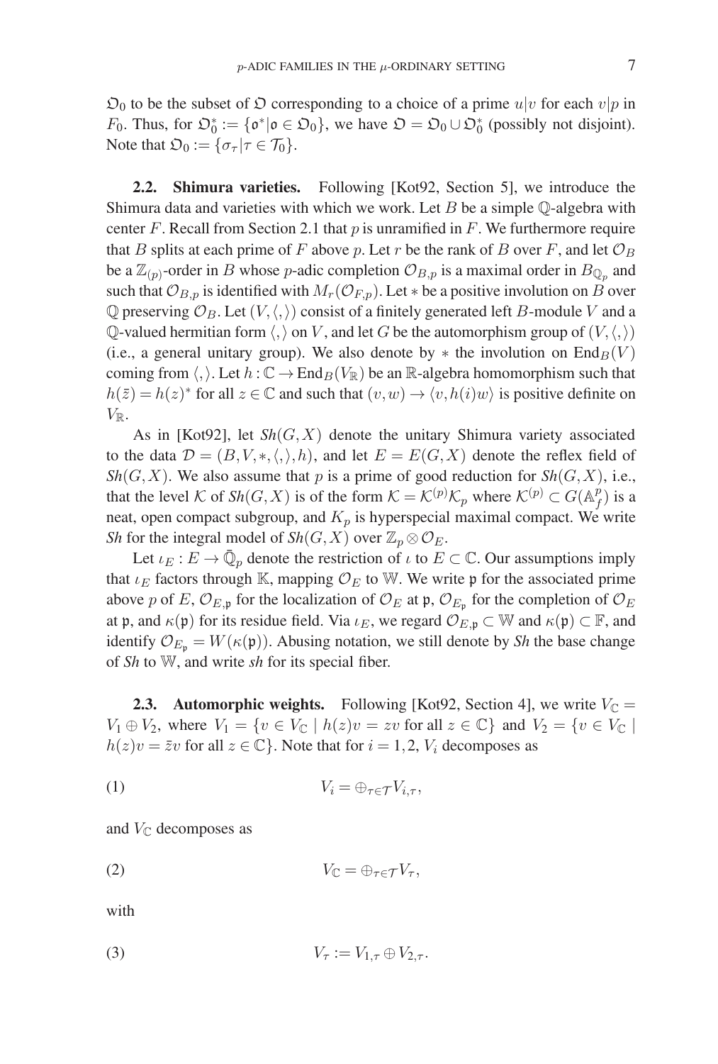$\mathfrak{O}_0$ to be the subset of $\mathfrak{O}$ corresponding to a choice of a prime $u|v$ for each $v|p$ in $F_0$. Thus, for $\mathfrak{O}_0^* := \{\mathfrak{o}^* | \mathfrak{o} \in \mathfrak{O}_0\}$, we have $\mathfrak{O} = \mathfrak{O}_0 \cup \mathfrak{O}_0^*$ (possibly not disjoint). Note that $\mathfrak{O}_0 := \{\sigma_\tau | \tau \in \mathcal{T}_0\}$.

**2.2. Shimura varieties.** Following [Kot92, Section 5], we introduce the Shimura data and varieties with which we work. Let $B$ be a simple $\mathbb{Q}$-algebra with center $F$. Recall from Section 2.1 that $p$ is unramified in $F$. We furthermore require that $B$ splits at each prime of $F$ above $p$. Let $r$ be the rank of $B$ over $F$, and let $\mathcal{O}_B$ be a $\mathbb{Z}_{(p)}$-order in $B$ whose $p$-adic completion $\mathcal{O}_{B,p}$ is a maximal order in $B_{\mathbb{Q}_p}$ and such that $\mathcal{O}_{B,p}$ is identified with $M_r(\mathcal{O}_{F,p})$. Let $*$ be a positive involution on $B$ over $\mathbb{Q}$ preserving $\mathcal{O}_B$. Let $(V, \langle , \rangle)$ consist of a finitely generated left $B$-module $V$ and a $\mathbb{Q}$-valued hermitian form $\langle , \rangle$ on $V$, and let $G$ be the automorphism group of $(V, \langle , \rangle)$ (i.e., a general unitary group). We also denote by $*$ the involution on $\operatorname{End}_B(V)$ coming from $\langle , \rangle$. Let $h : \mathbb{C} \to \operatorname{End}_B(V_\mathbb{R})$ be an $\mathbb{R}$-algebra homomorphism such that $h(\bar{z}) = h(z)^*$ for all $z \in \mathbb{C}$ and such that $(v, w) \to \langle v, h(i)w \rangle$ is positive definite on $V_\mathbb{R}$.

As in [Kot92], let $Sh(G,X)$ denote the unitary Shimura variety associated to the data $\mathcal{D} = (B, V, *, \langle , \rangle, h)$, and let $E = E(G,X)$ denote the reflex field of $Sh(G,X)$. We also assume that $p$ is a prime of good reduction for $Sh(G,X)$, i.e., that the level $\mathcal{K}$ of $Sh(G,X)$ is of the form $\mathcal{K} = \mathcal{K}^{(p)}\mathcal{K}_p$ where $\mathcal{K}^{(p)} \subset G(\mathbb{A}_f^p)$ is a neat, open compact subgroup, and $K_p$ is hyperspecial maximal compact. We write *Sh* for the integral model of $Sh(G,X)$ over $\mathbb{Z}_p \otimes \mathcal{O}_E$.

Let $\iota_E : E \to \bar{\mathbb{Q}}_p$ denote the restriction of $\iota$ to $E \subset \mathbb{C}$. Our assumptions imply that $\iota_E$ factors through $\mathbb{K}$, mapping $\mathcal{O}_E$ to $\mathbb{W}$. We write $\mathfrak{p}$ for the associated prime above $p$ of $E$, $\mathcal{O}_{E,\mathfrak{p}}$ for the localization of $\mathcal{O}_E$ at $\mathfrak{p}$, $\mathcal{O}_{E_\mathfrak{p}}$ for the completion of $\mathcal{O}_E$ at $\mathfrak{p}$, and $\kappa(\mathfrak{p})$ for its residue field. Via $\iota_E$, we regard $\mathcal{O}_{E,\mathfrak{p}} \subset \mathbb{W}$ and $\kappa(\mathfrak{p}) \subset \mathbb{F}$, and identify $\mathcal{O}_{E_\mathfrak{p}} = W(\kappa(\mathfrak{p}))$. Abusing notation, we still denote by *Sh* the base change of *Sh* to $\mathbb{W}$, and write *sh* for its special fiber.

**2.3. Automorphic weights.** Following [Kot92, Section 4], we write $V_\mathbb{C} = V_1 \oplus V_2$, where $V_1 = \{v \in V_\mathbb{C} \mid h(z)v = zv \text{ for all } z \in \mathbb{C}\}$ and $V_2 = \{v \in V_\mathbb{C} \mid h(z)v = \bar{z}v \text{ for all } z \in \mathbb{C}\}$. Note that for $i = 1, 2$, $V_i$ decomposes as

$$V_i = \oplus_{\tau \in \mathcal{T}} V_{i,\tau}, \tag{1}$$

and $V_\mathbb{C}$ decomposes as

$$V_\mathbb{C} = \oplus_{\tau \in \mathcal{T}} V_\tau, \tag{2}$$

with

$$V_\tau := V_{1,\tau} \oplus V_{2,\tau}. \tag{3}$$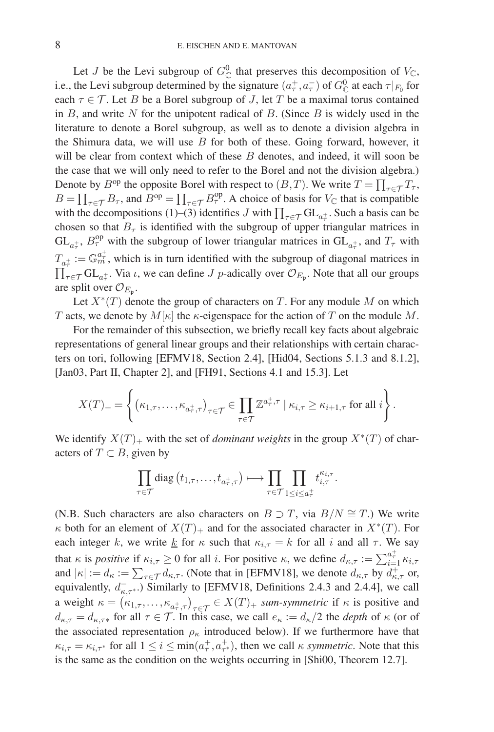Let $J$ be the Levi subgroup of $G^0_{\mathbb{C}}$ that preserves this decomposition of $V_{\mathbb{C}}$, i.e., the Levi subgroup determined by the signature $(a^+_\tau, a^-_\tau)$ of $G^0_{\mathbb{C}}$ at each $\tau|_{F_0}$ for each $\tau \in \mathcal{T}$. Let $B$ be a Borel subgroup of $J$, let $T$ be a maximal torus contained in $B$, and write $N$ for the unipotent radical of $B$. (Since $B$ is widely used in the literature to denote a Borel subgroup, as well as to denote a division algebra in the Shimura data, we will use $B$ for both of these. Going forward, however, it will be clear from context which of these $B$ denotes, and indeed, it will soon be the case that we will only need to refer to the Borel and not the division algebra.) Denote by $B^{\mathrm{op}}$ the opposite Borel with respect to $(B, T)$. We write $T = \prod_{\tau \in \mathcal{T}} T_\tau$, $B = \prod_{\tau \in \mathcal{T}} B_\tau$, and $B^{\mathrm{op}} = \prod_{\tau \in \mathcal{T}} B^{\mathrm{op}}_\tau$. A choice of basis for $V_{\mathbb{C}}$ that is compatible with the decompositions (1)–(3) identifies $J$ with $\prod_{\tau \in \mathcal{T}} \mathrm{GL}_{a^+_\tau}$. Such a basis can be chosen so that $B_\tau$ is identified with the subgroup of upper triangular matrices in $\mathrm{GL}_{a^+_\tau}$, $B^{\mathrm{op}}_\tau$ with the subgroup of lower triangular matrices in $\mathrm{GL}_{a^+_\tau}$, and $T_\tau$ with $T_{a^+_\tau} := \mathbb{G}_m^{a^+_\tau}$, which is in turn identified with the subgroup of diagonal matrices in $\prod_{\tau \in \mathcal{T}} \mathrm{GL}_{a^+_\tau}$. Via $\iota$, we can define $J$ $p$-adically over $\mathcal{O}_{E_\mathfrak{p}}$. Note that all our groups are split over $\mathcal{O}_{E_\mathfrak{p}}$.

Let $X^*(T)$ denote the group of characters on $T$. For any module $M$ on which $T$ acts, we denote by $M[\kappa]$ the $\kappa$-eigenspace for the action of $T$ on the module $M$.

For the remainder of this subsection, we briefly recall key facts about algebraic representations of general linear groups and their relationships with certain characters on tori, following [EFMV18, Section 2.4], [Hid04, Sections 5.1.3 and 8.1.2], [Jan03, Part II, Chapter 2], and [FH91, Sections 4.1 and 15.3]. Let

$$X(T)_+ = \left\{ \left(\kappa_{1,\tau}, \ldots, \kappa_{a^+_\tau, \tau}\right)_{\tau \in \mathcal{T}} \in \prod_{\tau \in \mathcal{T}} \mathbb{Z}^{a^{+}_\tau, \tau} \mid \kappa_{i,\tau} \geq \kappa_{i+1,\tau} \text{ for all } i \right\}.$$

We identify $X(T)_+$ with the set of *dominant weights* in the group $X^*(T)$ of characters of $T \subset B$, given by

$$\prod_{\tau \in \mathcal{T}} \mathrm{diag}\left(t_{1,\tau}, \ldots, t_{a^+_\tau, \tau}\right) \longmapsto \prod_{\tau \in \mathcal{T}} \prod_{1 \leq i \leq a^+_\tau} t_{i,\tau}^{\kappa_{i,\tau}}.$$

(N.B. Such characters are also characters on $B \supset T$, via $B/N \cong T$.) We write $\kappa$ both for an element of $X(T)_+$ and for the associated character in $X^*(T)$. For each integer $k$, we write $\underline{k}$ for $\kappa$ such that $\kappa_{i,\tau} = k$ for all $i$ and all $\tau$. We say that $\kappa$ is *positive* if $\kappa_{i,\tau} \geq 0$ for all $i$. For positive $\kappa$, we define $d_{\kappa,\tau} := \sum_{i=1}^{a^+_\tau} \kappa_{i,\tau}$ and $|\kappa| := d_\kappa := \sum_{\tau \in \mathcal{T}} d_{\kappa,\tau}$. (Note that in [EFMV18], we denote $d_{\kappa,\tau}$ by $d^+_{\kappa,\tau}$ or, equivalently, $d^-_{\kappa,\tau^*}$.) Similarly to [EFMV18, Definitions 2.4.3 and 2.4.4], we call a weight $\kappa = \left(\kappa_{1,\tau}, \ldots, \kappa_{a^+_\tau, \tau}\right)_{\tau \in \mathcal{T}} \in X(T)_+$ *sum-symmetric* if $\kappa$ is positive and $d_{\kappa,\tau} = d_{\kappa,\tau^*}$ for all $\tau \in \mathcal{T}$. In this case, we call $e_\kappa := d_\kappa/2$ the *depth* of $\kappa$ (or of the associated representation $\rho_\kappa$ introduced below). If we furthermore have that $\kappa_{i,\tau} = \kappa_{i,\tau^*}$ for all $1 \leq i \leq \min(a^+_\tau, a^+_{\tau^*})$, then we call $\kappa$ *symmetric*. Note that this is the same as the condition on the weights occurring in [Shi00, Theorem 12.7].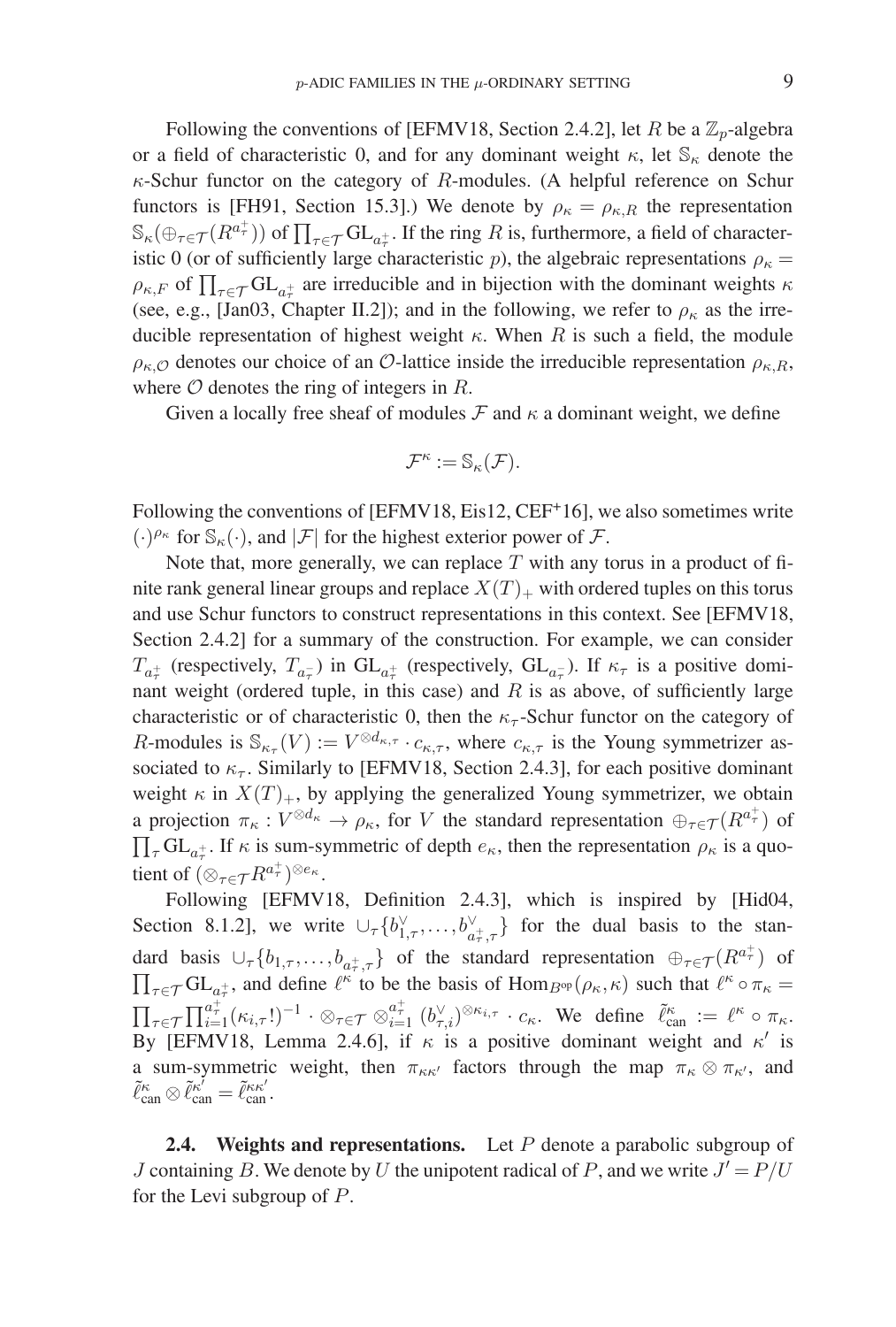Following the conventions of [EFMV18, Section 2.4.2], let $R$ be a $\mathbb{Z}_p$-algebra or a field of characteristic 0, and for any dominant weight $\kappa$, let $\mathbb{S}_\kappa$ denote the $\kappa$-Schur functor on the category of $R$-modules. (A helpful reference on Schur functors is [FH91, Section 15.3].) We denote by $\rho_\kappa = \rho_{\kappa,R}$ the representation $\mathbb{S}_\kappa(\oplus_{\tau\in\mathcal{T}}(R^{a_\tau^+}))$ of $\prod_{\tau\in\mathcal{T}}\mathrm{GL}_{a_\tau^+}$. If the ring $R$ is, furthermore, a field of characteristic 0 (or of sufficiently large characteristic $p$), the algebraic representations $\rho_\kappa = \rho_{\kappa,F}$ of $\prod_{\tau\in\mathcal{T}}\mathrm{GL}_{a_\tau^+}$ are irreducible and in bijection with the dominant weights $\kappa$ (see, e.g., [Jan03, Chapter II.2]); and in the following, we refer to $\rho_\kappa$ as the irreducible representation of highest weight $\kappa$. When $R$ is such a field, the module $\rho_{\kappa,\mathcal{O}}$ denotes our choice of an $\mathcal{O}$-lattice inside the irreducible representation $\rho_{\kappa,R}$, where $\mathcal{O}$ denotes the ring of integers in $R$.

Given a locally free sheaf of modules $\mathcal{F}$ and $\kappa$ a dominant weight, we define

$$\mathcal{F}^\kappa := \mathbb{S}_\kappa(\mathcal{F}).$$

Following the conventions of [EFMV18, Eis12, CEF+16], we also sometimes write $(\cdot)^{\rho_\kappa}$ for $\mathbb{S}_\kappa(\cdot)$, and $|\mathcal{F}|$ for the highest exterior power of $\mathcal{F}$.

Note that, more generally, we can replace $T$ with any torus in a product of finite rank general linear groups and replace $X(T)_+$ with ordered tuples on this torus and use Schur functors to construct representations in this context. See [EFMV18, Section 2.4.2] for a summary of the construction. For example, we can consider $T_{a_\tau^+}$ (respectively, $T_{a_\tau^-}$) in $\mathrm{GL}_{a_\tau^+}$ (respectively, $\mathrm{GL}_{a_\tau^-}$). If $\kappa_\tau$ is a positive dominant weight (ordered tuple, in this case) and $R$ is as above, of sufficiently large characteristic or of characteristic 0, then the $\kappa_\tau$-Schur functor on the category of $R$-modules is $\mathbb{S}_{\kappa_\tau}(V) := V^{\otimes d_{\kappa,\tau}} \cdot c_{\kappa,\tau}$, where $c_{\kappa,\tau}$ is the Young symmetrizer associated to $\kappa_\tau$. Similarly to [EFMV18, Section 2.4.3], for each positive dominant weight $\kappa$ in $X(T)_+$, by applying the generalized Young symmetrizer, we obtain a projection $\pi_\kappa : V^{\otimes d_\kappa} \to \rho_\kappa$, for $V$ the standard representation $\oplus_{\tau\in\mathcal{T}}(R^{a_\tau^+})$ of $\prod_\tau \mathrm{GL}_{a_\tau^+}$. If $\kappa$ is sum-symmetric of depth $e_\kappa$, then the representation $\rho_\kappa$ is a quotient of $(\otimes_{\tau\in\mathcal{T}}R^{a_\tau^+})^{\otimes e_\kappa}$.

Following [EFMV18, Definition 2.4.3], which is inspired by [Hid04, Section 8.1.2], we write $\cup_\tau\{b_{1,\tau}^\vee, \ldots, b_{a_\tau^+,\tau}^\vee\}$ for the dual basis to the standard basis $\cup_\tau\{b_{1,\tau}, \ldots, b_{a_\tau^+,\tau}\}$ of the standard representation $\oplus_{\tau\in\mathcal{T}}(R^{a_\tau^+})$ of $\prod_{\tau\in\mathcal{T}}\mathrm{GL}_{a_\tau^+}$, and define $\ell^\kappa$ to be the basis of $\mathrm{Hom}_{B^{\mathrm{op}}}(\rho_\kappa, \kappa)$ such that $\ell^\kappa \circ \pi_\kappa = \prod_{\tau\in\mathcal{T}}\prod_{i=1}^{a_\tau^+}(\kappa_{i,\tau}!)^{-1} \cdot \otimes_{\tau\in\mathcal{T}} \otimes_{i=1}^{a_\tau^+} (b_{\tau,i}^\vee)^{\otimes\kappa_{i,\tau}} \cdot c_\kappa$. We define $\tilde{\ell}_{\mathrm{can}}^\kappa := \ell^\kappa \circ \pi_\kappa$. By [EFMV18, Lemma 2.4.6], if $\kappa$ is a positive dominant weight and $\kappa'$ is a sum-symmetric weight, then $\pi_{\kappa\kappa'}$ factors through the map $\pi_\kappa \otimes \pi_{\kappa'}$, and $\tilde{\ell}_{\mathrm{can}}^\kappa \otimes \tilde{\ell}_{\mathrm{can}}^{\kappa'} = \tilde{\ell}_{\mathrm{can}}^{\kappa\kappa'}$.

**2.4. Weights and representations.** Let $P$ denote a parabolic subgroup of $J$ containing $B$. We denote by $U$ the unipotent radical of $P$, and we write $J' = P/U$ for the Levi subgroup of $P$.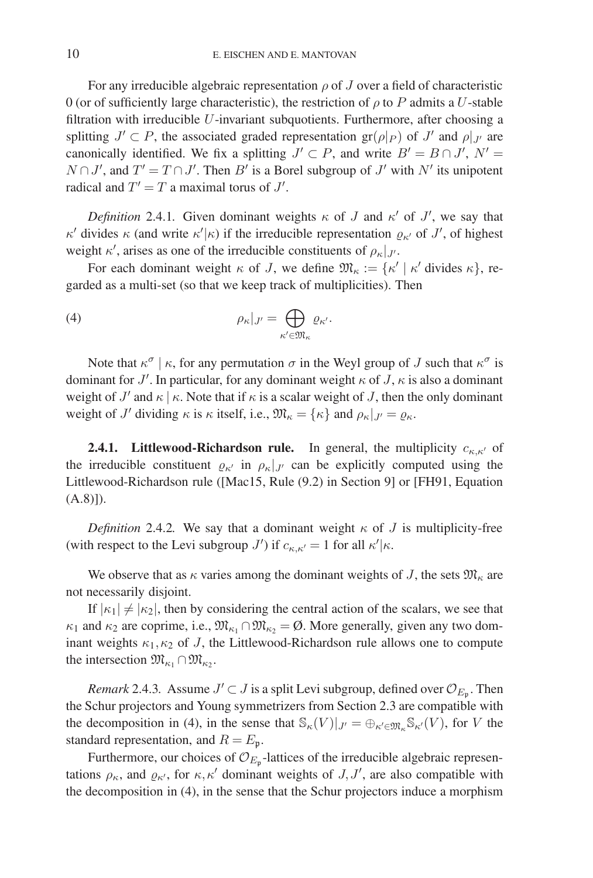For any irreducible algebraic representation $\rho$ of $J$ over a field of characteristic 0 (or of sufficiently large characteristic), the restriction of $\rho$ to $P$ admits a $U$-stable filtration with irreducible $U$-invariant subquotients. Furthermore, after choosing a splitting $J' \subset P$, the associated graded representation $\mathrm{gr}(\rho|_P)$ of $J'$ and $\rho|_{J'}$ are canonically identified. We fix a splitting $J' \subset P$, and write $B' = B \cap J'$, $N' = N \cap J'$, and $T' = T \cap J'$. Then $B'$ is a Borel subgroup of $J'$ with $N'$ its unipotent radical and $T' = T$ a maximal torus of $J'$.

*Definition* 2.4.1. Given dominant weights $\kappa$ of $J$ and $\kappa'$ of $J'$, we say that $\kappa'$ divides $\kappa$ (and write $\kappa'|\kappa$) if the irreducible representation $\varrho_{\kappa'}$ of $J'$, of highest weight $\kappa'$, arises as one of the irreducible constituents of $\rho_\kappa|_{J'}$.

For each dominant weight $\kappa$ of $J$, we define $\mathfrak{M}_\kappa := \{\kappa' \mid \kappa' \text{ divides } \kappa\}$, regarded as a multi-set (so that we keep track of multiplicities). Then

$$\rho_\kappa|_{J'} = \bigoplus_{\kappa' \in \mathfrak{M}_\kappa} \varrho_{\kappa'}. \tag{4}$$

Note that $\kappa^\sigma \mid \kappa$, for any permutation $\sigma$ in the Weyl group of $J$ such that $\kappa^\sigma$ is dominant for $J'$. In particular, for any dominant weight $\kappa$ of $J$, $\kappa$ is also a dominant weight of $J'$ and $\kappa \mid \kappa$. Note that if $\kappa$ is a scalar weight of $J$, then the only dominant weight of $J'$ dividing $\kappa$ is $\kappa$ itself, i.e., $\mathfrak{M}_\kappa = \{\kappa\}$ and $\rho_\kappa|_{J'} = \varrho_\kappa$.

**2.4.1. Littlewood-Richardson rule.** In general, the multiplicity $c_{\kappa,\kappa'}$ of the irreducible constituent $\varrho_{\kappa'}$ in $\rho_\kappa|_{J'}$ can be explicitly computed using the Littlewood-Richardson rule ([Mac15, Rule (9.2) in Section 9] or [FH91, Equation (A.8)]).

*Definition* 2.4.2. We say that a dominant weight $\kappa$ of $J$ is multiplicity-free (with respect to the Levi subgroup $J'$) if $c_{\kappa,\kappa'} = 1$ for all $\kappa'|\kappa$.

We observe that as $\kappa$ varies among the dominant weights of $J$, the sets $\mathfrak{M}_\kappa$ are not necessarily disjoint.

If $|\kappa_1| \neq |\kappa_2|$, then by considering the central action of the scalars, we see that $\kappa_1$ and $\kappa_2$ are coprime, i.e., $\mathfrak{M}_{\kappa_1} \cap \mathfrak{M}_{\kappa_2} = \emptyset$. More generally, given any two dominant weights $\kappa_1, \kappa_2$ of $J$, the Littlewood-Richardson rule allows one to compute the intersection $\mathfrak{M}_{\kappa_1} \cap \mathfrak{M}_{\kappa_2}$.

*Remark* 2.4.3. Assume $J' \subset J$ is a split Levi subgroup, defined over $\mathcal{O}_{E_\mathfrak{p}}$. Then the Schur projectors and Young symmetrizers from Section 2.3 are compatible with the decomposition in (4), in the sense that $\mathbb{S}_\kappa(V)|_{J'} = \oplus_{\kappa' \in \mathfrak{M}_\kappa} \mathbb{S}_{\kappa'}(V)$, for $V$ the standard representation, and $R = E_\mathfrak{p}$.

Furthermore, our choices of $\mathcal{O}_{E_\mathfrak{p}}$-lattices of the irreducible algebraic representations $\rho_\kappa$, and $\varrho_{\kappa'}$, for $\kappa, \kappa'$ dominant weights of $J, J'$, are also compatible with the decomposition in (4), in the sense that the Schur projectors induce a morphism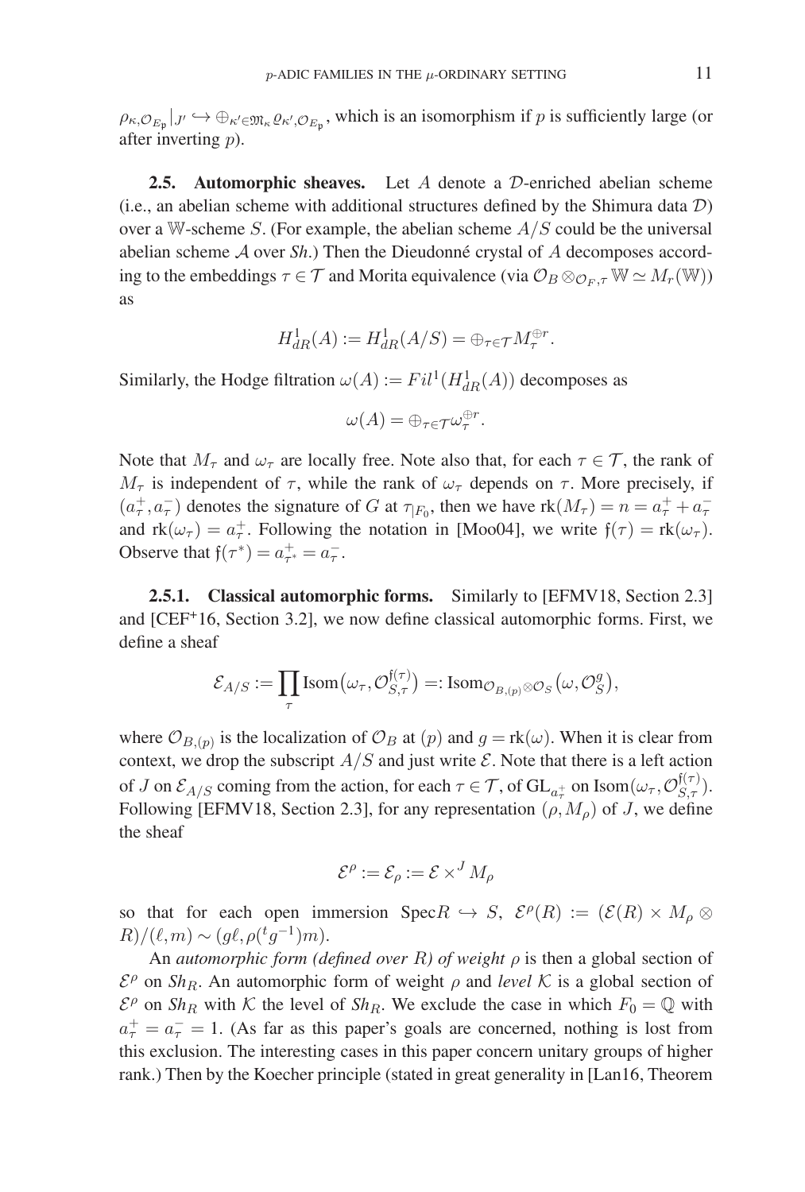$\rho_{\kappa,\mathcal{O}_{E_\mathfrak{p}}}|_{J'} \hookrightarrow \oplus_{\kappa' \in \mathfrak{M}_\kappa} \varrho_{\kappa',\mathcal{O}_{E_\mathfrak{p}}}$, which is an isomorphism if $p$ is sufficiently large (or after inverting $p$).

**2.5. Automorphic sheaves.** Let $A$ denote a $\mathcal{D}$-enriched abelian scheme (i.e., an abelian scheme with additional structures defined by the Shimura data $\mathcal{D}$) over a $\mathbb{W}$-scheme $S$. (For example, the abelian scheme $A/S$ could be the universal abelian scheme $\mathcal{A}$ over *Sh*.) Then the Dieudonné crystal of $A$ decomposes according to the embeddings $\tau \in \mathcal{T}$ and Morita equivalence (via $\mathcal{O}_B \otimes_{\mathcal{O}_F,\tau} \mathbb{W} \simeq M_r(\mathbb{W})$) as

$$H^1_{dR}(A) := H^1_{dR}(A/S) = \oplus_{\tau \in \mathcal{T}} M_\tau^{\oplus r}.$$

Similarly, the Hodge filtration $\omega(A) := Fil^1(H^1_{dR}(A))$ decomposes as

$$\omega(A) = \oplus_{\tau \in \mathcal{T}} \omega_\tau^{\oplus r}.$$

Note that $M_\tau$ and $\omega_\tau$ are locally free. Note also that, for each $\tau \in \mathcal{T}$, the rank of $M_\tau$ is independent of $\tau$, while the rank of $\omega_\tau$ depends on $\tau$. More precisely, if $(a^+_\tau, a^-_\tau)$ denotes the signature of $G$ at $\tau_{|F_0}$, then we have $\mathrm{rk}(M_\tau) = n = a^+_\tau + a^-_\tau$ and $\mathrm{rk}(\omega_\tau) = a^+_\tau$. Following the notation in [Moo04], we write $\mathfrak{f}(\tau) = \mathrm{rk}(\omega_\tau)$. Observe that $\mathfrak{f}(\tau^*) = a^+_{\tau^*} = a^-_\tau$.

**2.5.1. Classical automorphic forms.** Similarly to [EFMV18, Section 2.3] and [CEF+16, Section 3.2], we now define classical automorphic forms. First, we define a sheaf

$$\mathcal{E}_{A/S} := \prod_\tau \mathrm{Isom}\big(\omega_\tau, \mathcal{O}_{S,\tau}^{\mathfrak{f}(\tau)}\big) =: \mathrm{Isom}_{\mathcal{O}_{B,(p)} \otimes \mathcal{O}_S}\big(\omega, \mathcal{O}_S^g\big),$$

where $\mathcal{O}_{B,(p)}$ is the localization of $\mathcal{O}_B$ at $(p)$ and $g = \mathrm{rk}(\omega)$. When it is clear from context, we drop the subscript $A/S$ and just write $\mathcal{E}$. Note that there is a left action of $J$ on $\mathcal{E}_{A/S}$ coming from the action, for each $\tau \in \mathcal{T}$, of $\mathrm{GL}_{a^+_\tau}$ on $\mathrm{Isom}(\omega_\tau, \mathcal{O}_{S,\tau}^{\mathfrak{f}(\tau)})$. Following [EFMV18, Section 2.3], for any representation $(\rho, M_\rho)$ of $J$, we define the sheaf

$$\mathcal{E}^\rho := \mathcal{E}_\rho := \mathcal{E} \times^J M_\rho$$

so that for each open immersion $\mathrm{Spec}R \hookrightarrow S$, $\mathcal{E}^\rho(R) := (\mathcal{E}(R) \times M_\rho \otimes R)/(\ell, m) \sim (g\ell, \rho({}^t g^{-1})m)$.

An *automorphic form (defined over $R$) of weight $\rho$* is then a global section of $\mathcal{E}^\rho$ on $Sh_R$. An automorphic form of weight $\rho$ and *level $\mathcal{K}$* is a global section of $\mathcal{E}^\rho$ on $Sh_R$ with $\mathcal{K}$ the level of $Sh_R$. We exclude the case in which $F_0 = \mathbb{Q}$ with $a^+_\tau = a^-_\tau = 1$. (As far as this paper's goals are concerned, nothing is lost from this exclusion. The interesting cases in this paper concern unitary groups of higher rank.) Then by the Koecher principle (stated in great generality in [Lan16, Theorem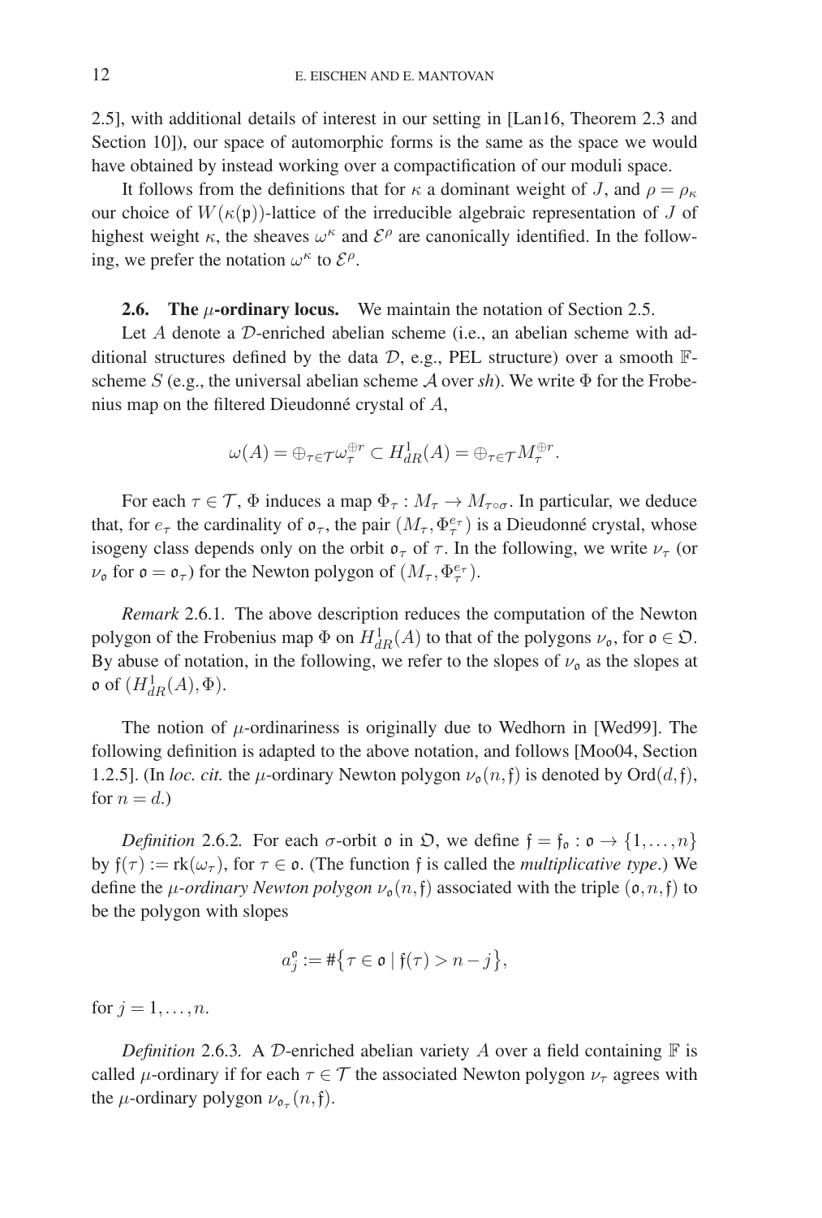2.5], with additional details of interest in our setting in [Lan16, Theorem 2.3 and Section 10]), our space of automorphic forms is the same as the space we would have obtained by instead working over a compactification of our moduli space.

It follows from the definitions that for $\kappa$ a dominant weight of $J$, and $\rho = \rho_\kappa$ our choice of $W(\kappa(\mathfrak{p}))$-lattice of the irreducible algebraic representation of $J$ of highest weight $\kappa$, the sheaves $\omega^\kappa$ and $\mathcal{E}^\rho$ are canonically identified. In the following, we prefer the notation $\omega^\kappa$ to $\mathcal{E}^\rho$.

**2.6. The $\mu$-ordinary locus.** We maintain the notation of Section 2.5.

Let $A$ denote a $\mathcal{D}$-enriched abelian scheme (i.e., an abelian scheme with additional structures defined by the data $\mathcal{D}$, e.g., PEL structure) over a smooth $\mathbb{F}$-scheme $S$ (e.g., the universal abelian scheme $\mathcal{A}$ over *sh*). We write $\Phi$ for the Frobenius map on the filtered Dieudonné crystal of $A$,

$$\omega(A) = \oplus_{\tau \in \mathcal{T}} \omega_\tau^{\oplus r} \subset H^1_{dR}(A) = \oplus_{\tau \in \mathcal{T}} M_\tau^{\oplus r}.$$

For each $\tau \in \mathcal{T}$, $\Phi$ induces a map $\Phi_\tau : M_\tau \to M_{\tau \circ \sigma}$. In particular, we deduce that, for $e_\tau$ the cardinality of $\mathfrak{o}_\tau$, the pair $(M_\tau, \Phi_\tau^{e_\tau})$ is a Dieudonné crystal, whose isogeny class depends only on the orbit $\mathfrak{o}_\tau$ of $\tau$. In the following, we write $\nu_\tau$ (or $\nu_\mathfrak{o}$ for $\mathfrak{o} = \mathfrak{o}_\tau$) for the Newton polygon of $(M_\tau, \Phi_\tau^{e_\tau})$.

*Remark* 2.6.1. The above description reduces the computation of the Newton polygon of the Frobenius map $\Phi$ on $H^1_{dR}(A)$ to that of the polygons $\nu_\mathfrak{o}$, for $\mathfrak{o} \in \mathfrak{O}$. By abuse of notation, in the following, we refer to the slopes of $\nu_\mathfrak{o}$ as the slopes at $\mathfrak{o}$ of $(H^1_{dR}(A), \Phi)$.

The notion of $\mu$-ordinariness is originally due to Wedhorn in [Wed99]. The following definition is adapted to the above notation, and follows [Moo04, Section 1.2.5]. (In *loc. cit.* the $\mu$-ordinary Newton polygon $\nu_\mathfrak{o}(n, \mathfrak{f})$ is denoted by $\mathrm{Ord}(d, \mathfrak{f})$, for $n = d$.)

*Definition* 2.6.2. For each $\sigma$-orbit $\mathfrak{o}$ in $\mathfrak{O}$, we define $\mathfrak{f} = \mathfrak{f}_\mathfrak{o} : \mathfrak{o} \to \{1, \ldots, n\}$ by $\mathfrak{f}(\tau) := \mathrm{rk}(\omega_\tau)$, for $\tau \in \mathfrak{o}$. (The function $\mathfrak{f}$ is called the *multiplicative type*.) We define the *$\mu$-ordinary Newton polygon* $\nu_\mathfrak{o}(n, \mathfrak{f})$ associated with the triple $(\mathfrak{o}, n, \mathfrak{f})$ to be the polygon with slopes

$$a_j^\mathfrak{o} := \#\{\tau \in \mathfrak{o} \mid \mathfrak{f}(\tau) > n - j\},$$

for $j = 1, \ldots, n$.

*Definition* 2.6.3. A $\mathcal{D}$-enriched abelian variety $A$ over a field containing $\mathbb{F}$ is called $\mu$-ordinary if for each $\tau \in \mathcal{T}$ the associated Newton polygon $\nu_\tau$ agrees with the $\mu$-ordinary polygon $\nu_{\mathfrak{o}_\tau}(n, \mathfrak{f})$.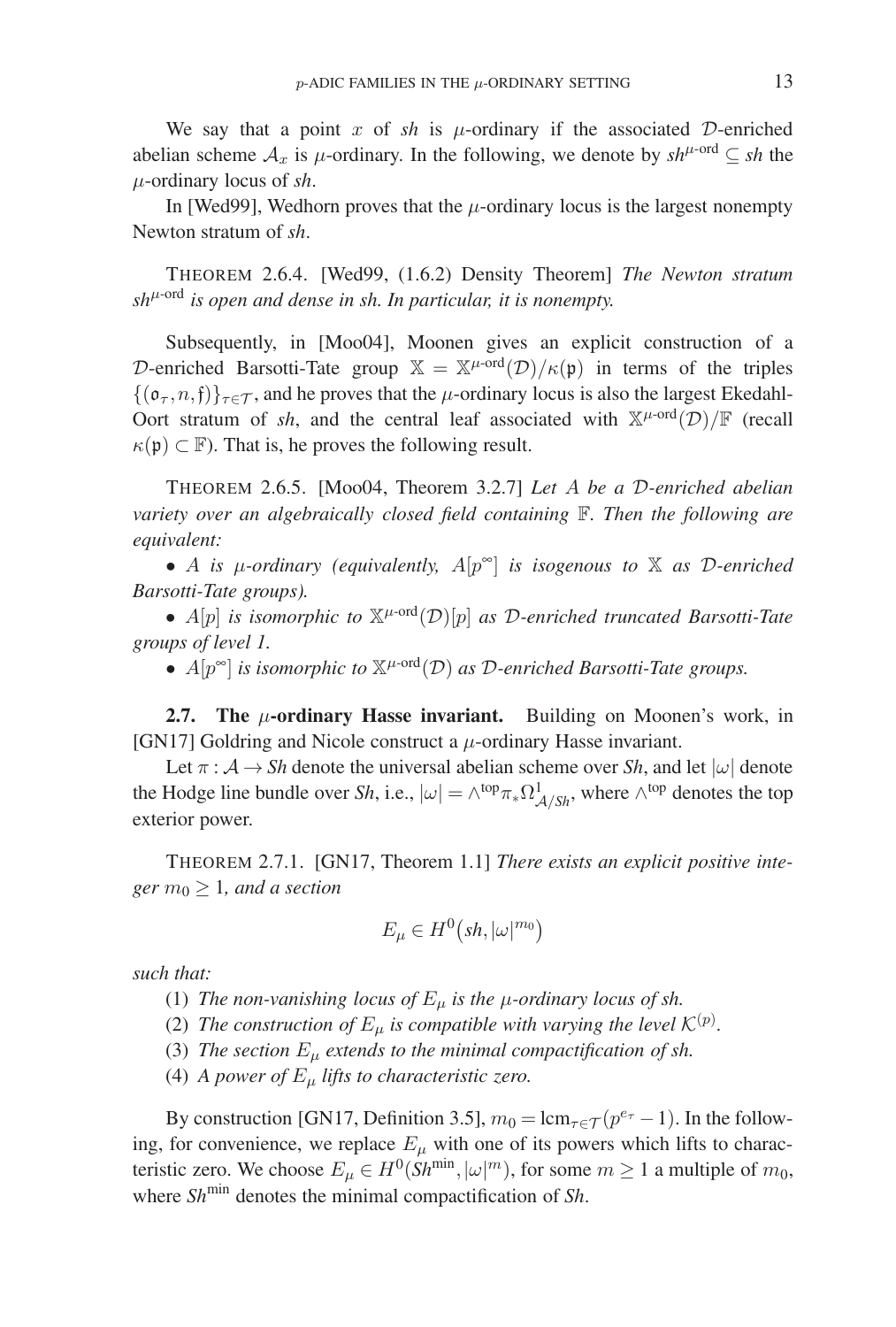We say that a point $x$ of *sh* is $\mu$-ordinary if the associated $\mathcal{D}$-enriched abelian scheme $\mathcal{A}_x$ is $\mu$-ordinary. In the following, we denote by $sh^{\mu\text{-ord}} \subseteq sh$ the $\mu$-ordinary locus of *sh*.

In [Wed99], Wedhorn proves that the $\mu$-ordinary locus is the largest nonempty Newton stratum of *sh*.

THEOREM 2.6.4. [Wed99, (1.6.2) Density Theorem] *The Newton stratum* $sh^{\mu\text{-ord}}$ *is open and dense in sh. In particular, it is nonempty.*

Subsequently, in [Moo04], Moonen gives an explicit construction of a $\mathcal{D}$-enriched Barsotti-Tate group $\mathbb{X} = \mathbb{X}^{\mu\text{-ord}}(\mathcal{D})/\kappa(\mathfrak{p})$ in terms of the triples $\{(\mathfrak{o}_\tau, n, \mathfrak{f})\}_{\tau\in\mathcal{T}}$, and he proves that the $\mu$-ordinary locus is also the largest Ekedahl-Oort stratum of *sh*, and the central leaf associated with $\mathbb{X}^{\mu\text{-ord}}(\mathcal{D})/\mathbb{F}$ (recall $\kappa(\mathfrak{p}) \subset \mathbb{F}$). That is, he proves the following result.

THEOREM 2.6.5. [Moo04, Theorem 3.2.7] *Let $A$ be a $\mathcal{D}$-enriched abelian variety over an algebraically closed field containing $\mathbb{F}$. Then the following are equivalent:*

- *$A$ is $\mu$-ordinary (equivalently, $A[p^\infty]$ is isogenous to $\mathbb{X}$ as $\mathcal{D}$-enriched Barsotti-Tate groups).*
- *$A[p]$ is isomorphic to $\mathbb{X}^{\mu\text{-ord}}(\mathcal{D})[p]$ as $\mathcal{D}$-enriched truncated Barsotti-Tate groups of level 1.*
- *$A[p^\infty]$ is isomorphic to $\mathbb{X}^{\mu\text{-ord}}(\mathcal{D})$ as $\mathcal{D}$-enriched Barsotti-Tate groups.*

**2.7. The $\mu$-ordinary Hasse invariant.** Building on Moonen's work, in [GN17] Goldring and Nicole construct a $\mu$-ordinary Hasse invariant.

Let $\pi : \mathcal{A} \to Sh$ denote the universal abelian scheme over *Sh*, and let $|\omega|$ denote the Hodge line bundle over *Sh*, i.e., $|\omega| = \wedge^{\text{top}}\pi_*\Omega^1_{\mathcal{A}/Sh}$, where $\wedge^{\text{top}}$ denotes the top exterior power.

THEOREM 2.7.1. [GN17, Theorem 1.1] *There exists an explicit positive integer $m_0 \geq 1$, and a section*

$$E_\mu \in H^0\big(sh, |\omega|^{m_0}\big)$$

*such that:*

1. *The non-vanishing locus of $E_\mu$ is the $\mu$-ordinary locus of sh.*
2. *The construction of $E_\mu$ is compatible with varying the level $\mathcal{K}^{(p)}$.*
3. *The section $E_\mu$ extends to the minimal compactification of sh.*
4. *A power of $E_\mu$ lifts to characteristic zero.*

By construction [GN17, Definition 3.5], $m_0 = \operatorname{lcm}_{\tau\in\mathcal{T}}(p^{e_\tau} - 1)$. In the following, for convenience, we replace $E_\mu$ with one of its powers which lifts to characteristic zero. We choose $E_\mu \in H^0(Sh^{\min}, |\omega|^m)$, for some $m \geq 1$ a multiple of $m_0$, where $Sh^{\min}$ denotes the minimal compactification of *Sh*.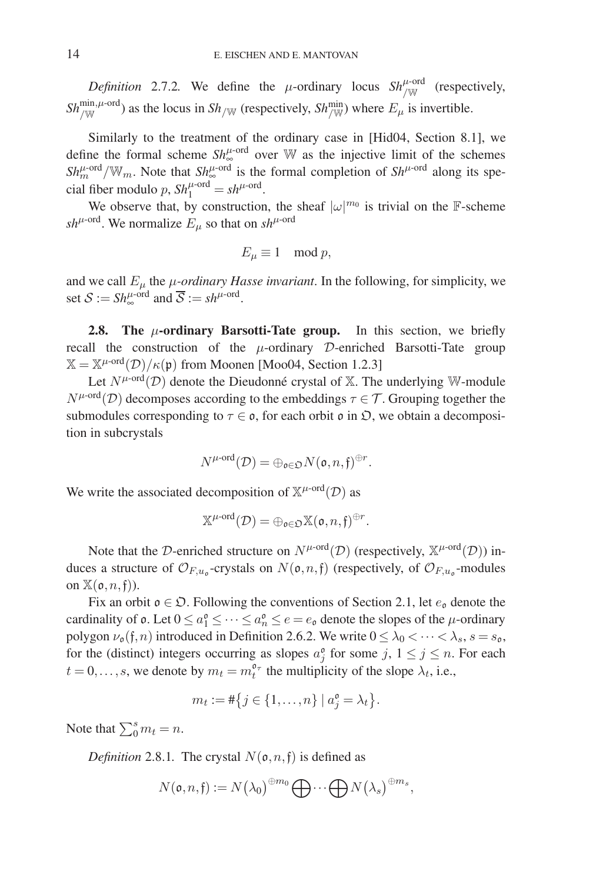*Definition* 2.7.2. We define the $\mu$-ordinary locus $Sh^{\mu\text{-ord}}_{/\mathbb{W}}$ (respectively, $Sh^{\min,\mu\text{-ord}}_{/\mathbb{W}}$) as the locus in $Sh_{/\mathbb{W}}$ (respectively, $Sh^{\min}_{/\mathbb{W}}$) where $E_\mu$ is invertible.

Similarly to the treatment of the ordinary case in [Hid04, Section 8.1], we define the formal scheme $Sh^{\mu\text{-ord}}_{\infty}$ over $\mathbb{W}$ as the injective limit of the schemes $Sh^{\mu\text{-ord}}_{m}/\mathbb{W}_m$. Note that $Sh^{\mu\text{-ord}}_{\infty}$ is the formal completion of $Sh^{\mu\text{-ord}}$ along its special fiber modulo $p$, $Sh^{\mu\text{-ord}}_{1} = sh^{\mu\text{-ord}}$.

We observe that, by construction, the sheaf $|\omega|^{m_0}$ is trivial on the $\mathbb{F}$-scheme $sh^{\mu\text{-ord}}$. We normalize $E_\mu$ so that on $sh^{\mu\text{-ord}}$

$$E_\mu \equiv 1 \mod p,$$

and we call $E_\mu$ the *$\mu$-ordinary Hasse invariant*. In the following, for simplicity, we set $\mathcal{S} := Sh^{\mu\text{-ord}}_{\infty}$ and $\overline{\mathcal{S}} := sh^{\mu\text{-ord}}$.

**2.8. The $\mu$-ordinary Barsotti-Tate group.** In this section, we briefly recall the construction of the $\mu$-ordinary $\mathcal{D}$-enriched Barsotti-Tate group $\mathbb{X} = \mathbb{X}^{\mu\text{-ord}}(\mathcal{D})/\kappa(\mathfrak{p})$ from Moonen [Moo04, Section 1.2.3]

Let $N^{\mu\text{-ord}}(\mathcal{D})$ denote the Dieudonné crystal of $\mathbb{X}$. The underlying $\mathbb{W}$-module $N^{\mu\text{-ord}}(\mathcal{D})$ decomposes according to the embeddings $\tau \in \mathcal{T}$. Grouping together the submodules corresponding to $\tau \in \mathfrak{o}$, for each orbit $\mathfrak{o}$ in $\mathfrak{O}$, we obtain a decomposition in subcrystals

$$N^{\mu\text{-ord}}(\mathcal{D}) = \oplus_{\mathfrak{o}\in\mathfrak{O}} N(\mathfrak{o}, n, \mathfrak{f})^{\oplus r}.$$

We write the associated decomposition of $\mathbb{X}^{\mu\text{-ord}}(\mathcal{D})$ as

$$\mathbb{X}^{\mu\text{-ord}}(\mathcal{D}) = \oplus_{\mathfrak{o}\in\mathfrak{O}} \mathbb{X}(\mathfrak{o}, n, \mathfrak{f})^{\oplus r}.$$

Note that the $\mathcal{D}$-enriched structure on $N^{\mu\text{-ord}}(\mathcal{D})$ (respectively, $\mathbb{X}^{\mu\text{-ord}}(\mathcal{D})$) induces a structure of $\mathcal{O}_{F,u_\mathfrak{o}}$-crystals on $N(\mathfrak{o}, n, \mathfrak{f})$ (respectively, of $\mathcal{O}_{F,u_\mathfrak{o}}$-modules on $\mathbb{X}(\mathfrak{o}, n, \mathfrak{f})$).

Fix an orbit $\mathfrak{o} \in \mathfrak{O}$. Following the conventions of Section 2.1, let $e_\mathfrak{o}$ denote the cardinality of $\mathfrak{o}$. Let $0 \le a_1^\mathfrak{o} \le \cdots \le a_n^\mathfrak{o} \le e = e_\mathfrak{o}$ denote the slopes of the $\mu$-ordinary polygon $\nu_\mathfrak{o}(\mathfrak{f}, n)$ introduced in Definition 2.6.2. We write $0 \le \lambda_0 < \cdots < \lambda_s$, $s = s_\mathfrak{o}$, for the (distinct) integers occurring as slopes $a_j^\mathfrak{o}$ for some $j$, $1 \le j \le n$. For each $t = 0, \ldots, s$, we denote by $m_t = m_t^{\mathfrak{o}_\tau}$ the multiplicity of the slope $\lambda_t$, i.e.,

$$m_t := \#\{j \in \{1, \ldots, n\} \mid a_j^\mathfrak{o} = \lambda_t\}.$$

Note that $\sum_0^s m_t = n$.

*Definition* 2.8.1. The crystal $N(\mathfrak{o}, n, \mathfrak{f})$ is defined as

$$N(\mathfrak{o}, n, \mathfrak{f}) := N(\lambda_0)^{\oplus m_0} \bigoplus \cdots \bigoplus N(\lambda_s)^{\oplus m_s},$$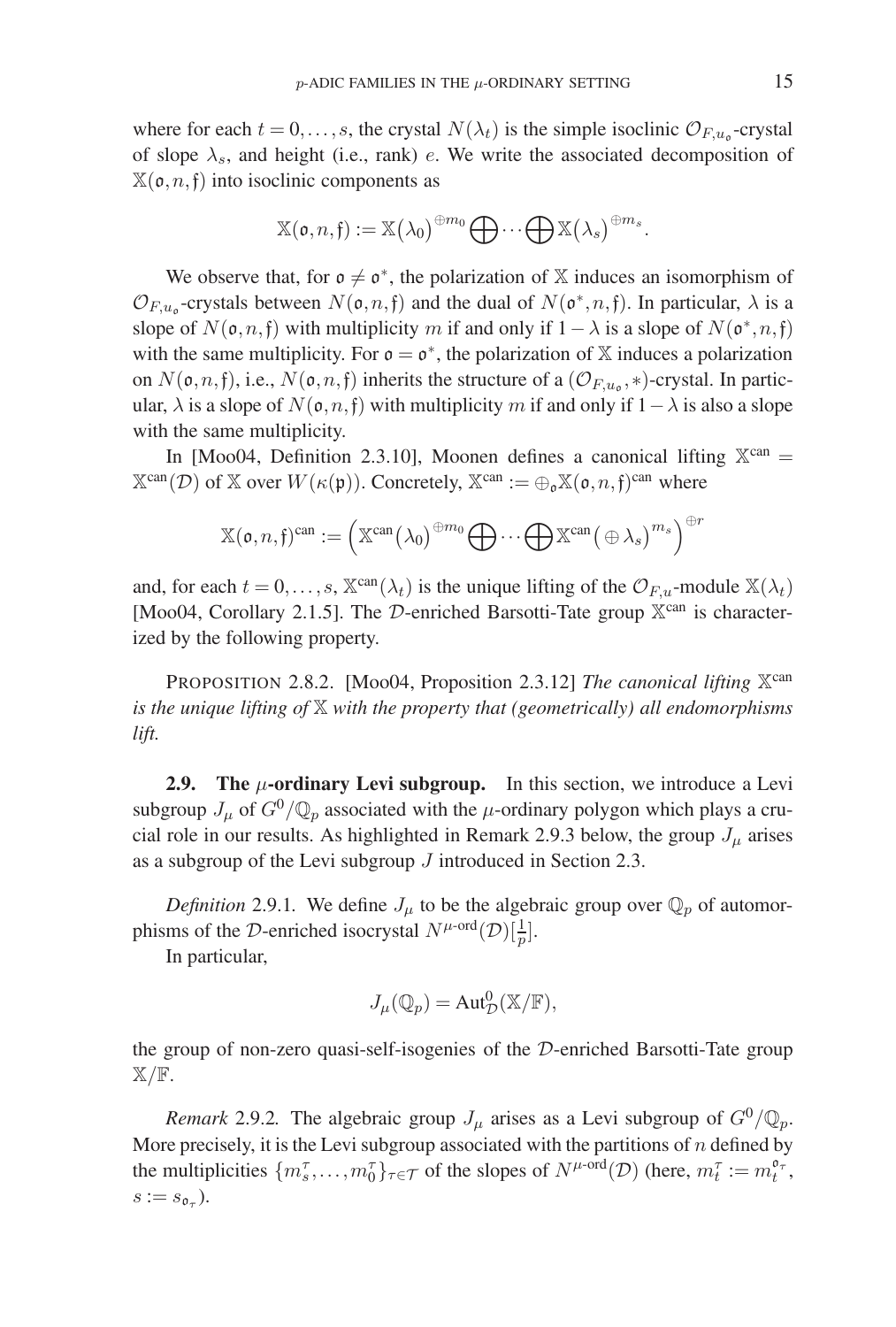where for each $t = 0, \dots, s$, the crystal $N(\lambda_t)$ is the simple isoclinic $\mathcal{O}_{F,u_{\mathfrak{o}}}$-crystal of slope $\lambda_s$, and height (i.e., rank) $e$. We write the associated decomposition of $\mathbb{X}(\mathfrak{o}, n, \mathfrak{f})$ into isoclinic components as

$$\mathbb{X}(\mathfrak{o}, n, \mathfrak{f}) := \mathbb{X}\big(\lambda_0\big)^{\oplus m_0} \bigoplus \cdots \bigoplus \mathbb{X}\big(\lambda_s\big)^{\oplus m_s}.$$

We observe that, for $\mathfrak{o} \neq \mathfrak{o}^*$, the polarization of $\mathbb{X}$ induces an isomorphism of $\mathcal{O}_{F,u_{\mathfrak{o}}}$-crystals between $N(\mathfrak{o}, n, \mathfrak{f})$ and the dual of $N(\mathfrak{o}^*, n, \mathfrak{f})$. In particular, $\lambda$ is a slope of $N(\mathfrak{o}, n, \mathfrak{f})$ with multiplicity $m$ if and only if $1 - \lambda$ is a slope of $N(\mathfrak{o}^*, n, \mathfrak{f})$ with the same multiplicity. For $\mathfrak{o} = \mathfrak{o}^*$, the polarization of $\mathbb{X}$ induces a polarization on $N(\mathfrak{o}, n, \mathfrak{f})$, i.e., $N(\mathfrak{o}, n, \mathfrak{f})$ inherits the structure of a $(\mathcal{O}_{F,u_{\mathfrak{o}}}, *)$-crystal. In particular, $\lambda$ is a slope of $N(\mathfrak{o}, n, \mathfrak{f})$ with multiplicity $m$ if and only if $1 - \lambda$ is also a slope with the same multiplicity.

In [Moo04, Definition 2.3.10], Moonen defines a canonical lifting $\mathbb{X}^{\text{can}} = \mathbb{X}^{\text{can}}(\mathcal{D})$ of $\mathbb{X}$ over $W(\kappa(\mathfrak{p}))$. Concretely, $\mathbb{X}^{\text{can}} := \oplus_{\mathfrak{o}} \mathbb{X}(\mathfrak{o}, n, \mathfrak{f})^{\text{can}}$ where

$$\mathbb{X}(\mathfrak{o}, n, \mathfrak{f})^{\text{can}} := \Big(\mathbb{X}^{\text{can}}\big(\lambda_0\big)^{\oplus m_0} \bigoplus \cdots \bigoplus \mathbb{X}^{\text{can}}\big(\oplus \lambda_s\big)^{m_s}\Big)^{\oplus r}$$

and, for each $t = 0, \dots, s$, $\mathbb{X}^{\text{can}}(\lambda_t)$ is the unique lifting of the $\mathcal{O}_{F,u}$-module $\mathbb{X}(\lambda_t)$ [Moo04, Corollary 2.1.5]. The $\mathcal{D}$-enriched Barsotti-Tate group $\mathbb{X}^{\text{can}}$ is characterized by the following property.

PROPOSITION 2.8.2. [Moo04, Proposition 2.3.12] *The canonical lifting $\mathbb{X}^{\text{can}}$ is the unique lifting of $\mathbb{X}$ with the property that (geometrically) all endomorphisms lift.*

**2.9. The $\mu$-ordinary Levi subgroup.** In this section, we introduce a Levi subgroup $J_\mu$ of $G^0/\mathbb{Q}_p$ associated with the $\mu$-ordinary polygon which plays a crucial role in our results. As highlighted in Remark 2.9.3 below, the group $J_\mu$ arises as a subgroup of the Levi subgroup $J$ introduced in Section 2.3.

*Definition* 2.9.1. We define $J_\mu$ to be the algebraic group over $\mathbb{Q}_p$ of automorphisms of the $\mathcal{D}$-enriched isocrystal $N^{\mu\text{-ord}}(\mathcal{D})[\frac{1}{p}]$.

In particular,

$$J_\mu(\mathbb{Q}_p) = \text{Aut}^0_{\mathcal{D}}(\mathbb{X}/\mathbb{F}),$$

the group of non-zero quasi-self-isogenies of the $\mathcal{D}$-enriched Barsotti-Tate group $\mathbb{X}/\mathbb{F}$.

*Remark* 2.9.2. The algebraic group $J_\mu$ arises as a Levi subgroup of $G^0/\mathbb{Q}_p$. More precisely, it is the Levi subgroup associated with the partitions of $n$ defined by the multiplicities $\{m^\tau_s, \dots, m^\tau_0\}_{\tau \in \mathcal{T}}$ of the slopes of $N^{\mu\text{-ord}}(\mathcal{D})$ (here, $m^\tau_t := m^{\mathfrak{o}_\tau}_t$, $s := s_{\mathfrak{o}_\tau}$).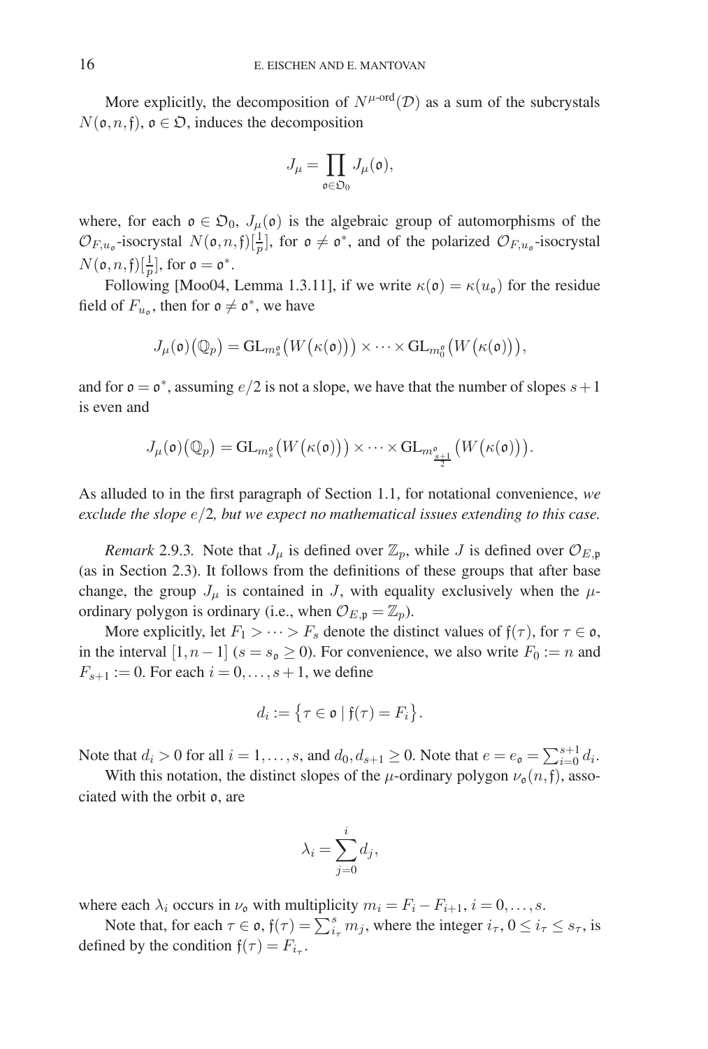More explicitly, the decomposition of $N^{\mu\text{-ord}}(\mathcal{D})$ as a sum of the subcrystals $N(\mathfrak{o}, n, \mathfrak{f})$, $\mathfrak{o} \in \mathfrak{O}$, induces the decomposition

$$J_\mu = \prod_{\mathfrak{o} \in \mathfrak{O}_0} J_\mu(\mathfrak{o}),$$

where, for each $\mathfrak{o} \in \mathfrak{O}_0$, $J_\mu(\mathfrak{o})$ is the algebraic group of automorphisms of the $\mathcal{O}_{F,u_\mathfrak{o}}$-isocrystal $N(\mathfrak{o}, n, \mathfrak{f})[\frac{1}{p}]$, for $\mathfrak{o} \neq \mathfrak{o}^*$, and of the polarized $\mathcal{O}_{F,u_\mathfrak{o}}$-isocrystal $N(\mathfrak{o}, n, \mathfrak{f})[\frac{1}{p}]$, for $\mathfrak{o} = \mathfrak{o}^*$.

Following [Moo04, Lemma 1.3.11], if we write $\kappa(\mathfrak{o}) = \kappa(u_\mathfrak{o})$ for the residue field of $F_{u_\mathfrak{o}}$, then for $\mathfrak{o} \neq \mathfrak{o}^*$, we have

$$J_\mu(\mathfrak{o})(\mathbb{Q}_p) = \mathrm{GL}_{m_s^\mathfrak{o}}\big(W\big(\kappa(\mathfrak{o})\big)\big) \times \cdots \times \mathrm{GL}_{m_0^\mathfrak{o}}\big(W\big(\kappa(\mathfrak{o})\big)\big),$$

and for $\mathfrak{o} = \mathfrak{o}^*$, assuming $e/2$ is not a slope, we have that the number of slopes $s+1$ is even and

$$J_\mu(\mathfrak{o})(\mathbb{Q}_p) = \mathrm{GL}_{m_s^\mathfrak{o}}\big(W\big(\kappa(\mathfrak{o})\big)\big) \times \cdots \times \mathrm{GL}_{m^\mathfrak{o}_{\frac{s+1}{2}}}\big(W\big(\kappa(\mathfrak{o})\big)\big).$$

As alluded to in the first paragraph of Section 1.1, for notational convenience, *we exclude the slope $e/2$, but we expect no mathematical issues extending to this case.*

*Remark* 2.9.3. Note that $J_\mu$ is defined over $\mathbb{Z}_p$, while $J$ is defined over $\mathcal{O}_{E,\mathfrak{p}}$ (as in Section 2.3). It follows from the definitions of these groups that after base change, the group $J_\mu$ is contained in $J$, with equality exclusively when the $\mu$-ordinary polygon is ordinary (i.e., when $\mathcal{O}_{E,\mathfrak{p}} = \mathbb{Z}_p$).

More explicitly, let $F_1 > \cdots > F_s$ denote the distinct values of $\mathfrak{f}(\tau)$, for $\tau \in \mathfrak{o}$, in the interval $[1, n-1]$ ($s = s_\mathfrak{o} \geq 0$). For convenience, we also write $F_0 := n$ and $F_{s+1} := 0$. For each $i = 0, \ldots, s+1$, we define

$$d_i := \big\{\tau \in \mathfrak{o} \mid \mathfrak{f}(\tau) = F_i\big\}.$$

Note that $d_i > 0$ for all $i = 1, \ldots, s$, and $d_0, d_{s+1} \geq 0$. Note that $e = e_\mathfrak{o} = \sum_{i=0}^{s+1} d_i$.

With this notation, the distinct slopes of the $\mu$-ordinary polygon $\nu_\mathfrak{o}(n, \mathfrak{f})$, associated with the orbit $\mathfrak{o}$, are

$$\lambda_i = \sum_{j=0}^{i} d_j,$$

where each $\lambda_i$ occurs in $\nu_\mathfrak{o}$ with multiplicity $m_i = F_i - F_{i+1}$, $i = 0, \ldots, s$.

Note that, for each $\tau \in \mathfrak{o}$, $\mathfrak{f}(\tau) = \sum_{i_\tau}^{s} m_j$, where the integer $i_\tau$, $0 \leq i_\tau \leq s_\tau$, is defined by the condition $\mathfrak{f}(\tau) = F_{i_\tau}$.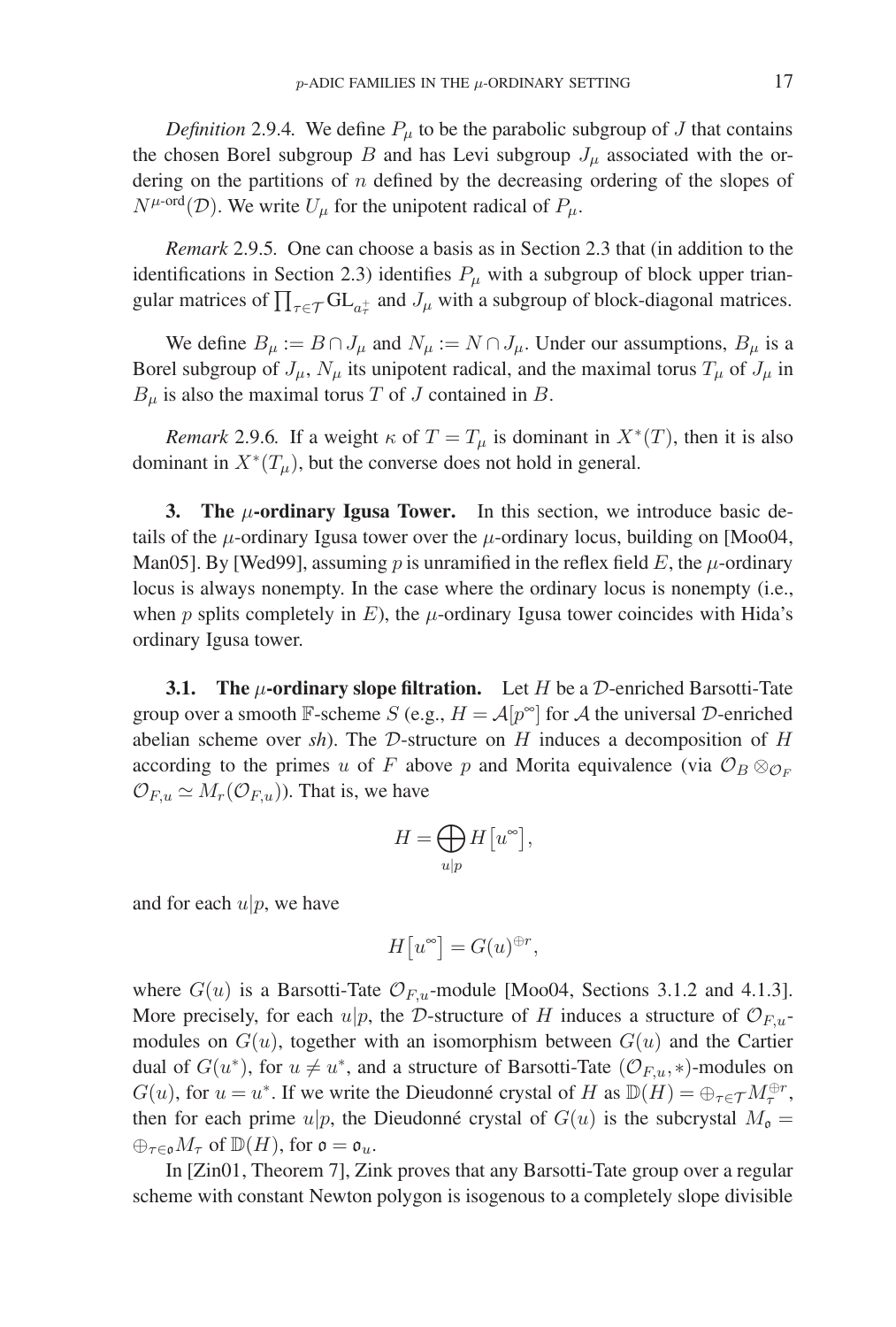*Definition* 2.9.4. We define $P_\mu$ to be the parabolic subgroup of $J$ that contains the chosen Borel subgroup $B$ and has Levi subgroup $J_\mu$ associated with the ordering on the partitions of $n$ defined by the decreasing ordering of the slopes of $N^{\mu\text{-ord}}(\mathcal{D})$. We write $U_\mu$ for the unipotent radical of $P_\mu$.

*Remark* 2.9.5. One can choose a basis as in Section 2.3 that (in addition to the identifications in Section 2.3) identifies $P_\mu$ with a subgroup of block upper triangular matrices of $\prod_{\tau\in\mathcal{T}} \mathrm{GL}_{a_\tau^+}$ and $J_\mu$ with a subgroup of block-diagonal matrices.

We define $B_\mu := B \cap J_\mu$ and $N_\mu := N \cap J_\mu$. Under our assumptions, $B_\mu$ is a Borel subgroup of $J_\mu$, $N_\mu$ its unipotent radical, and the maximal torus $T_\mu$ of $J_\mu$ in $B_\mu$ is also the maximal torus $T$ of $J$ contained in $B$.

*Remark* 2.9.6. If a weight $\kappa$ of $T = T_\mu$ is dominant in $X^*(T)$, then it is also dominant in $X^*(T_\mu)$, but the converse does not hold in general.

## 3. The $\mu$-ordinary Igusa Tower.

In this section, we introduce basic details of the $\mu$-ordinary Igusa tower over the $\mu$-ordinary locus, building on [Moo04, Man05]. By [Wed99], assuming $p$ is unramified in the reflex field $E$, the $\mu$-ordinary locus is always nonempty. In the case where the ordinary locus is nonempty (i.e., when $p$ splits completely in $E$), the $\mu$-ordinary Igusa tower coincides with Hida's ordinary Igusa tower.

### 3.1. The $\mu$-ordinary slope filtration.

Let $H$ be a $\mathcal{D}$-enriched Barsotti-Tate group over a smooth $\mathbb{F}$-scheme $S$ (e.g., $H = \mathcal{A}[p^\infty]$ for $\mathcal{A}$ the universal $\mathcal{D}$-enriched abelian scheme over *sh*). The $\mathcal{D}$-structure on $H$ induces a decomposition of $H$ according to the primes $u$ of $F$ above $p$ and Morita equivalence (via $\mathcal{O}_B \otimes_{\mathcal{O}_F} \mathcal{O}_{F,u} \simeq M_r(\mathcal{O}_{F,u})$). That is, we have

$$H = \bigoplus_{u|p} H\big[u^\infty\big],$$

and for each $u|p$, we have

$$H\big[u^\infty\big] = G(u)^{\oplus r},$$

where $G(u)$ is a Barsotti-Tate $\mathcal{O}_{F,u}$-module [Moo04, Sections 3.1.2 and 4.1.3]. More precisely, for each $u|p$, the $\mathcal{D}$-structure of $H$ induces a structure of $\mathcal{O}_{F,u}$-modules on $G(u)$, together with an isomorphism between $G(u)$ and the Cartier dual of $G(u^*)$, for $u \neq u^*$, and a structure of Barsotti-Tate $(\mathcal{O}_{F,u}, *)$-modules on $G(u)$, for $u = u^*$. If we write the Dieudonné crystal of $H$ as $\mathbb{D}(H) = \oplus_{\tau\in\mathcal{T}} M_\tau^{\oplus r}$, then for each prime $u|p$, the Dieudonné crystal of $G(u)$ is the subcrystal $M_\mathfrak{o} = \oplus_{\tau\in\mathfrak{o}} M_\tau$ of $\mathbb{D}(H)$, for $\mathfrak{o} = \mathfrak{o}_u$.

In [Zin01, Theorem 7], Zink proves that any Barsotti-Tate group over a regular scheme with constant Newton polygon is isogenous to a completely slope divisible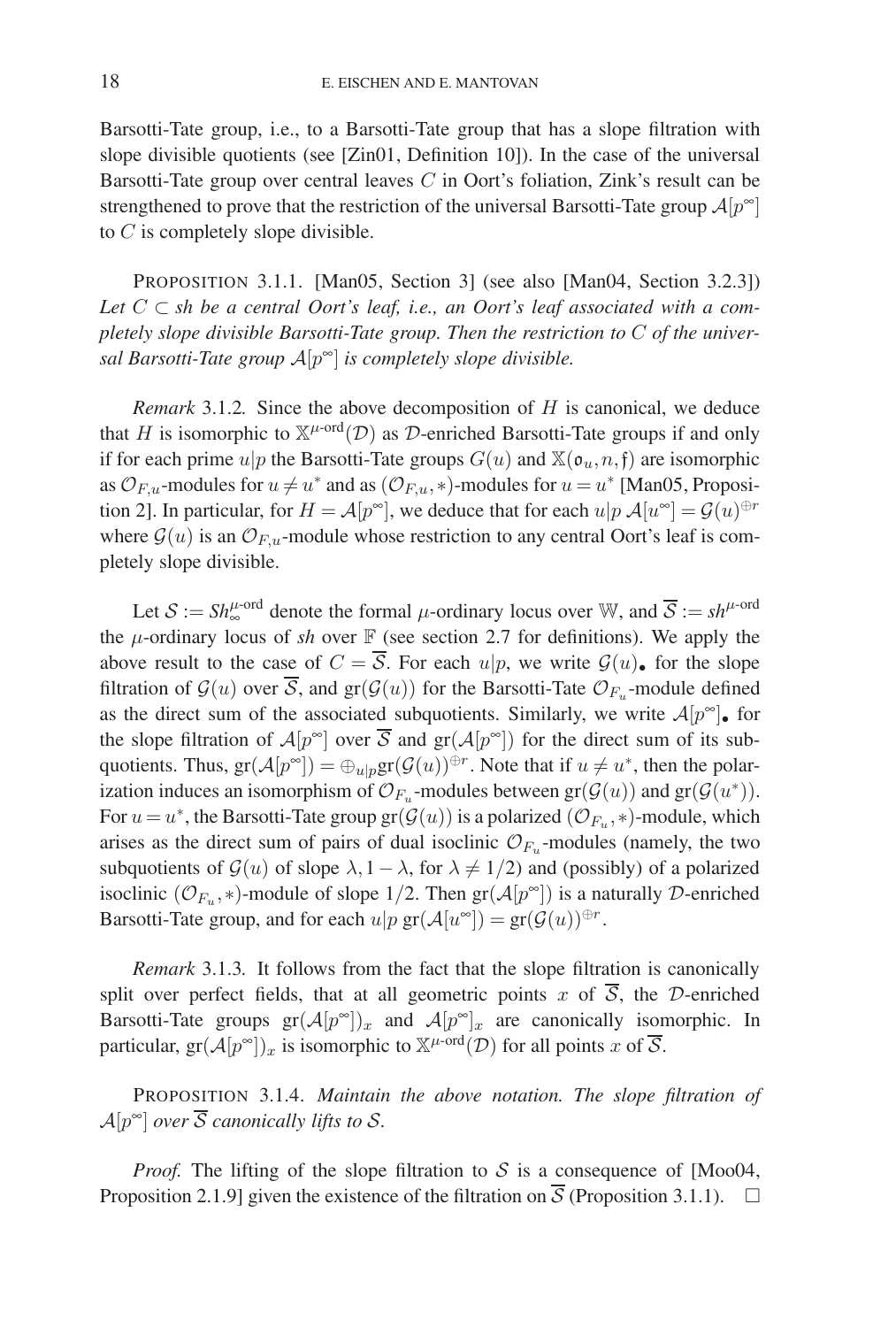Barsotti-Tate group, i.e., to a Barsotti-Tate group that has a slope filtration with slope divisible quotients (see [Zin01, Definition 10]). In the case of the universal Barsotti-Tate group over central leaves $C$ in Oort's foliation, Zink's result can be strengthened to prove that the restriction of the universal Barsotti-Tate group $\mathcal{A}[p^\infty]$ to $C$ is completely slope divisible.

PROPOSITION 3.1.1. [Man05, Section 3] (see also [Man04, Section 3.2.3]) *Let $C \subset sh$ be a central Oort's leaf, i.e., an Oort's leaf associated with a completely slope divisible Barsotti-Tate group. Then the restriction to $C$ of the universal Barsotti-Tate group $\mathcal{A}[p^\infty]$ is completely slope divisible.*

*Remark* 3.1.2. Since the above decomposition of $H$ is canonical, we deduce that $H$ is isomorphic to $\mathbb{X}^{\mu\text{-ord}}(\mathcal{D})$ as $\mathcal{D}$-enriched Barsotti-Tate groups if and only if for each prime $u|p$ the Barsotti-Tate groups $G(u)$ and $\mathbb{X}(\mathfrak{o}_u, n, \mathfrak{f})$ are isomorphic as $\mathcal{O}_{F,u}$-modules for $u \neq u^*$ and as $(\mathcal{O}_{F,u}, *)$-modules for $u = u^*$ [Man05, Proposition 2]. In particular, for $H = \mathcal{A}[p^\infty]$, we deduce that for each $u|p$ $\mathcal{A}[u^\infty] = \mathcal{G}(u)^{\oplus r}$ where $\mathcal{G}(u)$ is an $\mathcal{O}_{F,u}$-module whose restriction to any central Oort's leaf is completely slope divisible.

Let $\mathcal{S} := Sh_\infty^{\mu\text{-ord}}$ denote the formal $\mu$-ordinary locus over $\mathbb{W}$, and $\overline{\mathcal{S}} := sh^{\mu\text{-ord}}$ the $\mu$-ordinary locus of *sh* over $\mathbb{F}$ (see section 2.7 for definitions). We apply the above result to the case of $C = \overline{\mathcal{S}}$. For each $u|p$, we write $\mathcal{G}(u)_\bullet$ for the slope filtration of $\mathcal{G}(u)$ over $\overline{\mathcal{S}}$, and $\mathrm{gr}(\mathcal{G}(u))$ for the Barsotti-Tate $\mathcal{O}_{F_u}$-module defined as the direct sum of the associated subquotients. Similarly, we write $\mathcal{A}[p^\infty]_\bullet$ for the slope filtration of $\mathcal{A}[p^\infty]$ over $\overline{\mathcal{S}}$ and $\mathrm{gr}(\mathcal{A}[p^\infty])$ for the direct sum of its subquotients. Thus, $\mathrm{gr}(\mathcal{A}[p^\infty]) = \oplus_{u|p}\mathrm{gr}(\mathcal{G}(u))^{\oplus r}$. Note that if $u \neq u^*$, then the polarization induces an isomorphism of $\mathcal{O}_{F_u}$-modules between $\mathrm{gr}(\mathcal{G}(u))$ and $\mathrm{gr}(\mathcal{G}(u^*))$. For $u = u^*$, the Barsotti-Tate group $\mathrm{gr}(\mathcal{G}(u))$ is a polarized $(\mathcal{O}_{F_u}, *)$-module, which arises as the direct sum of pairs of dual isoclinic $\mathcal{O}_{F_u}$-modules (namely, the two subquotients of $\mathcal{G}(u)$ of slope $\lambda, 1-\lambda$, for $\lambda \neq 1/2$) and (possibly) of a polarized isoclinic $(\mathcal{O}_{F_u}, *)$-module of slope $1/2$. Then $\mathrm{gr}(\mathcal{A}[p^\infty])$ is a naturally $\mathcal{D}$-enriched Barsotti-Tate group, and for each $u|p$ $\mathrm{gr}(\mathcal{A}[u^\infty]) = \mathrm{gr}(\mathcal{G}(u))^{\oplus r}$.

*Remark* 3.1.3. It follows from the fact that the slope filtration is canonically split over perfect fields, that at all geometric points $x$ of $\overline{\mathcal{S}}$, the $\mathcal{D}$-enriched Barsotti-Tate groups $\mathrm{gr}(\mathcal{A}[p^\infty])_x$ and $\mathcal{A}[p^\infty]_x$ are canonically isomorphic. In particular, $\mathrm{gr}(\mathcal{A}[p^\infty])_x$ is isomorphic to $\mathbb{X}^{\mu\text{-ord}}(\mathcal{D})$ for all points $x$ of $\overline{\mathcal{S}}$.

PROPOSITION 3.1.4. *Maintain the above notation. The slope filtration of $\mathcal{A}[p^\infty]$ over $\overline{\mathcal{S}}$ canonically lifts to $\mathcal{S}$.*

*Proof.* The lifting of the slope filtration to $\mathcal{S}$ is a consequence of [Moo04, Proposition 2.1.9] given the existence of the filtration on $\overline{\mathcal{S}}$ (Proposition 3.1.1). $\square$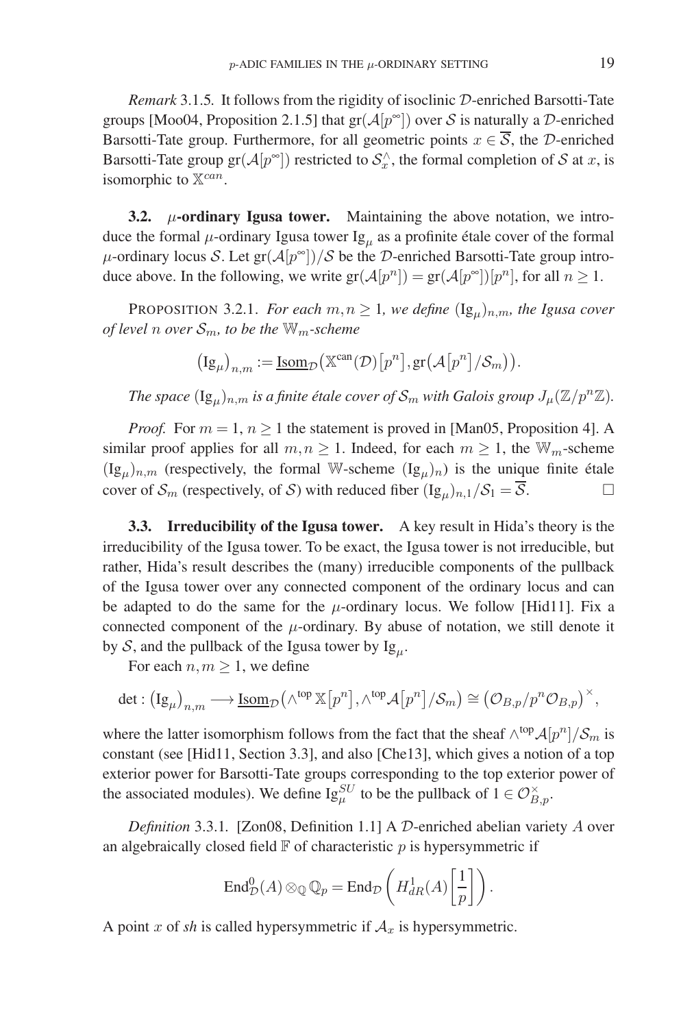*Remark* 3.1.5. It follows from the rigidity of isoclinic $\mathcal{D}$-enriched Barsotti-Tate groups [Moo04, Proposition 2.1.5] that $\mathrm{gr}(\mathcal{A}[p^\infty])$ over $\mathcal{S}$ is naturally a $\mathcal{D}$-enriched Barsotti-Tate group. Furthermore, for all geometric points $x \in \overline{\mathcal{S}}$, the $\mathcal{D}$-enriched Barsotti-Tate group $\mathrm{gr}(\mathcal{A}[p^\infty])$ restricted to $\mathcal{S}_x^\wedge$, the formal completion of $\mathcal{S}$ at $x$, is isomorphic to $\mathbb{X}^{can}$.

**3.2. $\mu$-ordinary Igusa tower.** Maintaining the above notation, we introduce the formal $\mu$-ordinary Igusa tower $\mathrm{Ig}_\mu$ as a profinite étale cover of the formal $\mu$-ordinary locus $\mathcal{S}$. Let $\mathrm{gr}(\mathcal{A}[p^\infty])/\mathcal{S}$ be the $\mathcal{D}$-enriched Barsotti-Tate group introduce above. In the following, we write $\mathrm{gr}(\mathcal{A}[p^n]) = \mathrm{gr}(\mathcal{A}[p^\infty])[p^n]$, for all $n \geq 1$.

PROPOSITION 3.2.1. *For each $m, n \geq 1$, we define $(\mathrm{Ig}_\mu)_{n,m}$, the Igusa cover of level $n$ over $\mathcal{S}_m$, to be the $\mathbb{W}_m$-scheme*

$$\left(\mathrm{Ig}_\mu\right)_{n,m} := \underline{\mathrm{Isom}}_{\mathcal{D}}\left(\mathbb{X}^{\mathrm{can}}(\mathcal{D})\left[p^n\right], \mathrm{gr}\left(\mathcal{A}\left[p^n\right]/\mathcal{S}_m\right)\right).$$

*The space $(\mathrm{Ig}_\mu)_{n,m}$ is a finite étale cover of $\mathcal{S}_m$ with Galois group $J_\mu(\mathbb{Z}/p^n\mathbb{Z})$.*

*Proof.* For $m = 1$, $n \geq 1$ the statement is proved in [Man05, Proposition 4]. A similar proof applies for all $m, n \geq 1$. Indeed, for each $m \geq 1$, the $\mathbb{W}_m$-scheme $(\mathrm{Ig}_\mu)_{n,m}$ (respectively, the formal $\mathbb{W}$-scheme $(\mathrm{Ig}_\mu)_n$) is the unique finite étale cover of $\mathcal{S}_m$ (respectively, of $\mathcal{S}$) with reduced fiber $(\mathrm{Ig}_\mu)_{n,1}/\mathcal{S}_1 = \overline{\mathcal{S}}$. □

**3.3. Irreducibility of the Igusa tower.** A key result in Hida's theory is the irreducibility of the Igusa tower. To be exact, the Igusa tower is not irreducible, but rather, Hida's result describes the (many) irreducible components of the pullback of the Igusa tower over any connected component of the ordinary locus and can be adapted to do the same for the $\mu$-ordinary locus. We follow [Hid11]. Fix a connected component of the $\mu$-ordinary. By abuse of notation, we still denote it by $\mathcal{S}$, and the pullback of the Igusa tower by $\mathrm{Ig}_\mu$.

For each $n, m \geq 1$, we define

$$\det : \left(\mathrm{Ig}_\mu\right)_{n,m} \longrightarrow \underline{\mathrm{Isom}}_{\mathcal{D}}\left(\wedge^{\mathrm{top}}\mathbb{X}\left[p^n\right], \wedge^{\mathrm{top}}\mathcal{A}\left[p^n\right]/\mathcal{S}_m\right) \cong \left(\mathcal{O}_{B,p}/p^n\mathcal{O}_{B,p}\right)^\times,$$

where the latter isomorphism follows from the fact that the sheaf $\wedge^{\mathrm{top}}\mathcal{A}[p^n]/\mathcal{S}_m$ is constant (see [Hid11, Section 3.3], and also [Che13], which gives a notion of a top exterior power for Barsotti-Tate groups corresponding to the top exterior power of the associated modules). We define $\mathrm{Ig}_\mu^{SU}$ to be the pullback of $1 \in \mathcal{O}_{B,p}^\times$.

*Definition* 3.3.1. [Zon08, Definition 1.1] A $\mathcal{D}$-enriched abelian variety $A$ over an algebraically closed field $\mathbb{F}$ of characteristic $p$ is hypersymmetric if

$$\mathrm{End}^0_{\mathcal{D}}(A) \otimes_{\mathbb{Q}} \mathbb{Q}_p = \mathrm{End}_{\mathcal{D}}\left(H^1_{dR}(A)\left[\frac{1}{p}\right]\right).$$

A point $x$ of *sh* is called hypersymmetric if $\mathcal{A}_x$ is hypersymmetric.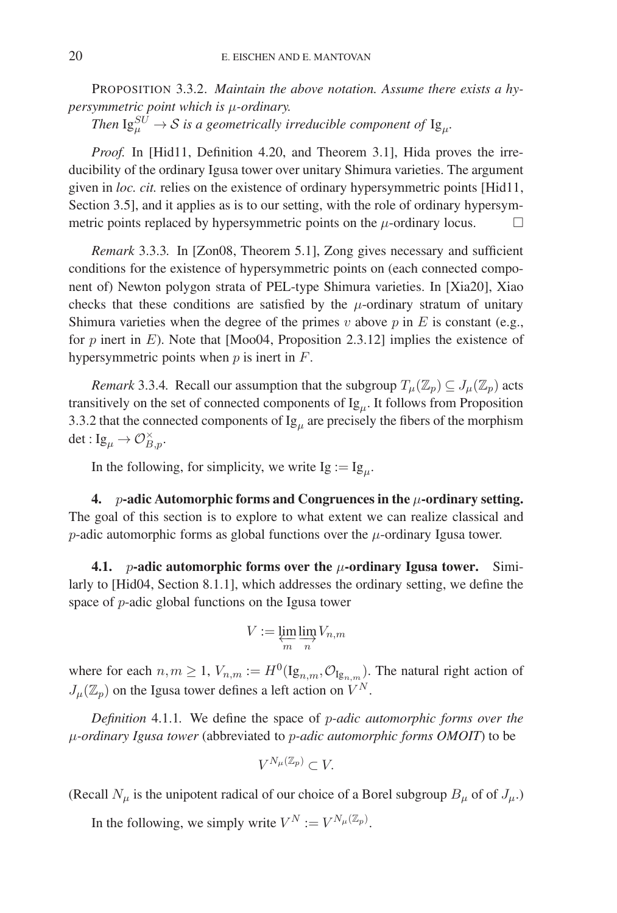PROPOSITION 3.3.2. *Maintain the above notation. Assume there exists a hypersymmetric point which is $\mu$-ordinary.*

*Then $\mathrm{Ig}_\mu^{SU} \to \mathcal{S}$ is a geometrically irreducible component of $\mathrm{Ig}_\mu$.*

*Proof.* In [Hid11, Definition 4.20, and Theorem 3.1], Hida proves the irreducibility of the ordinary Igusa tower over unitary Shimura varieties. The argument given in *loc. cit.* relies on the existence of ordinary hypersymmetric points [Hid11, Section 3.5], and it applies as is to our setting, with the role of ordinary hypersymmetric points replaced by hypersymmetric points on the $\mu$-ordinary locus. □

*Remark* 3.3.3. In [Zon08, Theorem 5.1], Zong gives necessary and sufficient conditions for the existence of hypersymmetric points on (each connected component of) Newton polygon strata of PEL-type Shimura varieties. In [Xia20], Xiao checks that these conditions are satisfied by the $\mu$-ordinary stratum of unitary Shimura varieties when the degree of the primes $v$ above $p$ in $E$ is constant (e.g., for $p$ inert in $E$). Note that [Moo04, Proposition 2.3.12] implies the existence of hypersymmetric points when $p$ is inert in $F$.

*Remark* 3.3.4. Recall our assumption that the subgroup $T_\mu(\mathbb{Z}_p) \subseteq J_\mu(\mathbb{Z}_p)$ acts transitively on the set of connected components of $\mathrm{Ig}_\mu$. It follows from Proposition 3.3.2 that the connected components of $\mathrm{Ig}_\mu$ are precisely the fibers of the morphism $\det : \mathrm{Ig}_\mu \to \mathcal{O}_{B,p}^\times$.

In the following, for simplicity, we write $\mathrm{Ig} := \mathrm{Ig}_\mu$.

## 4. $p$-adic Automorphic forms and Congruences in the $\mu$-ordinary setting.

The goal of this section is to explore to what extent we can realize classical and $p$-adic automorphic forms as global functions over the $\mu$-ordinary Igusa tower.

### 4.1. $p$-adic automorphic forms over the $\mu$-ordinary Igusa tower.

Similarly to [Hid04, Section 8.1.1], which addresses the ordinary setting, we define the space of $p$-adic global functions on the Igusa tower

$$V := \varprojlim_m \varinjlim_n V_{n,m}$$

where for each $n, m \geq 1$, $V_{n,m} := H^0(\mathrm{Ig}_{n,m}, \mathcal{O}_{\mathrm{Ig}_{n,m}})$. The natural right action of $J_\mu(\mathbb{Z}_p)$ on the Igusa tower defines a left action on $V^N$.

*Definition* 4.1.1. We define the space of *$p$-adic automorphic forms over the $\mu$-ordinary Igusa tower* (abbreviated to *$p$-adic automorphic forms OMOIT*) to be

$$V^{N_\mu(\mathbb{Z}_p)} \subset V.$$

(Recall $N_\mu$ is the unipotent radical of our choice of a Borel subgroup $B_\mu$ of of $J_\mu$.)

In the following, we simply write $V^N := V^{N_\mu(\mathbb{Z}_p)}$.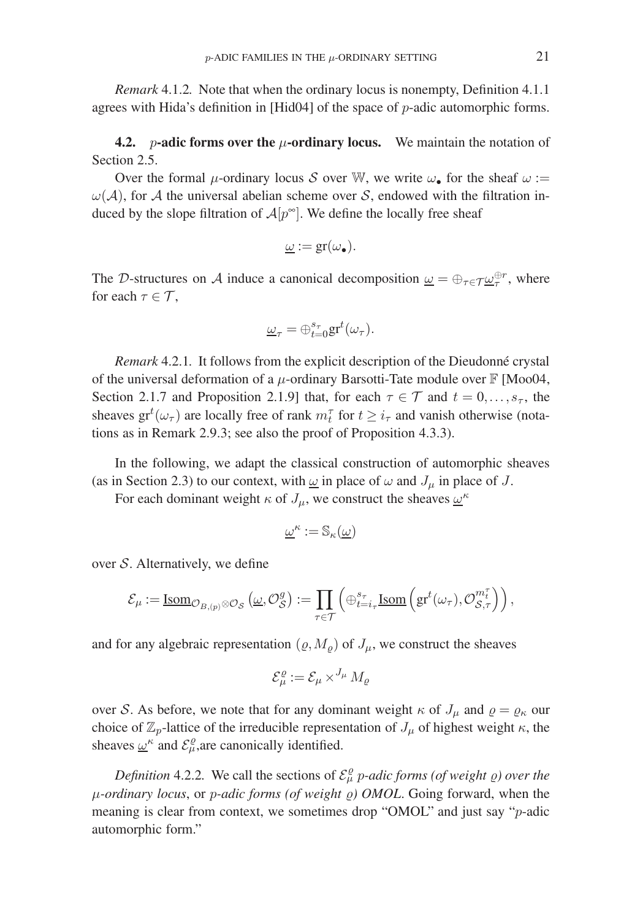*Remark* 4.1.2. Note that when the ordinary locus is nonempty, Definition 4.1.1 agrees with Hida's definition in [Hid04] of the space of $p$-adic automorphic forms.

**4.2. $p$-adic forms over the $\mu$-ordinary locus.** We maintain the notation of Section 2.5.

Over the formal $\mu$-ordinary locus $\mathcal{S}$ over $\mathbb{W}$, we write $\omega_\bullet$ for the sheaf $\omega := \omega(\mathcal{A})$, for $\mathcal{A}$ the universal abelian scheme over $\mathcal{S}$, endowed with the filtration induced by the slope filtration of $\mathcal{A}[p^\infty]$. We define the locally free sheaf

$$\underline{\omega} := \mathrm{gr}(\omega_\bullet).$$

The $\mathcal{D}$-structures on $\mathcal{A}$ induce a canonical decomposition $\underline{\omega} = \oplus_{\tau\in\mathcal{T}}\underline{\omega}_\tau^{\oplus r}$, where for each $\tau \in \mathcal{T}$,

$$\underline{\omega}_\tau = \oplus_{t=0}^{s_\tau}\mathrm{gr}^t(\omega_\tau).$$

*Remark* 4.2.1. It follows from the explicit description of the Dieudonné crystal of the universal deformation of a $\mu$-ordinary Barsotti-Tate module over $\mathbb{F}$ [Moo04, Section 2.1.7 and Proposition 2.1.9] that, for each $\tau \in \mathcal{T}$ and $t = 0, \ldots, s_\tau$, the sheaves $\mathrm{gr}^t(\omega_\tau)$ are locally free of rank $m_t^\tau$ for $t \geq i_\tau$ and vanish otherwise (notations as in Remark 2.9.3; see also the proof of Proposition 4.3.3).

In the following, we adapt the classical construction of automorphic sheaves (as in Section 2.3) to our context, with $\underline{\omega}$ in place of $\omega$ and $J_\mu$ in place of $J$.

For each dominant weight $\kappa$ of $J_\mu$, we construct the sheaves $\underline{\omega}^\kappa$

$$\underline{\omega}^\kappa := \mathbb{S}_\kappa(\underline{\omega})$$

over $\mathcal{S}$. Alternatively, we define

$$\mathcal{E}_\mu := \underline{\mathrm{Isom}}_{\mathcal{O}_{B,(p)}\otimes\mathcal{O}_\mathcal{S}}\left(\underline{\omega}, \mathcal{O}_\mathcal{S}^g\right) := \prod_{\tau\in\mathcal{T}}\left(\oplus_{t=i_\tau}^{s_\tau}\underline{\mathrm{Isom}}\left(\mathrm{gr}^t(\omega_\tau), \mathcal{O}_{\mathcal{S},\tau}^{m_t^\tau}\right)\right),$$

and for any algebraic representation $(\varrho, M_\varrho)$ of $J_\mu$, we construct the sheaves

$$\mathcal{E}_\mu^\varrho := \mathcal{E}_\mu \times^{J_\mu} M_\varrho$$

over $\mathcal{S}$. As before, we note that for any dominant weight $\kappa$ of $J_\mu$ and $\varrho = \varrho_\kappa$ our choice of $\mathbb{Z}_p$-lattice of the irreducible representation of $J_\mu$ of highest weight $\kappa$, the sheaves $\underline{\omega}^\kappa$ and $\mathcal{E}_\mu^\varrho$,are canonically identified.

*Definition* 4.2.2. We call the sections of $\mathcal{E}_\mu^\varrho$ *$p$-adic forms (of weight $\varrho$) over the $\mu$-ordinary locus*, or *$p$-adic forms (of weight $\varrho$) OMOL*. Going forward, when the meaning is clear from context, we sometimes drop "OMOL" and just say "$p$-adic automorphic form."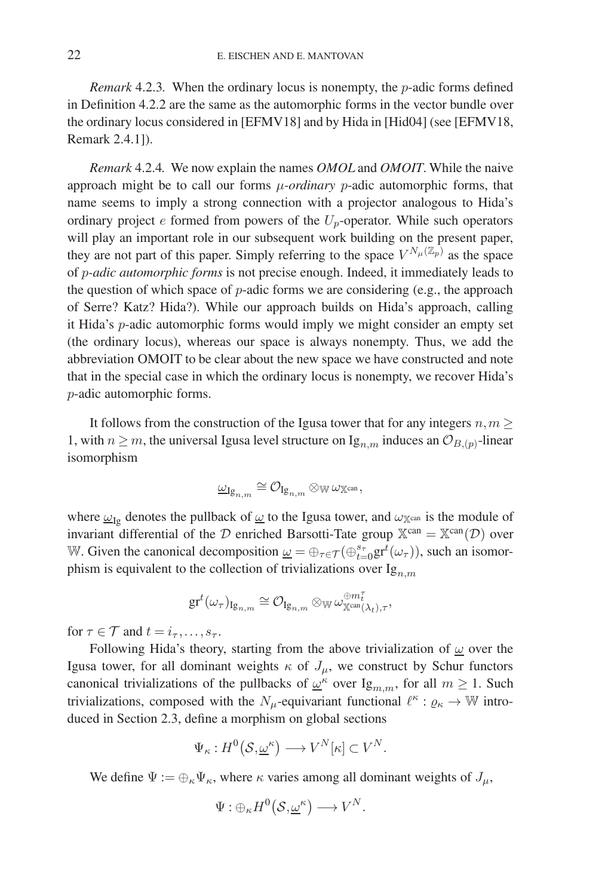*Remark* 4.2.3. When the ordinary locus is nonempty, the $p$-adic forms defined in Definition 4.2.2 are the same as the automorphic forms in the vector bundle over the ordinary locus considered in [EFMV18] and by Hida in [Hid04] (see [EFMV18, Remark 2.4.1]).

*Remark* 4.2.4. We now explain the names *OMOL* and *OMOIT*. While the naive approach might be to call our forms *$\mu$-ordinary $p$-adic automorphic forms*, that name seems to imply a strong connection with a projector analogous to Hida's ordinary project $e$ formed from powers of the $U_p$-operator. While such operators will play an important role in our subsequent work building on the present paper, they are not part of this paper. Simply referring to the space $V^{N_\mu(\mathbb{Z}_p)}$ as the space of *$p$-adic automorphic forms* is not precise enough. Indeed, it immediately leads to the question of which space of $p$-adic forms we are considering (e.g., the approach of Serre? Katz? Hida?). While our approach builds on Hida's approach, calling it Hida's $p$-adic automorphic forms would imply we might consider an empty set (the ordinary locus), whereas our space is always nonempty. Thus, we add the abbreviation OMOIT to be clear about the new space we have constructed and note that in the special case in which the ordinary locus is nonempty, we recover Hida's $p$-adic automorphic forms.

It follows from the construction of the Igusa tower that for any integers $n, m \geq 1$, with $n \geq m$, the universal Igusa level structure on $\mathrm{Ig}_{n,m}$ induces an $\mathcal{O}_{B,(p)}$-linear isomorphism

$$\underline{\omega}_{\mathrm{Ig}_{n,m}} \cong \mathcal{O}_{\mathrm{Ig}_{n,m}} \otimes_{\mathbb{W}} \omega_{\mathbb{X}^{\mathrm{can}}},$$

where $\underline{\omega}_{\mathrm{Ig}}$ denotes the pullback of $\underline{\omega}$ to the Igusa tower, and $\omega_{\mathbb{X}^{\mathrm{can}}}$ is the module of invariant differential of the $\mathcal{D}$ enriched Barsotti-Tate group $\mathbb{X}^{\mathrm{can}} = \mathbb{X}^{\mathrm{can}}(\mathcal{D})$ over $\mathbb{W}$. Given the canonical decomposition $\underline{\omega} = \oplus_{\tau \in \mathcal{T}} (\oplus_{t=0}^{s_\tau} \mathrm{gr}^t(\omega_\tau))$, such an isomorphism is equivalent to the collection of trivializations over $\mathrm{Ig}_{n,m}$

$$\mathrm{gr}^t(\omega_\tau)_{\mathrm{Ig}_{n,m}} \cong \mathcal{O}_{\mathrm{Ig}_{n,m}} \otimes_{\mathbb{W}} \omega^{\oplus m_t^\tau}_{\mathbb{X}^{\mathrm{can}}(\lambda_t),\tau},$$

for $\tau \in \mathcal{T}$ and $t = i_\tau, \ldots, s_\tau$.

Following Hida's theory, starting from the above trivialization of $\underline{\omega}$ over the Igusa tower, for all dominant weights $\kappa$ of $J_\mu$, we construct by Schur functors canonical trivializations of the pullbacks of $\underline{\omega}^\kappa$ over $\mathrm{Ig}_{m,m}$, for all $m \geq 1$. Such trivializations, composed with the $N_\mu$-equivariant functional $\ell^\kappa : \varrho_\kappa \to \mathbb{W}$ introduced in Section 2.3, define a morphism on global sections

$$\Psi_\kappa : H^0(\mathcal{S}, \underline{\omega}^\kappa) \longrightarrow V^N[\kappa] \subset V^N.$$

We define $\Psi := \oplus_\kappa \Psi_\kappa$, where $\kappa$ varies among all dominant weights of $J_\mu$,

$$\Psi : \oplus_\kappa H^0(\mathcal{S}, \underline{\omega}^\kappa) \longrightarrow V^N.$$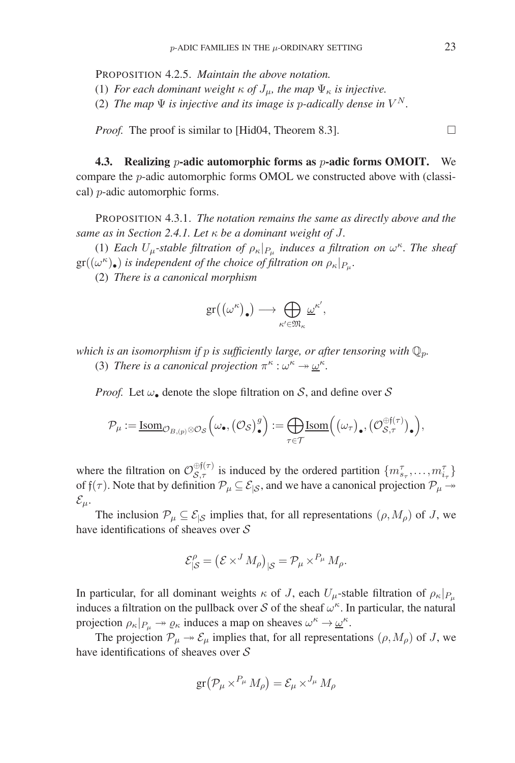PROPOSITION 4.2.5. *Maintain the above notation.*

(1) *For each dominant weight $\kappa$ of $J_\mu$, the map $\Psi_\kappa$ is injective.*

(2) *The map $\Psi$ is injective and its image is $p$-adically dense in $V^N$.*

*Proof.* The proof is similar to [Hid04, Theorem 8.3]. □

**4.3. Realizing $p$-adic automorphic forms as $p$-adic forms OMOIT.** We compare the $p$-adic automorphic forms OMOL we constructed above with (classical) $p$-adic automorphic forms.

PROPOSITION 4.3.1. *The notation remains the same as directly above and the same as in Section 2.4.1. Let $\kappa$ be a dominant weight of $J$.*

(1) *Each $U_\mu$-stable filtration of $\rho_\kappa|_{P_\mu}$ induces a filtration on $\omega^\kappa$. The sheaf $\mathrm{gr}((\omega^\kappa)_\bullet)$ is independent of the choice of filtration on $\rho_\kappa|_{P_\mu}$.*

(2) *There is a canonical morphism*

$$\mathrm{gr}\big((\omega^\kappa)_\bullet\big) \longrightarrow \bigoplus_{\kappa' \in \mathfrak{M}_\kappa} \underline{\omega}^{\kappa'},$$

*which is an isomorphism if $p$ is sufficiently large, or after tensoring with $\mathbb{Q}_p$.*

(3) *There is a canonical projection $\pi^\kappa : \omega^\kappa \twoheadrightarrow \underline{\omega}^\kappa$.*

*Proof.* Let $\omega_\bullet$ denote the slope filtration on $\mathcal{S}$, and define over $\mathcal{S}$

$$\mathcal{P}_\mu := \underline{\mathrm{Isom}}_{\mathcal{O}_{B,(p)}\otimes\mathcal{O}_\mathcal{S}}\Big(\omega_\bullet, (\mathcal{O}_\mathcal{S})^g_\bullet\Big) := \bigoplus_{\tau\in\mathcal{T}} \underline{\mathrm{Isom}}\Big((\omega_\tau)_\bullet, \big(\mathcal{O}_{\mathcal{S},\tau}^{\oplus \mathfrak{f}(\tau)}\big)_\bullet\Big),$$

where the filtration on $\mathcal{O}_{\mathcal{S},\tau}^{\oplus\mathfrak{f}(\tau)}$ is induced by the ordered partition $\{m^\tau_{s_\tau}, \dots, m^\tau_{i_\tau}\}$ of $\mathfrak{f}(\tau)$. Note that by definition $\mathcal{P}_\mu \subseteq \mathcal{E}_{|\mathcal{S}}$, and we have a canonical projection $\mathcal{P}_\mu \twoheadrightarrow \mathcal{E}_\mu$.

The inclusion $\mathcal{P}_\mu \subseteq \mathcal{E}_{|\mathcal{S}}$ implies that, for all representations $(\rho, M_\rho)$ of $J$, we have identifications of sheaves over $\mathcal{S}$

$$\mathcal{E}^\rho_{|\mathcal{S}} = \big(\mathcal{E}\times^J M_\rho\big)_{|\mathcal{S}} = \mathcal{P}_\mu \times^{P_\mu} M_\rho.$$

In particular, for all dominant weights $\kappa$ of $J$, each $U_\mu$-stable filtration of $\rho_\kappa|_{P_\mu}$ induces a filtration on the pullback over $\mathcal{S}$ of the sheaf $\omega^\kappa$. In particular, the natural projection $\rho_\kappa|_{P_\mu} \twoheadrightarrow \varrho_\kappa$ induces a map on sheaves $\omega^\kappa \to \underline{\omega}^\kappa$.

The projection $\mathcal{P}_\mu \twoheadrightarrow \mathcal{E}_\mu$ implies that, for all representations $(\rho, M_\rho)$ of $J$, we have identifications of sheaves over $\mathcal{S}$

$$\mathrm{gr}\big(\mathcal{P}_\mu \times^{P_\mu} M_\rho\big) = \mathcal{E}_\mu \times^{J_\mu} M_\rho$$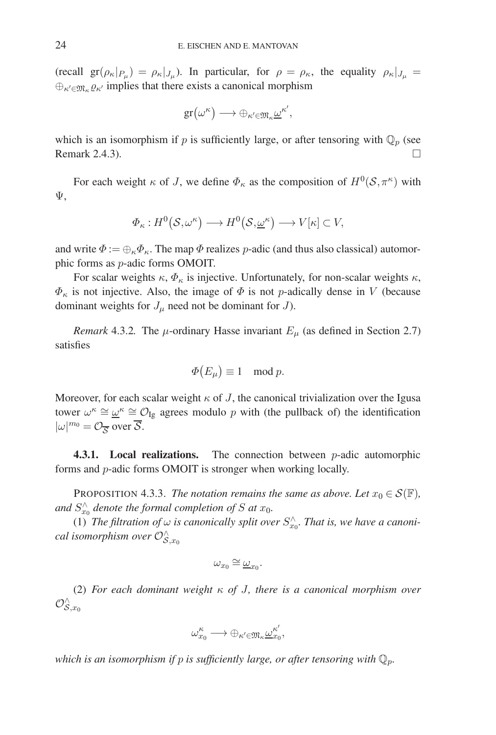(recall $\mathrm{gr}(\rho_\kappa|_{P_\mu}) = \rho_\kappa|_{J_\mu}$). In particular, for $\rho = \rho_\kappa$, the equality $\rho_\kappa|_{J_\mu} = \oplus_{\kappa' \in \mathfrak{M}_\kappa} \varrho_{\kappa'}$ implies that there exists a canonical morphism

$$\mathrm{gr}(\omega^\kappa) \longrightarrow \oplus_{\kappa' \in \mathfrak{M}_\kappa} \underline{\omega}^{\kappa'},$$

which is an isomorphism if $p$ is sufficiently large, or after tensoring with $\mathbb{Q}_p$ (see Remark 2.4.3). □

For each weight $\kappa$ of $J$, we define $\Phi_\kappa$ as the composition of $H^0(\mathcal{S}, \pi^\kappa)$ with $\Psi$,

$$\Phi_\kappa : H^0(\mathcal{S}, \omega^\kappa) \longrightarrow H^0(\mathcal{S}, \underline{\omega}^\kappa) \longrightarrow V[\kappa] \subset V,$$

and write $\Phi := \oplus_\kappa \Phi_\kappa$. The map $\Phi$ realizes $p$-adic (and thus also classical) automorphic forms as $p$-adic forms OMOIT.

For scalar weights $\kappa$, $\Phi_\kappa$ is injective. Unfortunately, for non-scalar weights $\kappa$, $\Phi_\kappa$ is not injective. Also, the image of $\Phi$ is not $p$-adically dense in $V$ (because dominant weights for $J_\mu$ need not be dominant for $J$).

*Remark* 4.3.2. The $\mu$-ordinary Hasse invariant $E_\mu$ (as defined in Section 2.7) satisfies

$$\Phi(E_\mu) \equiv 1 \mod p.$$

Moreover, for each scalar weight $\kappa$ of $J$, the canonical trivialization over the Igusa tower $\omega^\kappa \cong \underline{\omega}^\kappa \cong \mathcal{O}_{\mathrm{Ig}}$ agrees modulo $p$ with (the pullback of) the identification $|\omega|^{m_0} = \mathcal{O}_{\overline{\mathcal{S}}}$ over $\overline{\mathcal{S}}$.

**4.3.1. Local realizations.** The connection between $p$-adic automorphic forms and $p$-adic forms OMOIT is stronger when working locally.

PROPOSITION 4.3.3. *The notation remains the same as above. Let $x_0 \in \mathcal{S}(\mathbb{F})$, and $S^\wedge_{x_0}$ denote the formal completion of $S$ at $x_0$.*

(1) *The filtration of $\omega$ is canonically split over $S^\wedge_{x_0}$. That is, we have a canonical isomorphism over $\mathcal{O}^\wedge_{\mathcal{S},x_0}$*

$$\omega_{x_0} \cong \underline{\omega}_{x_0}.$$

(2) *For each dominant weight $\kappa$ of $J$, there is a canonical morphism over $\mathcal{O}^\wedge_{\mathcal{S},x_0}$*

$$\omega^\kappa_{x_0} \longrightarrow \oplus_{\kappa' \in \mathfrak{M}_\kappa} \underline{\omega}^{\kappa'}_{x_0},$$

*which is an isomorphism if $p$ is sufficiently large, or after tensoring with $\mathbb{Q}_p$.*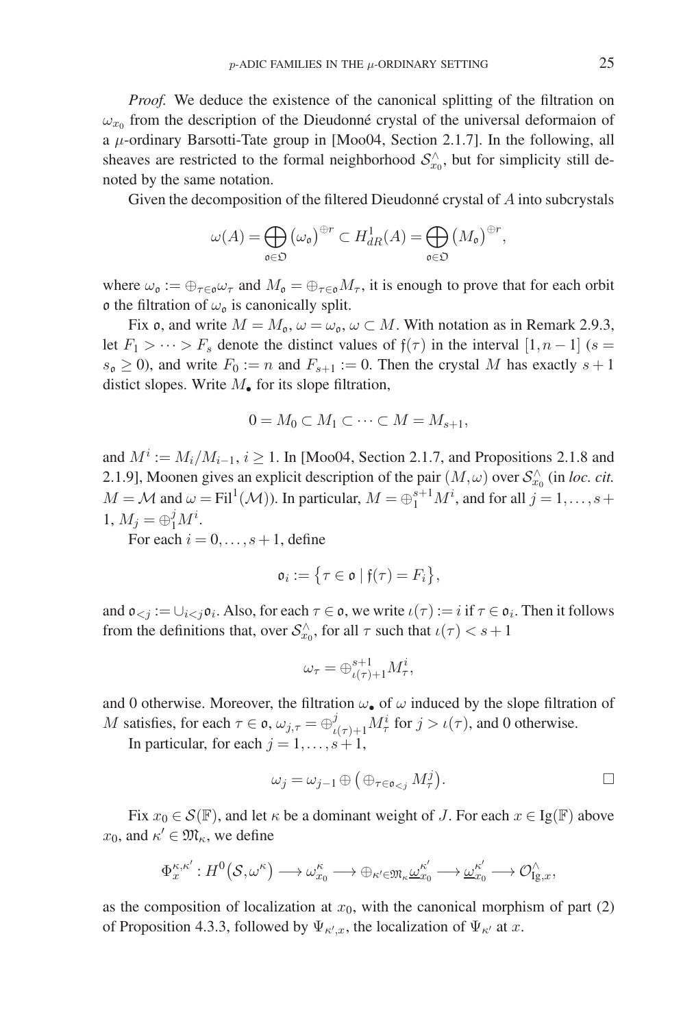*Proof.* We deduce the existence of the canonical splitting of the filtration on $\omega_{x_0}$ from the description of the Dieudonné crystal of the universal deformaion of a $\mu$-ordinary Barsotti-Tate group in [Moo04, Section 2.1.7]. In the following, all sheaves are restricted to the formal neighborhood $\mathcal{S}^{\wedge}_{x_0}$, but for simplicity still denoted by the same notation.

Given the decomposition of the filtered Dieudonné crystal of $A$ into subcrystals

$$\omega(A) = \bigoplus_{\mathfrak{o}\in\mathfrak{O}} \left(\omega_{\mathfrak{o}}\right)^{\oplus r} \subset H^1_{dR}(A) = \bigoplus_{\mathfrak{o}\in\mathfrak{O}} \left(M_{\mathfrak{o}}\right)^{\oplus r},$$

where $\omega_{\mathfrak{o}} := \oplus_{\tau\in\mathfrak{o}}\omega_\tau$ and $M_{\mathfrak{o}} = \oplus_{\tau\in\mathfrak{o}} M_\tau$, it is enough to prove that for each orbit $\mathfrak{o}$ the filtration of $\omega_{\mathfrak{o}}$ is canonically split.

Fix $\mathfrak{o}$, and write $M = M_{\mathfrak{o}}$, $\omega = \omega_{\mathfrak{o}}$, $\omega \subset M$. With notation as in Remark 2.9.3, let $F_1 > \cdots > F_s$ denote the distinct values of $\mathfrak{f}(\tau)$ in the interval $[1, n-1]$ ($s = s_{\mathfrak{o}} \geq 0$), and write $F_0 := n$ and $F_{s+1} := 0$. Then the crystal $M$ has exactly $s+1$ distict slopes. Write $M_\bullet$ for its slope filtration,

$$0 = M_0 \subset M_1 \subset \cdots \subset M = M_{s+1},$$

and $M^i := M_i/M_{i-1}$, $i \geq 1$. In [Moo04, Section 2.1.7, and Propositions 2.1.8 and 2.1.9], Moonen gives an explicit description of the pair $(M, \omega)$ over $\mathcal{S}^{\wedge}_{x_0}$ (in *loc. cit.* $M = \mathcal{M}$ and $\omega = \mathrm{Fil}^1(\mathcal{M})$). In particular, $M = \oplus_1^{s+1} M^i$, and for all $j = 1, \ldots, s+1$, $M_j = \oplus_1^j M^i$.

For each $i = 0, \ldots, s+1$, define

$$\mathfrak{o}_i := \left\{\tau \in \mathfrak{o} \mid \mathfrak{f}(\tau) = F_i\right\},$$

and $\mathfrak{o}_{<j} := \cup_{i<j}\mathfrak{o}_i$. Also, for each $\tau \in \mathfrak{o}$, we write $\iota(\tau) := i$ if $\tau \in \mathfrak{o}_i$. Then it follows from the definitions that, over $\mathcal{S}^{\wedge}_{x_0}$, for all $\tau$ such that $\iota(\tau) < s+1$

$$\omega_\tau = \oplus_{\iota(\tau)+1}^{s+1} M^i_\tau,$$

and 0 otherwise. Moreover, the filtration $\omega_\bullet$ of $\omega$ induced by the slope filtration of $M$ satisfies, for each $\tau \in \mathfrak{o}$, $\omega_{j,\tau} = \oplus_{\iota(\tau)+1}^{j} M^i_\tau$ for $j > \iota(\tau)$, and 0 otherwise.

In particular, for each $j = 1, \ldots, s+1$,

$$\omega_j = \omega_{j-1} \oplus \left(\oplus_{\tau\in\mathfrak{o}_{<j}} M^j_\tau\right). \qquad \square$$

Fix $x_0 \in \mathcal{S}(\mathbb{F})$, and let $\kappa$ be a dominant weight of $J$. For each $x \in \mathrm{Ig}(\mathbb{F})$ above $x_0$, and $\kappa' \in \mathfrak{M}_\kappa$, we define

$$\Phi_x^{\kappa,\kappa'} : H^0\left(\mathcal{S}, \omega^\kappa\right) \longrightarrow \omega^\kappa_{x_0} \longrightarrow \oplus_{\kappa'\in\mathfrak{M}_\kappa} \underline{\omega}^{\kappa'}_{x_0} \longrightarrow \underline{\omega}^{\kappa'}_{x_0} \longrightarrow \mathcal{O}^{\wedge}_{\mathrm{Ig},x},$$

as the composition of localization at $x_0$, with the canonical morphism of part (2) of Proposition 4.3.3, followed by $\Psi_{\kappa',x}$, the localization of $\Psi_{\kappa'}$ at $x$.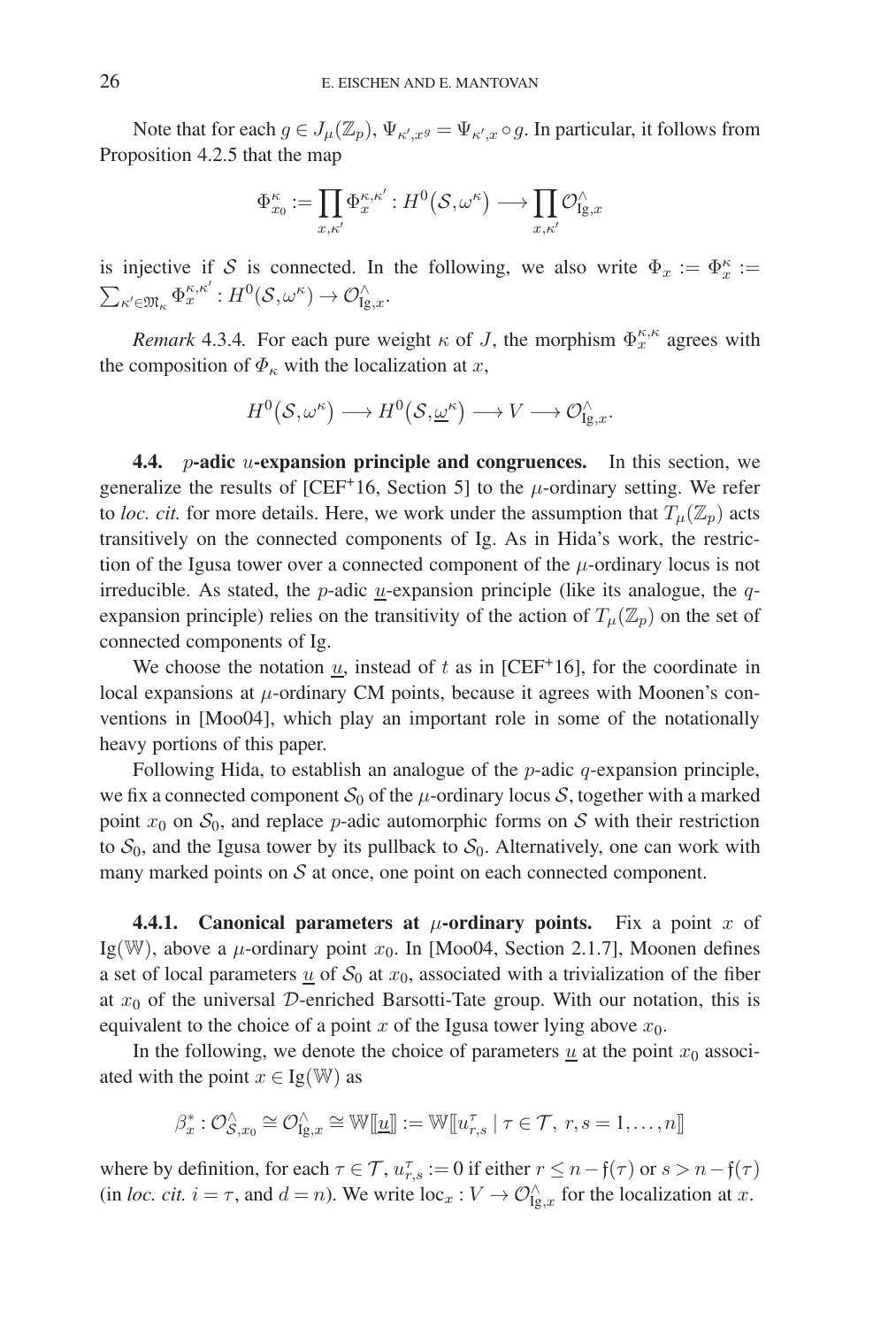Note that for each $g \in J_\mu(\mathbb{Z}_p)$, $\Psi_{\kappa', x^g} = \Psi_{\kappa', x} \circ g$. In particular, it follows from Proposition 4.2.5 that the map

$$\Phi^\kappa_{x_0} := \prod_{x,\kappa'} \Phi^{\kappa,\kappa'}_x : H^0(\mathcal{S}, \omega^\kappa) \longrightarrow \prod_{x,\kappa'} \mathcal{O}^\wedge_{\mathrm{Ig},x}$$

is injective if $\mathcal{S}$ is connected. In the following, we also write $\Phi_x := \Phi^\kappa_x := \sum_{\kappa' \in \mathfrak{M}_\kappa} \Phi^{\kappa,\kappa'}_x : H^0(\mathcal{S}, \omega^\kappa) \to \mathcal{O}^\wedge_{\mathrm{Ig},x}$.

*Remark* 4.3.4. For each pure weight $\kappa$ of $J$, the morphism $\Phi^{\kappa,\kappa}_x$ agrees with the composition of $\Phi_\kappa$ with the localization at $x$,

$$H^0(\mathcal{S}, \omega^\kappa) \longrightarrow H^0(\mathcal{S}, \underline{\omega}^\kappa) \longrightarrow V \longrightarrow \mathcal{O}^\wedge_{\mathrm{Ig},x}.$$

**4.4. $p$-adic $u$-expansion principle and congruences.** In this section, we generalize the results of [CEF+16, Section 5] to the $\mu$-ordinary setting. We refer to *loc. cit.* for more details. Here, we work under the assumption that $T_\mu(\mathbb{Z}_p)$ acts transitively on the connected components of Ig. As in Hida's work, the restriction of the Igusa tower over a connected component of the $\mu$-ordinary locus is not irreducible. As stated, the $p$-adic $\underline{u}$-expansion principle (like its analogue, the $q$-expansion principle) relies on the transitivity of the action of $T_\mu(\mathbb{Z}_p)$ on the set of connected components of Ig.

We choose the notation $\underline{u}$, instead of $t$ as in [CEF+16], for the coordinate in local expansions at $\mu$-ordinary CM points, because it agrees with Moonen's conventions in [Moo04], which play an important role in some of the notationally heavy portions of this paper.

Following Hida, to establish an analogue of the $p$-adic $q$-expansion principle, we fix a connected component $\mathcal{S}_0$ of the $\mu$-ordinary locus $\mathcal{S}$, together with a marked point $x_0$ on $\mathcal{S}_0$, and replace $p$-adic automorphic forms on $\mathcal{S}$ with their restriction to $\mathcal{S}_0$, and the Igusa tower by its pullback to $\mathcal{S}_0$. Alternatively, one can work with many marked points on $\mathcal{S}$ at once, one point on each connected component.

**4.4.1. Canonical parameters at $\mu$-ordinary points.** Fix a point $x$ of $\mathrm{Ig}(\mathbb{W})$, above a $\mu$-ordinary point $x_0$. In [Moo04, Section 2.1.7], Moonen defines a set of local parameters $\underline{u}$ of $\mathcal{S}_0$ at $x_0$, associated with a trivialization of the fiber at $x_0$ of the universal $\mathcal{D}$-enriched Barsotti-Tate group. With our notation, this is equivalent to the choice of a point $x$ of the Igusa tower lying above $x_0$.

In the following, we denote the choice of parameters $\underline{u}$ at the point $x_0$ associated with the point $x \in \mathrm{Ig}(\mathbb{W})$ as

$$\beta^*_x : \mathcal{O}^\wedge_{\mathcal{S},x_0} \cong \mathcal{O}^\wedge_{\mathrm{Ig},x} \cong \mathbb{W}[\![\underline{u}]\!] := \mathbb{W}[\![u^\tau_{r,s} \mid \tau \in \mathcal{T},\ r,s = 1,\ldots,n]\!]$$

where by definition, for each $\tau \in \mathcal{T}$, $u^\tau_{r,s} := 0$ if either $r \leq n - \mathfrak{f}(\tau)$ or $s > n - \mathfrak{f}(\tau)$ (in *loc. cit.* $i = \tau$, and $d = n$). We write $\mathrm{loc}_x : V \to \mathcal{O}^\wedge_{\mathrm{Ig},x}$ for the localization at $x$.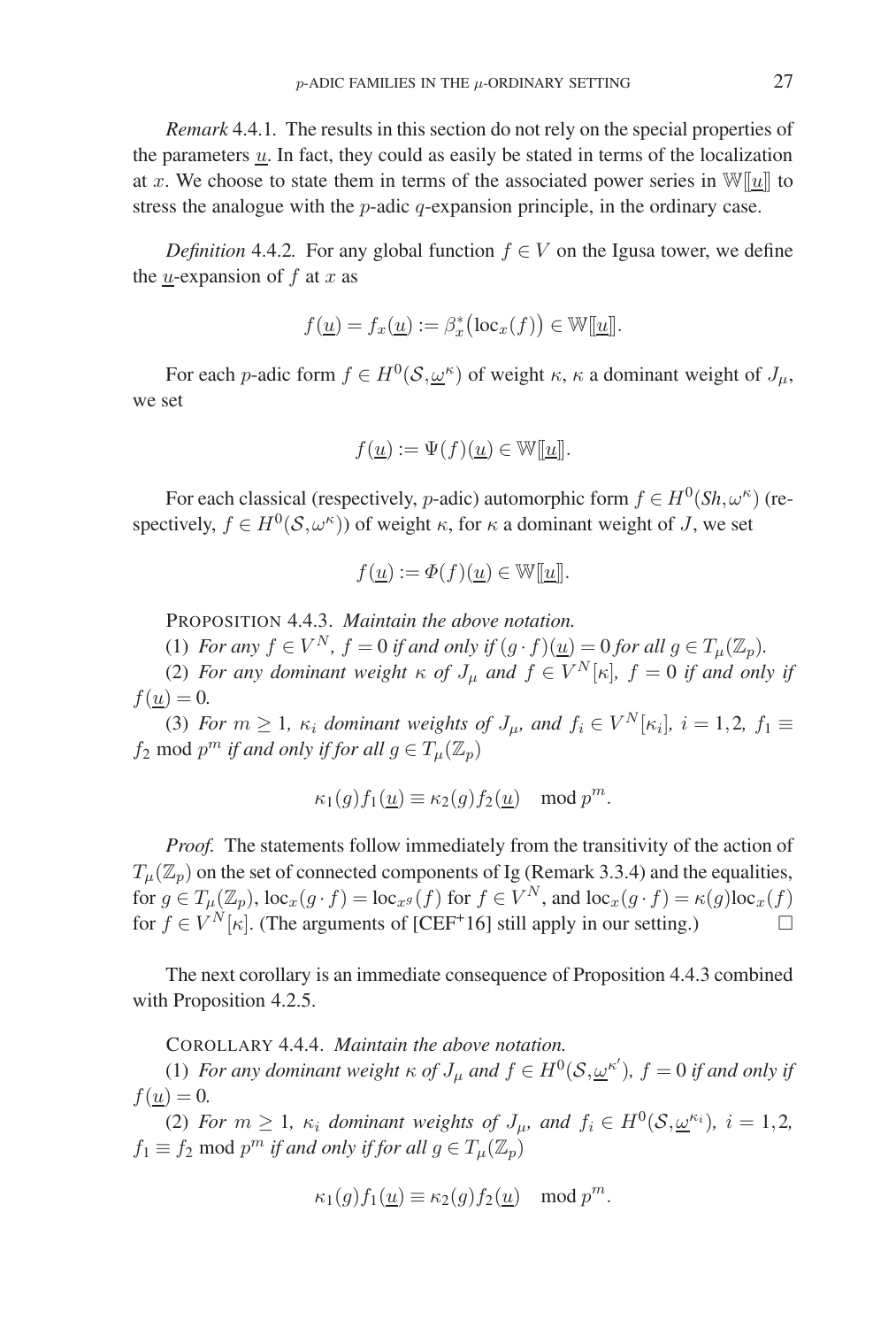*Remark* 4.4.1. The results in this section do not rely on the special properties of the parameters $\underline{u}$. In fact, they could as easily be stated in terms of the localization at $x$. We choose to state them in terms of the associated power series in $\mathbb{W}[[\underline{u}]]$ to stress the analogue with the $p$-adic $q$-expansion principle, in the ordinary case.

*Definition* 4.4.2. For any global function $f \in V$ on the Igusa tower, we define the $\underline{u}$-expansion of $f$ at $x$ as

$$f(\underline{u}) = f_x(\underline{u}) := \beta_x^*\big(\mathrm{loc}_x(f)\big) \in \mathbb{W}[[\underline{u}]].$$

For each $p$-adic form $f \in H^0(\mathcal{S}, \underline{\omega}^\kappa)$ of weight $\kappa$, $\kappa$ a dominant weight of $J_\mu$, we set

$$f(\underline{u}) := \Psi(f)(\underline{u}) \in \mathbb{W}[[\underline{u}]].$$

For each classical (respectively, $p$-adic) automorphic form $f \in H^0(Sh, \omega^\kappa)$ (respectively, $f \in H^0(\mathcal{S}, \omega^\kappa)$) of weight $\kappa$, for $\kappa$ a dominant weight of $J$, we set

$$f(\underline{u}) := \Phi(f)(\underline{u}) \in \mathbb{W}[[\underline{u}]].$$

PROPOSITION 4.4.3. *Maintain the above notation.*

(1) *For any $f \in V^N$, $f = 0$ if and only if $(g \cdot f)(\underline{u}) = 0$ for all $g \in T_\mu(\mathbb{Z}_p)$.*

(2) *For any dominant weight $\kappa$ of $J_\mu$ and $f \in V^N[\kappa]$, $f = 0$ if and only if $f(\underline{u}) = 0$.*

(3) *For $m \geq 1$, $\kappa_i$ dominant weights of $J_\mu$, and $f_i \in V^N[\kappa_i]$, $i = 1, 2$, $f_1 \equiv f_2 \bmod p^m$ if and only if for all $g \in T_\mu(\mathbb{Z}_p)$*

$$\kappa_1(g) f_1(\underline{u}) \equiv \kappa_2(g) f_2(\underline{u}) \mod p^m.$$

*Proof.* The statements follow immediately from the transitivity of the action of $T_\mu(\mathbb{Z}_p)$ on the set of connected components of Ig (Remark 3.3.4) and the equalities, for $g \in T_\mu(\mathbb{Z}_p)$, $\mathrm{loc}_x(g \cdot f) = \mathrm{loc}_{x^g}(f)$ for $f \in V^N$, and $\mathrm{loc}_x(g \cdot f) = \kappa(g)\mathrm{loc}_x(f)$ for $f \in V^N[\kappa]$. (The arguments of [CEF+16] still apply in our setting.) □

The next corollary is an immediate consequence of Proposition 4.4.3 combined with Proposition 4.2.5.

COROLLARY 4.4.4. *Maintain the above notation.*

(1) *For any dominant weight $\kappa$ of $J_\mu$ and $f \in H^0(\mathcal{S}, \underline{\omega}^{\kappa'})$, $f = 0$ if and only if $f(\underline{u}) = 0$.*

(2) *For $m \geq 1$, $\kappa_i$ dominant weights of $J_\mu$, and $f_i \in H^0(\mathcal{S}, \underline{\omega}^{\kappa_i})$, $i = 1, 2$, $f_1 \equiv f_2 \bmod p^m$ if and only if for all $g \in T_\mu(\mathbb{Z}_p)$*

$$\kappa_1(g) f_1(\underline{u}) \equiv \kappa_2(g) f_2(\underline{u}) \mod p^m.$$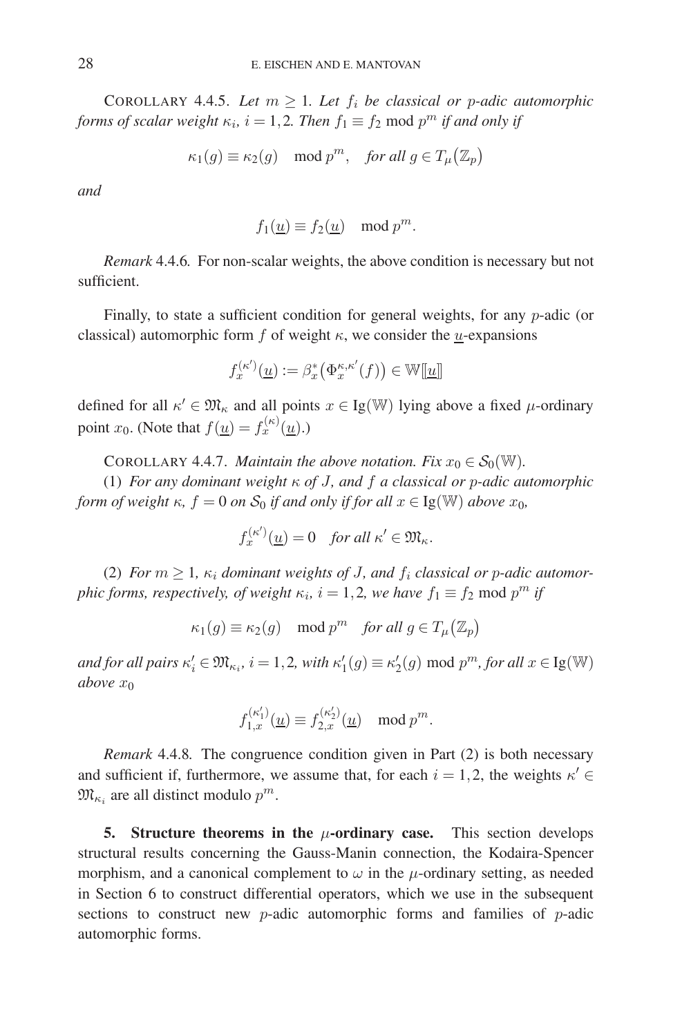COROLLARY 4.4.5. *Let $m \geq 1$. Let $f_i$ be classical or $p$-adic automorphic forms of scalar weight $\kappa_i$, $i = 1, 2$. Then $f_1 \equiv f_2 \bmod p^m$ if and only if*

$$\kappa_1(g) \equiv \kappa_2(g) \mod p^m, \quad \textit{for all } g \in T_\mu(\mathbb{Z}_p)$$

*and*

$$f_1(\underline{u}) \equiv f_2(\underline{u}) \mod p^m.$$

*Remark* 4.4.6. For non-scalar weights, the above condition is necessary but not sufficient.

Finally, to state a sufficient condition for general weights, for any $p$-adic (or classical) automorphic form $f$ of weight $\kappa$, we consider the $\underline{u}$-expansions

$$f_x^{(\kappa')}(\underline{u}) := \beta_x^*\big(\Phi_x^{\kappa,\kappa'}(f)\big) \in \mathbb{W}[\![\underline{u}]\!]$$

defined for all $\kappa' \in \mathfrak{M}_\kappa$ and all points $x \in \mathrm{Ig}(\mathbb{W})$ lying above a fixed $\mu$-ordinary point $x_0$. (Note that $f(\underline{u}) = f_x^{(\kappa)}(\underline{u})$.)

COROLLARY 4.4.7. *Maintain the above notation. Fix $x_0 \in \mathcal{S}_0(\mathbb{W})$.*

(1) *For any dominant weight $\kappa$ of $J$, and $f$ a classical or $p$-adic automorphic form of weight $\kappa$, $f = 0$ on $\mathcal{S}_0$ if and only if for all $x \in \mathrm{Ig}(\mathbb{W})$ above $x_0$,*

$$f_x^{(\kappa')}(\underline{u}) = 0 \quad \textit{for all } \kappa' \in \mathfrak{M}_\kappa.$$

(2) *For $m \geq 1$, $\kappa_i$ dominant weights of $J$, and $f_i$ classical or $p$-adic automorphic forms, respectively, of weight $\kappa_i$, $i = 1, 2$, we have $f_1 \equiv f_2 \bmod p^m$ if*

$$\kappa_1(g) \equiv \kappa_2(g) \mod p^m \quad \textit{for all } g \in T_\mu(\mathbb{Z}_p)$$

*and for all pairs $\kappa_i' \in \mathfrak{M}_{\kappa_i}$, $i = 1, 2$, with $\kappa_1'(g) \equiv \kappa_2'(g) \bmod p^m$, for all $x \in \mathrm{Ig}(\mathbb{W})$ above $x_0$*

$$f_{1,x}^{(\kappa_1')}(\underline{u}) \equiv f_{2,x}^{(\kappa_2')}(\underline{u}) \mod p^m.$$

*Remark* 4.4.8. The congruence condition given in Part (2) is both necessary and sufficient if, furthermore, we assume that, for each $i = 1, 2$, the weights $\kappa' \in \mathfrak{M}_{\kappa_i}$ are all distinct modulo $p^m$.

## 5. Structure theorems in the $\mu$-ordinary case.

This section develops structural results concerning the Gauss-Manin connection, the Kodaira-Spencer morphism, and a canonical complement to $\omega$ in the $\mu$-ordinary setting, as needed in Section 6 to construct differential operators, which we use in the subsequent sections to construct new $p$-adic automorphic forms and families of $p$-adic automorphic forms.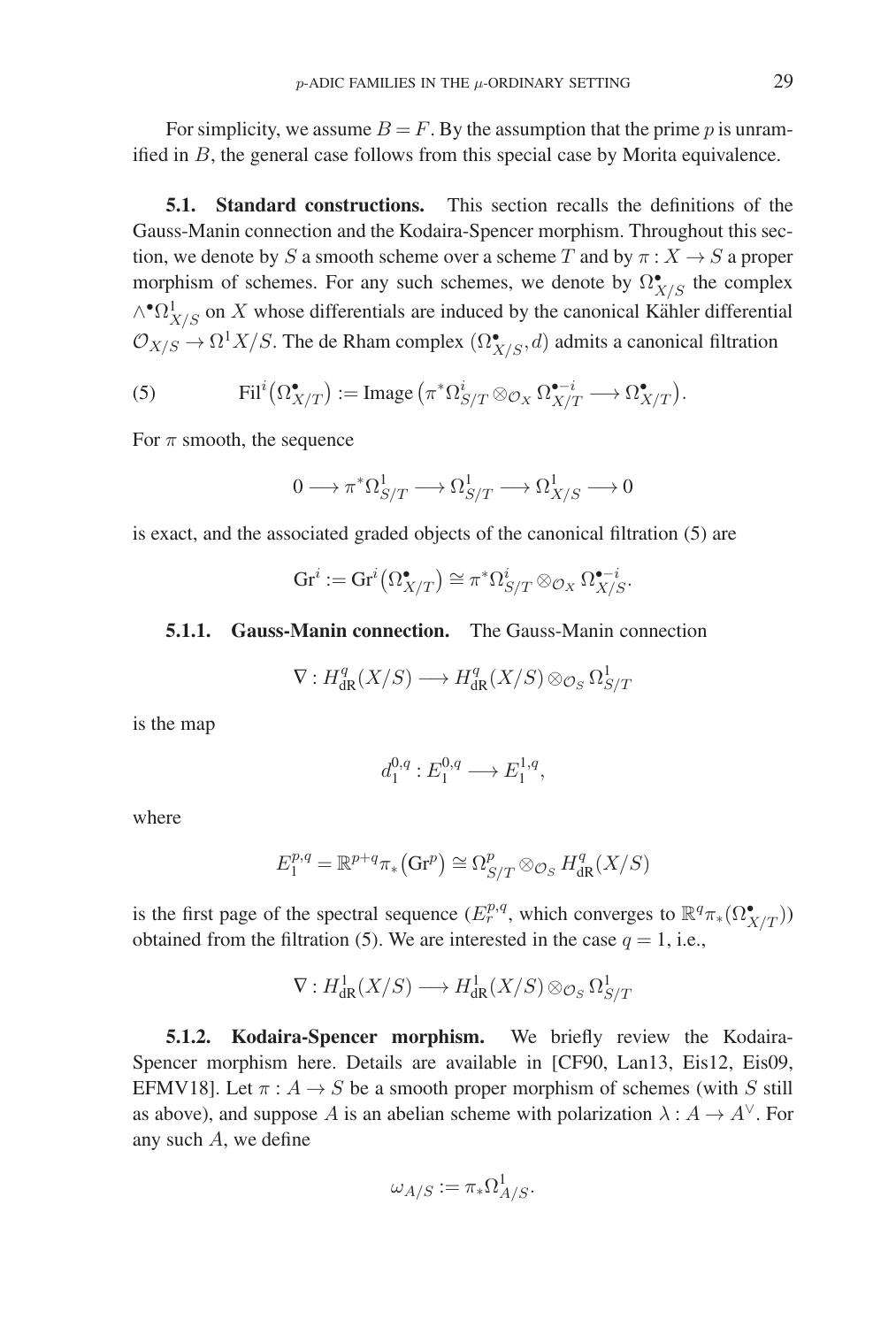For simplicity, we assume $B = F$. By the assumption that the prime $p$ is unramified in $B$, the general case follows from this special case by Morita equivalence.

### 5.1. Standard constructions.

This section recalls the definitions of the Gauss-Manin connection and the Kodaira-Spencer morphism. Throughout this section, we denote by $S$ a smooth scheme over a scheme $T$ and by $\pi : X \to S$ a proper morphism of schemes. For any such schemes, we denote by $\Omega^\bullet_{X/S}$ the complex $\wedge^\bullet \Omega^1_{X/S}$ on $X$ whose differentials are induced by the canonical Kähler differential $\mathcal{O}_{X/S} \to \Omega^1 X/S$. The de Rham complex $(\Omega^\bullet_{X/S}, d)$ admits a canonical filtration

$$\mathrm{Fil}^i\big(\Omega^\bullet_{X/T}\big) := \mathrm{Image}\left(\pi^*\Omega^i_{S/T} \otimes_{\mathcal{O}_X} \Omega^{\bullet - i}_{X/T} \longrightarrow \Omega^\bullet_{X/T}\right). \tag{5}$$

For $\pi$ smooth, the sequence

$$0 \longrightarrow \pi^*\Omega^1_{S/T} \longrightarrow \Omega^1_{S/T} \longrightarrow \Omega^1_{X/S} \longrightarrow 0$$

is exact, and the associated graded objects of the canonical filtration (5) are

$$\mathrm{Gr}^i := \mathrm{Gr}^i\big(\Omega^\bullet_{X/T}\big) \cong \pi^*\Omega^i_{S/T} \otimes_{\mathcal{O}_X} \Omega^{\bullet - i}_{X/S}.$$

#### 5.1.1. Gauss-Manin connection.

The Gauss-Manin connection

$$\nabla : H^q_{\mathrm{dR}}(X/S) \longrightarrow H^q_{\mathrm{dR}}(X/S) \otimes_{\mathcal{O}_S} \Omega^1_{S/T}$$

is the map

$$d_1^{0,q} : E_1^{0,q} \longrightarrow E_1^{1,q},$$

where

$$E_1^{p,q} = \mathbb{R}^{p+q}\pi_*\big(\mathrm{Gr}^p\big) \cong \Omega^p_{S/T} \otimes_{\mathcal{O}_S} H^q_{\mathrm{dR}}(X/S)$$

is the first page of the spectral sequence ($E_r^{p,q}$, which converges to $\mathbb{R}^q\pi_*(\Omega^\bullet_{X/T})$) obtained from the filtration (5). We are interested in the case $q = 1$, i.e.,

$$\nabla : H^1_{\mathrm{dR}}(X/S) \longrightarrow H^1_{\mathrm{dR}}(X/S) \otimes_{\mathcal{O}_S} \Omega^1_{S/T}$$

#### 5.1.2. Kodaira-Spencer morphism.

We briefly review the Kodaira-Spencer morphism here. Details are available in [CF90, Lan13, Eis12, Eis09, EFMV18]. Let $\pi : A \to S$ be a smooth proper morphism of schemes (with $S$ still as above), and suppose $A$ is an abelian scheme with polarization $\lambda : A \to A^\vee$. For any such $A$, we define

$$\omega_{A/S} := \pi_*\Omega^1_{A/S}.$$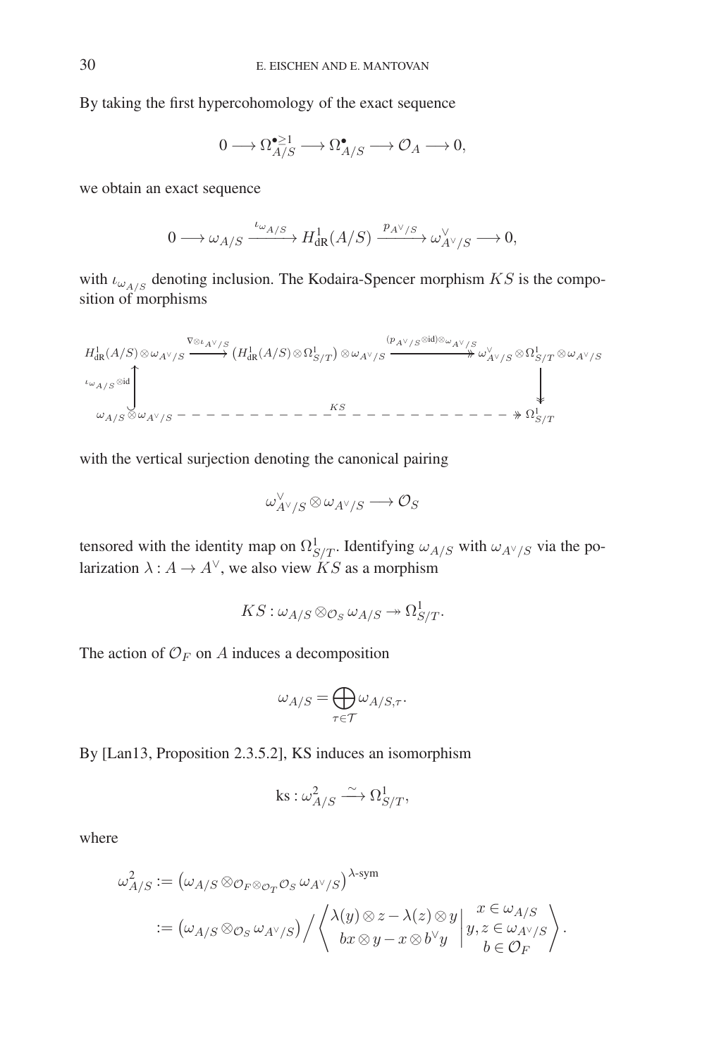By taking the first hypercohomology of the exact sequence

$$0 \longrightarrow \Omega^{\bullet \geq 1}_{A/S} \longrightarrow \Omega^{\bullet}_{A/S} \longrightarrow \mathcal{O}_A \longrightarrow 0,$$

we obtain an exact sequence

$$0 \longrightarrow \omega_{A/S} \xrightarrow{\iota_{\omega_{A/S}}} H^1_{\mathrm{dR}}(A/S) \xrightarrow{p_{A^\vee/S}} \omega^\vee_{A^\vee/S} \longrightarrow 0,$$

with $\iota_{\omega_{A/S}}$ denoting inclusion. The Kodaira-Spencer morphism $KS$ is the composition of morphisms

$$\begin{array}{ccccc}
H^1_{\mathrm{dR}}(A/S) \otimes \omega_{A^\vee/S} & \xrightarrow{\nabla \otimes \iota_{A^\vee/S}} & \left(H^1_{\mathrm{dR}}(A/S) \otimes \Omega^1_{S/T}\right) \otimes \omega_{A^\vee/S} & \xrightarrow{(p_{A^\vee/S} \otimes \mathrm{id}) \otimes \omega_{A^\vee/S}} & \omega^\vee_{A^\vee/S} \otimes \Omega^1_{S/T} \otimes \omega_{A^\vee/S} \\
\Big\uparrow {\scriptstyle \iota_{\omega_{A/S}} \otimes \mathrm{id}} & & & & \Big\downarrow \\
\omega_{A/S} \otimes \omega_{A^\vee/S} & & \xrightarrow{\quad KS \quad} & & \Omega^1_{S/T}
\end{array}$$

with the vertical surjection denoting the canonical pairing

$$\omega^\vee_{A^\vee/S} \otimes \omega_{A^\vee/S} \longrightarrow \mathcal{O}_S$$

tensored with the identity map on $\Omega^1_{S/T}$. Identifying $\omega_{A/S}$ with $\omega_{A^\vee/S}$ via the polarization $\lambda : A \to A^\vee$, we also view $KS$ as a morphism

$$KS : \omega_{A/S} \otimes_{\mathcal{O}_S} \omega_{A/S} \twoheadrightarrow \Omega^1_{S/T}.$$

The action of $\mathcal{O}_F$ on $A$ induces a decomposition

$$\omega_{A/S} = \bigoplus_{\tau \in \mathcal{T}} \omega_{A/S,\tau}.$$

By [Lan13, Proposition 2.3.5.2], KS induces an isomorphism

$$\mathrm{ks} : \omega^2_{A/S} \xrightarrow{\sim} \Omega^1_{S/T},$$

where

$$\begin{aligned}
\omega^2_{A/S} &:= \left(\omega_{A/S} \otimes_{\mathcal{O}_F \otimes_{\mathcal{O}_T} \mathcal{O}_S} \omega_{A^\vee/S}\right)^{\lambda\text{-sym}} \\
&:= \left(\omega_{A/S} \otimes_{\mathcal{O}_S} \omega_{A^\vee/S}\right) \Big/ \left\langle \begin{matrix} \lambda(y) \otimes z - \lambda(z) \otimes y \\ bx \otimes y - x \otimes b^\vee y \end{matrix} \middle| \begin{matrix} x \in \omega_{A/S} \\ y, z \in \omega_{A^\vee/S} \\ b \in \mathcal{O}_F \end{matrix} \right\rangle.
\end{aligned}$$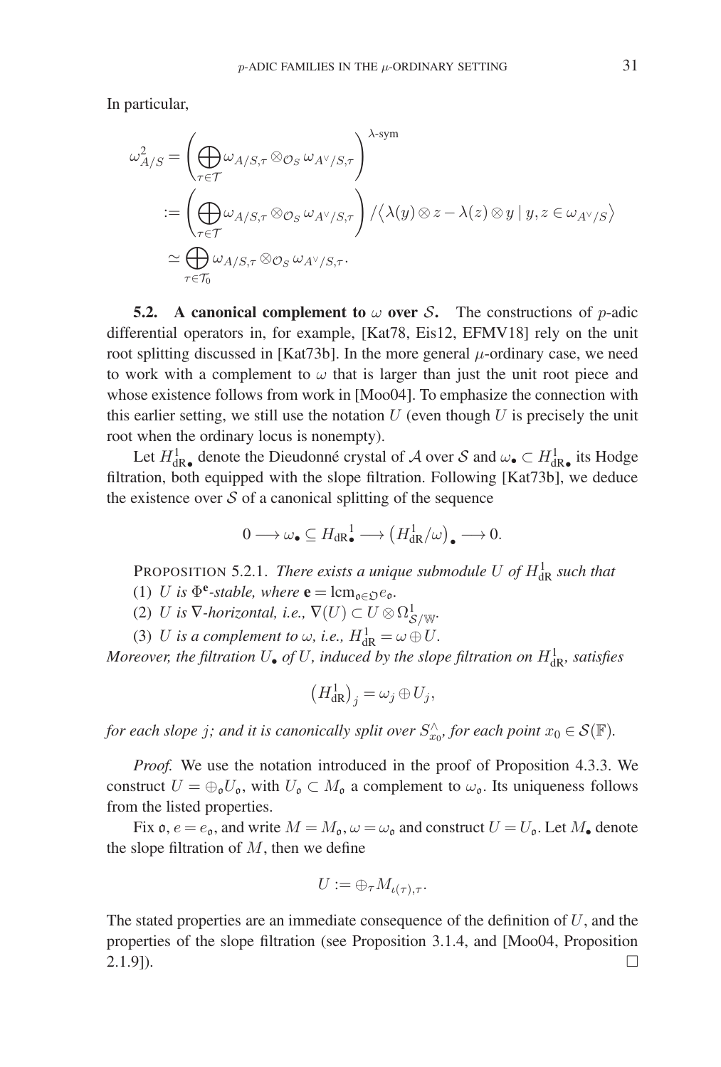In particular,

$$\omega_{A/S}^2 = \left( \bigoplus_{\tau \in \mathcal{T}} \omega_{A/S,\tau} \otimes_{\mathcal{O}_S} \omega_{A^\vee/S,\tau} \right)^{\lambda\text{-sym}}$$

$$:= \left( \bigoplus_{\tau \in \mathcal{T}} \omega_{A/S,\tau} \otimes_{\mathcal{O}_S} \omega_{A^\vee/S,\tau} \right) / \langle \lambda(y) \otimes z - \lambda(z) \otimes y \mid y, z \in \omega_{A^\vee/S} \rangle$$

$$\simeq \bigoplus_{\tau \in \mathcal{T}_0} \omega_{A/S,\tau} \otimes_{\mathcal{O}_S} \omega_{A^\vee/S,\tau}.$$

**5.2. A canonical complement to $\omega$ over $\mathcal{S}$.** The constructions of $p$-adic differential operators in, for example, [Kat78, Eis12, EFMV18] rely on the unit root splitting discussed in [Kat73b]. In the more general $\mu$-ordinary case, we need to work with a complement to $\omega$ that is larger than just the unit root piece and whose existence follows from work in [Moo04]. To emphasize the connection with this earlier setting, we still use the notation $U$ (even though $U$ is precisely the unit root when the ordinary locus is nonempty).

Let $H^1_{\mathrm{dR}\bullet}$ denote the Dieudonné crystal of $\mathcal{A}$ over $\mathcal{S}$ and $\omega_\bullet \subset H^1_{\mathrm{dR}\bullet}$ its Hodge filtration, both equipped with the slope filtration. Following [Kat73b], we deduce the existence over $\mathcal{S}$ of a canonical splitting of the sequence

$$0 \longrightarrow \omega_\bullet \subseteq H_{\mathrm{dR}}{}^1_\bullet \longrightarrow \left(H^1_{\mathrm{dR}}/\omega\right)_\bullet \longrightarrow 0.$$

PROPOSITION 5.2.1. *There exists a unique submodule $U$ of $H^1_{\mathrm{dR}}$ such that*

(1) *$U$ is $\Phi^{\mathbf{e}}$-stable, where $\mathbf{e} = \mathrm{lcm}_{\mathfrak{o} \in \mathfrak{O}} e_{\mathfrak{o}}$.*

(2) *$U$ is $\nabla$-horizontal, i.e., $\nabla(U) \subset U \otimes \Omega^1_{\mathcal{S}/\mathbb{W}}$.*

(3) *$U$ is a complement to $\omega$, i.e., $H^1_{\mathrm{dR}} = \omega \oplus U$.*

*Moreover, the filtration $U_\bullet$ of $U$, induced by the slope filtration on $H^1_{\mathrm{dR}}$, satisfies*

$$\left(H^1_{\mathrm{dR}}\right)_j = \omega_j \oplus U_j,$$

*for each slope $j$; and it is canonically split over $S^\wedge_{x_0}$, for each point $x_0 \in \mathcal{S}(\mathbb{F})$.*

*Proof.* We use the notation introduced in the proof of Proposition 4.3.3. We construct $U = \oplus_{\mathfrak{o}} U_{\mathfrak{o}}$, with $U_{\mathfrak{o}} \subset M_{\mathfrak{o}}$ a complement to $\omega_{\mathfrak{o}}$. Its uniqueness follows from the listed properties.

Fix $\mathfrak{o}$, $e = e_{\mathfrak{o}}$, and write $M = M_{\mathfrak{o}}, \omega = \omega_{\mathfrak{o}}$ and construct $U = U_{\mathfrak{o}}$. Let $M_\bullet$ denote the slope filtration of $M$, then we define

$$U := \oplus_\tau M_{\iota(\tau),\tau}.$$

The stated properties are an immediate consequence of the definition of $U$, and the properties of the slope filtration (see Proposition 3.1.4, and [Moo04, Proposition 2.1.9]). $\square$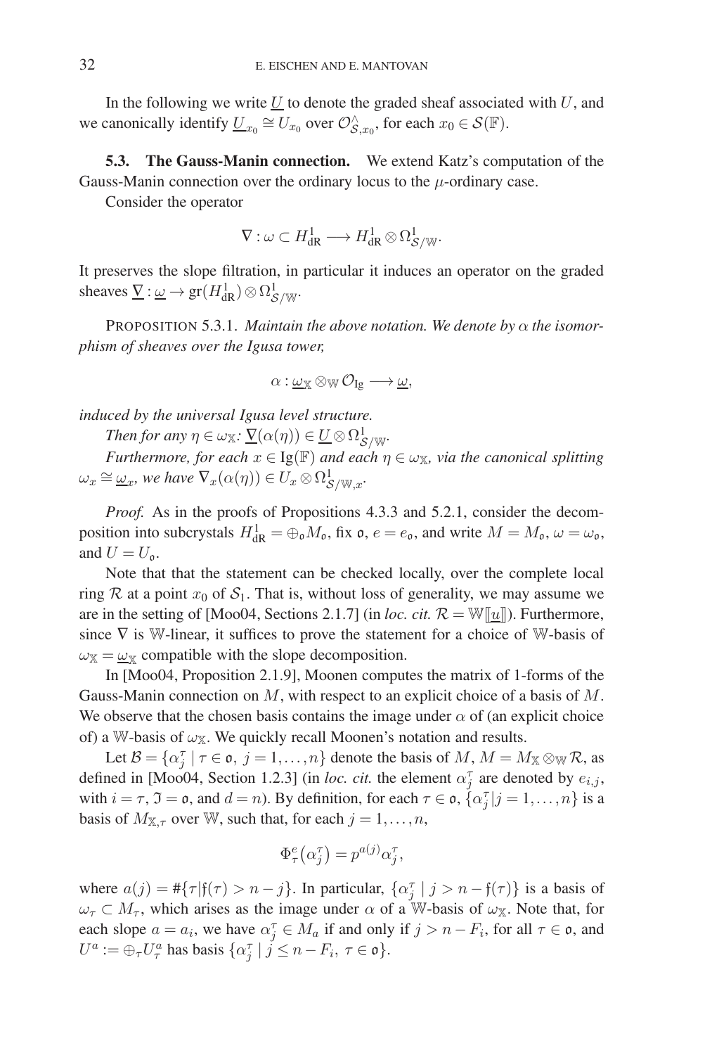In the following we write $\underline{U}$ to denote the graded sheaf associated with $U$, and we canonically identify $\underline{U}_{x_0} \cong U_{x_0}$ over $\mathcal{O}^{\wedge}_{\mathcal{S},x_0}$, for each $x_0 \in \mathcal{S}(\mathbb{F})$.

**5.3. The Gauss-Manin connection.** We extend Katz's computation of the Gauss-Manin connection over the ordinary locus to the $\mu$-ordinary case.

Consider the operator

$$\nabla : \omega \subset H^1_{\mathrm{dR}} \longrightarrow H^1_{\mathrm{dR}} \otimes \Omega^1_{\mathcal{S}/\mathbb{W}}.$$

It preserves the slope filtration, in particular it induces an operator on the graded sheaves $\underline{\nabla} : \underline{\omega} \to \mathrm{gr}(H^1_{\mathrm{dR}}) \otimes \Omega^1_{\mathcal{S}/\mathbb{W}}$.

PROPOSITION 5.3.1. *Maintain the above notation. We denote by $\alpha$ the isomorphism of sheaves over the Igusa tower,*

$$\alpha : \underline{\omega}_{\mathbb{X}} \otimes_{\mathbb{W}} \mathcal{O}_{\mathrm{Ig}} \longrightarrow \underline{\omega},$$

*induced by the universal Igusa level structure.*

*Then for any $\eta \in \omega_{\mathbb{X}}$: $\underline{\nabla}(\alpha(\eta)) \in \underline{U} \otimes \Omega^1_{\mathcal{S}/\mathbb{W}}$.*

*Furthermore, for each $x \in \mathrm{Ig}(\mathbb{F})$ and each $\eta \in \omega_{\mathbb{X}}$, via the canonical splitting $\omega_x \cong \underline{\omega}_x$, we have $\nabla_x(\alpha(\eta)) \in U_x \otimes \Omega^1_{\mathcal{S}/\mathbb{W},x}$.*

*Proof.* As in the proofs of Propositions 4.3.3 and 5.2.1, consider the decomposition into subcrystals $H^1_{\mathrm{dR}} = \oplus_{\mathfrak{o}} M_{\mathfrak{o}}$, fix $\mathfrak{o}$, $e = e_{\mathfrak{o}}$, and write $M = M_{\mathfrak{o}}$, $\omega = \omega_{\mathfrak{o}}$, and $U = U_{\mathfrak{o}}$.

Note that that the statement can be checked locally, over the complete local ring $\mathcal{R}$ at a point $x_0$ of $\mathcal{S}_1$. That is, without loss of generality, we may assume we are in the setting of [Moo04, Sections 2.1.7] (in *loc. cit.* $\mathcal{R} = \mathbb{W}[[\underline{u}]]$). Furthermore, since $\nabla$ is $\mathbb{W}$-linear, it suffices to prove the statement for a choice of $\mathbb{W}$-basis of $\omega_{\mathbb{X}} = \underline{\omega}_{\mathbb{X}}$ compatible with the slope decomposition.

In [Moo04, Proposition 2.1.9], Moonen computes the matrix of 1-forms of the Gauss-Manin connection on $M$, with respect to an explicit choice of a basis of $M$. We observe that the chosen basis contains the image under $\alpha$ of (an explicit choice of) a $\mathbb{W}$-basis of $\omega_{\mathbb{X}}$. We quickly recall Moonen's notation and results.

Let $\mathcal{B} = \{\alpha^\tau_j \mid \tau \in \mathfrak{o},\ j = 1, \ldots, n\}$ denote the basis of $M$, $M = M_{\mathbb{X}} \otimes_{\mathbb{W}} \mathcal{R}$, as defined in [Moo04, Section 1.2.3] (in *loc. cit.* the element $\alpha^\tau_j$ are denoted by $e_{i,j}$, with $i = \tau$, $\mathfrak{I} = \mathfrak{o}$, and $d = n$). By definition, for each $\tau \in \mathfrak{o}$, $\{\alpha^\tau_j | j = 1, \ldots, n\}$ is a basis of $M_{\mathbb{X},\tau}$ over $\mathbb{W}$, such that, for each $j = 1, \ldots, n$,

$$\Phi^e_\tau\big(\alpha^\tau_j\big) = p^{a(j)} \alpha^\tau_j,$$

where $a(j) = \#\{\tau | \mathfrak{f}(\tau) > n - j\}$. In particular, $\{\alpha^\tau_j \mid j > n - \mathfrak{f}(\tau)\}$ is a basis of $\omega_\tau \subset M_\tau$, which arises as the image under $\alpha$ of a $\mathbb{W}$-basis of $\omega_{\mathbb{X}}$. Note that, for each slope $a = a_i$, we have $\alpha^\tau_j \in M_a$ if and only if $j > n - F_i$, for all $\tau \in \mathfrak{o}$, and $U^a := \oplus_\tau U^a_\tau$ has basis $\{\alpha^\tau_j \mid j \leq n - F_i,\ \tau \in \mathfrak{o}\}$.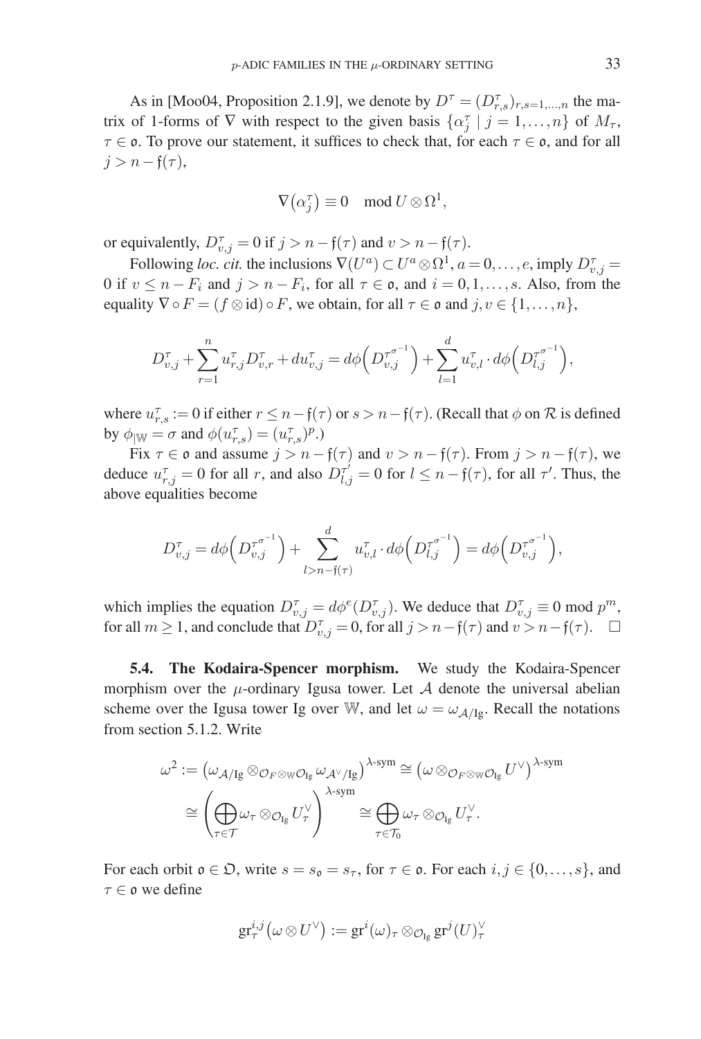As in [Moo04, Proposition 2.1.9], we denote by $D^\tau = (D^\tau_{r,s})_{r,s=1,\dots,n}$ the matrix of 1-forms of $\nabla$ with respect to the given basis $\{\alpha^\tau_j \mid j = 1,\dots,n\}$ of $M_\tau$, $\tau \in \mathfrak{o}$. To prove our statement, it suffices to check that, for each $\tau \in \mathfrak{o}$, and for all $j > n - \mathfrak{f}(\tau)$,

$$\nabla\big(\alpha^\tau_j\big) \equiv 0 \mod U \otimes \Omega^1,$$

or equivalently, $D^\tau_{v,j} = 0$ if $j > n - \mathfrak{f}(\tau)$ and $v > n - \mathfrak{f}(\tau)$.

Following *loc. cit.* the inclusions $\nabla(U^a) \subset U^a \otimes \Omega^1$, $a = 0,\dots,e$, imply $D^\tau_{v,j} = 0$ if $v \leq n - F_i$ and $j > n - F_i$, for all $\tau \in \mathfrak{o}$, and $i = 0,1,\dots,s$. Also, from the equality $\nabla \circ F = (f \otimes \mathrm{id}) \circ F$, we obtain, for all $\tau \in \mathfrak{o}$ and $j,v \in \{1,\dots,n\}$,

$$D^\tau_{v,j} + \sum_{r=1}^{n} u^\tau_{r,j} D^\tau_{v,r} + du^\tau_{v,j} = d\phi\Big(D^{\tau^{\sigma^{-1}}}_{v,j}\Big) + \sum_{l=1}^{d} u^\tau_{v,l} \cdot d\phi\Big(D^{\tau^{\sigma^{-1}}}_{l,j}\Big),$$

where $u^\tau_{r,s} := 0$ if either $r \leq n - \mathfrak{f}(\tau)$ or $s > n - \mathfrak{f}(\tau)$. (Recall that $\phi$ on $\mathcal{R}$ is defined by $\phi_{|\mathbb{W}} = \sigma$ and $\phi(u^\tau_{r,s}) = (u^\tau_{r,s})^p$.)

Fix $\tau \in \mathfrak{o}$ and assume $j > n - \mathfrak{f}(\tau)$ and $v > n - \mathfrak{f}(\tau)$. From $j > n - \mathfrak{f}(\tau)$, we deduce $u^\tau_{r,j} = 0$ for all $r$, and also $D^{\tau'}_{l,j} = 0$ for $l \leq n - \mathfrak{f}(\tau)$, for all $\tau'$. Thus, the above equalities become

$$D^\tau_{v,j} = d\phi\Big(D^{\tau^{\sigma^{-1}}}_{v,j}\Big) + \sum_{l > n - \mathfrak{f}(\tau)}^{d} u^\tau_{v,l} \cdot d\phi\Big(D^{\tau^{\sigma^{-1}}}_{l,j}\Big) = d\phi\Big(D^{\tau^{\sigma^{-1}}}_{v,j}\Big),$$

which implies the equation $D^\tau_{v,j} = d\phi^e(D^\tau_{v,j})$. We deduce that $D^\tau_{v,j} \equiv 0 \bmod p^m$, for all $m \geq 1$, and conclude that $D^\tau_{v,j} = 0$, for all $j > n - \mathfrak{f}(\tau)$ and $v > n - \mathfrak{f}(\tau)$. $\square$

**5.4. The Kodaira-Spencer morphism.** We study the Kodaira-Spencer morphism over the $\mu$-ordinary Igusa tower. Let $\mathcal{A}$ denote the universal abelian scheme over the Igusa tower Ig over $\mathbb{W}$, and let $\omega = \omega_{\mathcal{A}/\mathrm{Ig}}$. Recall the notations from section 5.1.2. Write

$$\omega^2 := \big(\omega_{\mathcal{A}/\mathrm{Ig}} \otimes_{\mathcal{O}_F \otimes \mathbb{W} \mathcal{O}_{\mathrm{Ig}}} \omega_{\mathcal{A}^\vee/\mathrm{Ig}}\big)^{\lambda\text{-sym}} \cong \big(\omega \otimes_{\mathcal{O}_F \otimes \mathbb{W} \mathcal{O}_{\mathrm{Ig}}} U^\vee\big)^{\lambda\text{-sym}}$$
$$\cong \left(\bigoplus_{\tau \in \mathcal{T}} \omega_\tau \otimes_{\mathcal{O}_{\mathrm{Ig}}} U^\vee_\tau\right)^{\lambda\text{-sym}} \cong \bigoplus_{\tau \in \mathcal{T}_0} \omega_\tau \otimes_{\mathcal{O}_{\mathrm{Ig}}} U^\vee_\tau.$$

For each orbit $\mathfrak{o} \in \mathfrak{O}$, write $s = s_\mathfrak{o} = s_\tau$, for $\tau \in \mathfrak{o}$. For each $i,j \in \{0,\dots,s\}$, and $\tau \in \mathfrak{o}$ we define

$$\mathrm{gr}^{i,j}_\tau\big(\omega \otimes U^\vee\big) := \mathrm{gr}^i(\omega)_\tau \otimes_{\mathcal{O}_{\mathrm{Ig}}} \mathrm{gr}^j(U)^\vee_\tau$$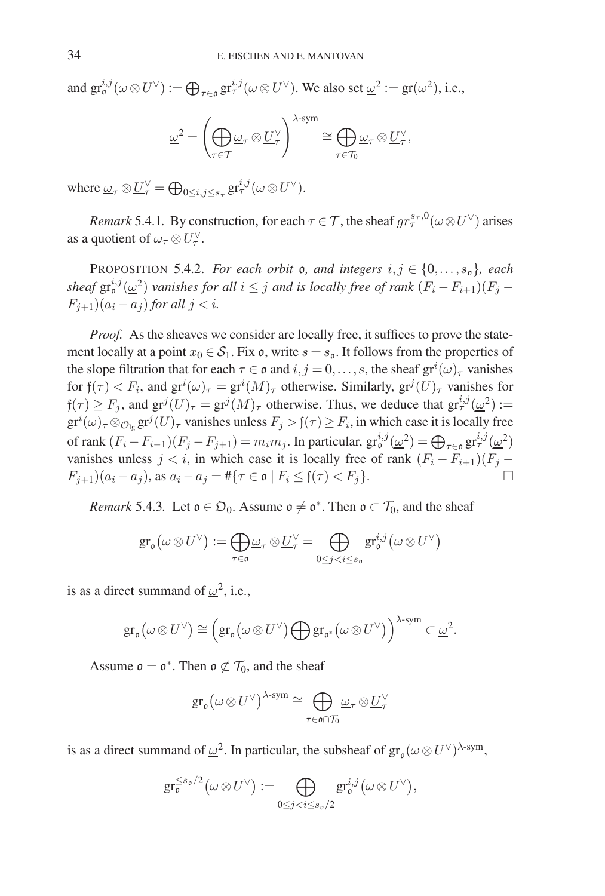and $\mathrm{gr}^{i,j}_{\mathfrak{o}}(\omega \otimes U^\vee) := \bigoplus_{\tau\in\mathfrak{o}} \mathrm{gr}^{i,j}_\tau(\omega\otimes U^\vee)$. We also set $\underline{\omega}^2 := \mathrm{gr}(\omega^2)$, i.e.,

$$\underline{\omega}^2 = \left(\bigoplus_{\tau\in\mathcal{T}} \underline{\omega}_\tau \otimes \underline{U}^\vee_\tau\right)^{\lambda\text{-sym}} \cong \bigoplus_{\tau\in\mathcal{T}_0} \underline{\omega}_\tau \otimes \underline{U}^\vee_\tau,$$

where $\underline{\omega}_\tau \otimes \underline{U}^\vee_\tau = \bigoplus_{0\leq i,j\leq s_\tau} \mathrm{gr}^{i,j}_\tau(\omega\otimes U^\vee)$.

*Remark* 5.4.1. By construction, for each $\tau\in\mathcal{T}$, the sheaf $gr^{s_\tau,0}_\tau(\omega\otimes U^\vee)$ arises as a quotient of $\omega_\tau\otimes U^\vee_\tau$.

PROPOSITION 5.4.2. *For each orbit $\mathfrak{o}$, and integers $i,j\in\{0,\dots,s_{\mathfrak{o}}\}$, each sheaf $\mathrm{gr}^{i,j}_{\mathfrak{o}}(\underline{\omega}^2)$ vanishes for all $i\leq j$ and is locally free of rank $(F_i-F_{i+1})(F_j-F_{j+1})(a_i-a_j)$ for all $j<i$.*

*Proof.* As the sheaves we consider are locally free, it suffices to prove the statement locally at a point $x_0\in\mathcal{S}_1$. Fix $\mathfrak{o}$, write $s=s_{\mathfrak{o}}$. It follows from the properties of the slope filtration that for each $\tau\in\mathfrak{o}$ and $i,j=0,\dots,s$, the sheaf $\mathrm{gr}^i(\omega)_\tau$ vanishes for $\mathfrak{f}(\tau)<F_i$, and $\mathrm{gr}^i(\omega)_\tau=\mathrm{gr}^i(M)_\tau$ otherwise. Similarly, $\mathrm{gr}^j(U)_\tau$ vanishes for $\mathfrak{f}(\tau)\geq F_j$, and $\mathrm{gr}^j(U)_\tau=\mathrm{gr}^j(M)_\tau$ otherwise. Thus, we deduce that $\mathrm{gr}^{i,j}_\tau(\underline{\omega}^2) := \mathrm{gr}^i(\omega)_\tau\otimes_{\mathcal{O}_{\mathrm{Ig}}}\mathrm{gr}^j(U)_\tau$ vanishes unless $F_j>\mathfrak{f}(\tau)\geq F_i$, in which case it is locally free of rank $(F_i-F_{i-1})(F_j-F_{j+1})=m_im_j$. In particular, $\mathrm{gr}^{i,j}_{\mathfrak{o}}(\underline{\omega}^2)=\bigoplus_{\tau\in\mathfrak{o}}\mathrm{gr}^{i,j}_\tau(\underline{\omega}^2)$ vanishes unless $j<i$, in which case it is locally free of rank $(F_i-F_{i+1})(F_j-F_{j+1})(a_i-a_j)$, as $a_i-a_j=\#\{\tau\in\mathfrak{o}\mid F_i\leq\mathfrak{f}(\tau)<F_j\}$. $\square$

*Remark* 5.4.3. Let $\mathfrak{o}\in\mathfrak{O}_0$. Assume $\mathfrak{o}\neq\mathfrak{o}^*$. Then $\mathfrak{o}\subset\mathcal{T}_0$, and the sheaf

$$\mathrm{gr}_{\mathfrak{o}}(\omega\otimes U^\vee) := \bigoplus_{\tau\in\mathfrak{o}} \underline{\omega}_\tau\otimes\underline{U}^\vee_\tau = \bigoplus_{0\leq j<i\leq s_{\mathfrak{o}}} \mathrm{gr}^{i,j}_{\mathfrak{o}}(\omega\otimes U^\vee)$$

is as a direct summand of $\underline{\omega}^2$, i.e.,

$$\mathrm{gr}_{\mathfrak{o}}(\omega\otimes U^\vee) \cong \left(\mathrm{gr}_{\mathfrak{o}}(\omega\otimes U^\vee)\bigoplus \mathrm{gr}_{\mathfrak{o}^*}(\omega\otimes U^\vee)\right)^{\lambda\text{-sym}} \subset \underline{\omega}^2.$$

Assume $\mathfrak{o}=\mathfrak{o}^*$. Then $\mathfrak{o}\not\subset\mathcal{T}_0$, and the sheaf

$$\mathrm{gr}_{\mathfrak{o}}(\omega\otimes U^\vee)^{\lambda\text{-sym}} \cong \bigoplus_{\tau\in\mathfrak{o}\cap\mathcal{T}_0} \underline{\omega}_\tau\otimes\underline{U}^\vee_\tau$$

is as a direct summand of $\underline{\omega}^2$. In particular, the subsheaf of $\mathrm{gr}_{\mathfrak{o}}(\omega\otimes U^\vee)^{\lambda\text{-sym}}$,

$$\mathrm{gr}^{\leq s_{\mathfrak{o}}/2}_{\mathfrak{o}}(\omega\otimes U^\vee) := \bigoplus_{0\leq j<i\leq s_{\mathfrak{o}}/2} \mathrm{gr}^{i,j}_{\mathfrak{o}}(\omega\otimes U^\vee),$$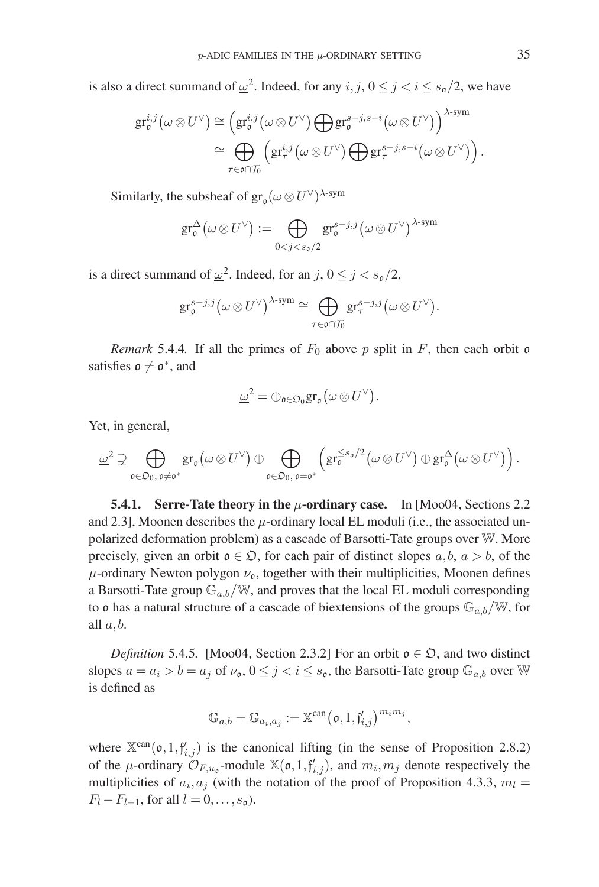is also a direct summand of $\underline{\omega}^2$. Indeed, for any $i, j$, $0 \le j < i \le s_{\mathfrak{o}}/2$, we have

$$\mathrm{gr}_{\mathfrak{o}}^{i,j}\big(\omega \otimes U^\vee\big) \cong \Big(\mathrm{gr}_{\mathfrak{o}}^{i,j}\big(\omega \otimes U^\vee\big) \bigoplus \mathrm{gr}_{\mathfrak{o}}^{s-j,s-i}\big(\omega \otimes U^\vee\big)\Big)^{\lambda\text{-sym}}$$
$$\cong \bigoplus_{\tau \in \mathfrak{o} \cap \mathcal{T}_0} \Big(\mathrm{gr}_{\tau}^{i,j}\big(\omega \otimes U^\vee\big) \bigoplus \mathrm{gr}_{\tau}^{s-j,s-i}\big(\omega \otimes U^\vee\big)\Big).$$

Similarly, the subsheaf of $\mathrm{gr}_{\mathfrak{o}}(\omega \otimes U^\vee)^{\lambda\text{-sym}}$

$$\mathrm{gr}_{\mathfrak{o}}^{\Delta}\big(\omega \otimes U^\vee\big) := \bigoplus_{0 < j < s_{\mathfrak{o}}/2} \mathrm{gr}_{\mathfrak{o}}^{s-j,j}\big(\omega \otimes U^\vee\big)^{\lambda\text{-sym}}$$

is a direct summand of $\underline{\omega}^2$. Indeed, for an $j$, $0 \le j < s_{\mathfrak{o}}/2$,

$$\mathrm{gr}_{\mathfrak{o}}^{s-j,j}\big(\omega \otimes U^\vee\big)^{\lambda\text{-sym}} \cong \bigoplus_{\tau \in \mathfrak{o} \cap \mathcal{T}_0} \mathrm{gr}_{\tau}^{s-j,j}\big(\omega \otimes U^\vee\big).$$

*Remark* 5.4.4. If all the primes of $F_0$ above $p$ split in $F$, then each orbit $\mathfrak{o}$ satisfies $\mathfrak{o} \neq \mathfrak{o}^*$, and

$$\underline{\omega}^2 = \oplus_{\mathfrak{o} \in \mathfrak{O}_0} \mathrm{gr}_{\mathfrak{o}}\big(\omega \otimes U^\vee\big).$$

Yet, in general,

$$\underline{\omega}^2 \supsetneq \bigoplus_{\mathfrak{o} \in \mathfrak{O}_0,\, \mathfrak{o} \neq \mathfrak{o}^*} \mathrm{gr}_{\mathfrak{o}}\big(\omega \otimes U^\vee\big) \oplus \bigoplus_{\mathfrak{o} \in \mathfrak{O}_0,\, \mathfrak{o} = \mathfrak{o}^*} \Big(\mathrm{gr}_{\mathfrak{o}}^{\le s_{\mathfrak{o}}/2}\big(\omega \otimes U^\vee\big) \oplus \mathrm{gr}_{\mathfrak{o}}^{\Delta}\big(\omega \otimes U^\vee\big)\Big).$$

**5.4.1. Serre-Tate theory in the $\mu$-ordinary case.** In [Moo04, Sections 2.2 and 2.3], Moonen describes the $\mu$-ordinary local EL moduli (i.e., the associated unpolarized deformation problem) as a cascade of Barsotti-Tate groups over $\mathbb{W}$. More precisely, given an orbit $\mathfrak{o} \in \mathfrak{O}$, for each pair of distinct slopes $a, b$, $a > b$, of the $\mu$-ordinary Newton polygon $\nu_{\mathfrak{o}}$, together with their multiplicities, Moonen defines a Barsotti-Tate group $\mathbb{G}_{a,b}/\mathbb{W}$, and proves that the local EL moduli corresponding to $\mathfrak{o}$ has a natural structure of a cascade of biextensions of the groups $\mathbb{G}_{a,b}/\mathbb{W}$, for all $a, b$.

*Definition* 5.4.5. [Moo04, Section 2.3.2] For an orbit $\mathfrak{o} \in \mathfrak{O}$, and two distinct slopes $a = a_i > b = a_j$ of $\nu_{\mathfrak{o}}$, $0 \le j < i \le s_{\mathfrak{o}}$, the Barsotti-Tate group $\mathbb{G}_{a,b}$ over $\mathbb{W}$ is defined as

$$\mathbb{G}_{a,b} = \mathbb{G}_{a_i,a_j} := \mathbb{X}^{\mathrm{can}}\big(\mathfrak{o}, 1, \mathfrak{f}'_{i,j}\big)^{m_i m_j},$$

where $\mathbb{X}^{\mathrm{can}}(\mathfrak{o}, 1, \mathfrak{f}'_{i,j})$ is the canonical lifting (in the sense of Proposition 2.8.2) of the $\mu$-ordinary $\mathcal{O}_{F,u_{\mathfrak{o}}}$-module $\mathbb{X}(\mathfrak{o}, 1, \mathfrak{f}'_{i,j})$, and $m_i, m_j$ denote respectively the multiplicities of $a_i, a_j$ (with the notation of the proof of Proposition 4.3.3, $m_l = F_l - F_{l+1}$, for all $l = 0, \ldots, s_{\mathfrak{o}}$).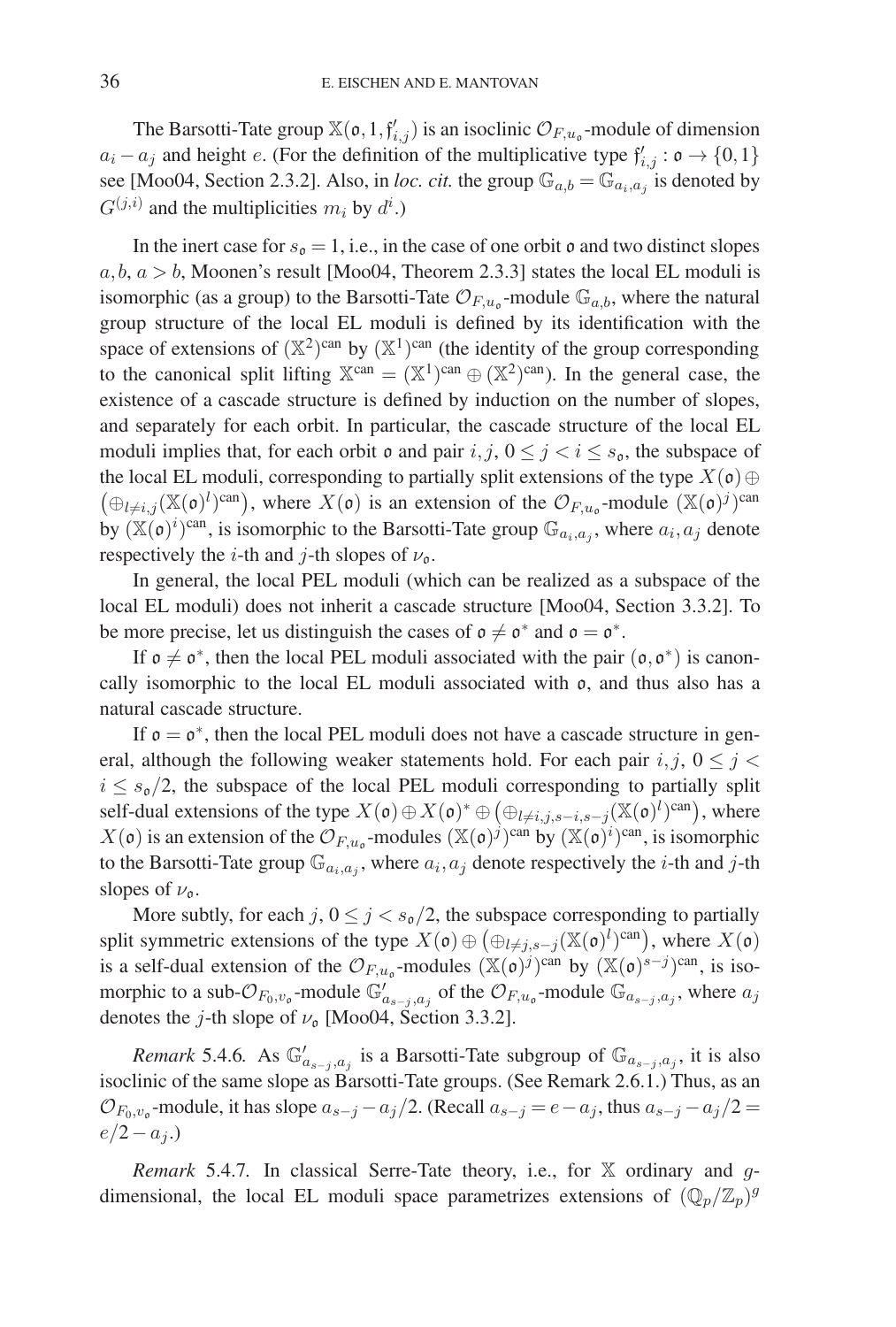The Barsotti-Tate group $\mathbb{X}(\mathfrak{o}, 1, \mathfrak{f}'_{i,j})$ is an isoclinic $\mathcal{O}_{F,u_\mathfrak{o}}$-module of dimension $a_i - a_j$ and height $e$. (For the definition of the multiplicative type $\mathfrak{f}'_{i,j} : \mathfrak{o} \to \{0, 1\}$ see [Moo04, Section 2.3.2]. Also, in *loc. cit.* the group $\mathbb{G}_{a,b} = \mathbb{G}_{a_i,a_j}$ is denoted by $G^{(j,i)}$ and the multiplicities $m_i$ by $d^i$.)

In the inert case for $s_\mathfrak{o} = 1$, i.e., in the case of one orbit $\mathfrak{o}$ and two distinct slopes $a, b$, $a > b$, Moonen's result [Moo04, Theorem 2.3.3] states the local EL moduli is isomorphic (as a group) to the Barsotti-Tate $\mathcal{O}_{F,u_\mathfrak{o}}$-module $\mathbb{G}_{a,b}$, where the natural group structure of the local EL moduli is defined by its identification with the space of extensions of $(\mathbb{X}^2)^{\mathrm{can}}$ by $(\mathbb{X}^1)^{\mathrm{can}}$ (the identity of the group corresponding to the canonical split lifting $\mathbb{X}^{\mathrm{can}} = (\mathbb{X}^1)^{\mathrm{can}} \oplus (\mathbb{X}^2)^{\mathrm{can}}$). In the general case, the existence of a cascade structure is defined by induction on the number of slopes, and separately for each orbit. In particular, the cascade structure of the local EL moduli implies that, for each orbit $\mathfrak{o}$ and pair $i, j$, $0 \leq j < i \leq s_\mathfrak{o}$, the subspace of the local EL moduli, corresponding to partially split extensions of the type $X(\mathfrak{o}) \oplus \left(\oplus_{l \neq i,j} (\mathbb{X}(\mathfrak{o})^l)^{\mathrm{can}}\right)$, where $X(\mathfrak{o})$ is an extension of the $\mathcal{O}_{F,u_\mathfrak{o}}$-module $(\mathbb{X}(\mathfrak{o})^j)^{\mathrm{can}}$ by $(\mathbb{X}(\mathfrak{o})^i)^{\mathrm{can}}$, is isomorphic to the Barsotti-Tate group $\mathbb{G}_{a_i,a_j}$, where $a_i, a_j$ denote respectively the $i$-th and $j$-th slopes of $\nu_\mathfrak{o}$.

In general, the local PEL moduli (which can be realized as a subspace of the local EL moduli) does not inherit a cascade structure [Moo04, Section 3.3.2]. To be more precise, let us distinguish the cases of $\mathfrak{o} \neq \mathfrak{o}^*$ and $\mathfrak{o} = \mathfrak{o}^*$.

If $\mathfrak{o} \neq \mathfrak{o}^*$, then the local PEL moduli associated with the pair $(\mathfrak{o}, \mathfrak{o}^*)$ is canonically isomorphic to the local EL moduli associated with $\mathfrak{o}$, and thus also has a natural cascade structure.

If $\mathfrak{o} = \mathfrak{o}^*$, then the local PEL moduli does not have a cascade structure in general, although the following weaker statements hold. For each pair $i, j$, $0 \leq j < i \leq s_\mathfrak{o}/2$, the subspace of the local PEL moduli corresponding to partially split self-dual extensions of the type $X(\mathfrak{o}) \oplus X(\mathfrak{o})^* \oplus \left(\oplus_{l \neq i,j,s-i,s-j} (\mathbb{X}(\mathfrak{o})^l)^{\mathrm{can}}\right)$, where $X(\mathfrak{o})$ is an extension of the $\mathcal{O}_{F,u_\mathfrak{o}}$-modules $(\mathbb{X}(\mathfrak{o})^j)^{\mathrm{can}}$ by $(\mathbb{X}(\mathfrak{o})^i)^{\mathrm{can}}$, is isomorphic to the Barsotti-Tate group $\mathbb{G}_{a_i,a_j}$, where $a_i, a_j$ denote respectively the $i$-th and $j$-th slopes of $\nu_\mathfrak{o}$.

More subtly, for each $j$, $0 \leq j < s_\mathfrak{o}/2$, the subspace corresponding to partially split symmetric extensions of the type $X(\mathfrak{o}) \oplus \left(\oplus_{l \neq j,s-j} (\mathbb{X}(\mathfrak{o})^l)^{\mathrm{can}}\right)$, where $X(\mathfrak{o})$ is a self-dual extension of the $\mathcal{O}_{F,u_\mathfrak{o}}$-modules $(\mathbb{X}(\mathfrak{o})^j)^{\mathrm{can}}$ by $(\mathbb{X}(\mathfrak{o})^{s-j})^{\mathrm{can}}$, is isomorphic to a sub-$\mathcal{O}_{F_0,v_\mathfrak{o}}$-module $\mathbb{G}'_{a_{s-j},a_j}$ of the $\mathcal{O}_{F,u_\mathfrak{o}}$-module $\mathbb{G}_{a_{s-j},a_j}$, where $a_j$ denotes the $j$-th slope of $\nu_\mathfrak{o}$ [Moo04, Section 3.3.2].

*Remark* 5.4.6. As $\mathbb{G}'_{a_{s-j},a_j}$ is a Barsotti-Tate subgroup of $\mathbb{G}_{a_{s-j},a_j}$, it is also isoclinic of the same slope as Barsotti-Tate groups. (See Remark 2.6.1.) Thus, as an $\mathcal{O}_{F_0,v_\mathfrak{o}}$-module, it has slope $a_{s-j} - a_j/2$. (Recall $a_{s-j} = e - a_j$, thus $a_{s-j} - a_j/2 = e/2 - a_j$.)

*Remark* 5.4.7. In classical Serre-Tate theory, i.e., for $\mathbb{X}$ ordinary and $g$-dimensional, the local EL moduli space parametrizes extensions of $(\mathbb{Q}_p/\mathbb{Z}_p)^g$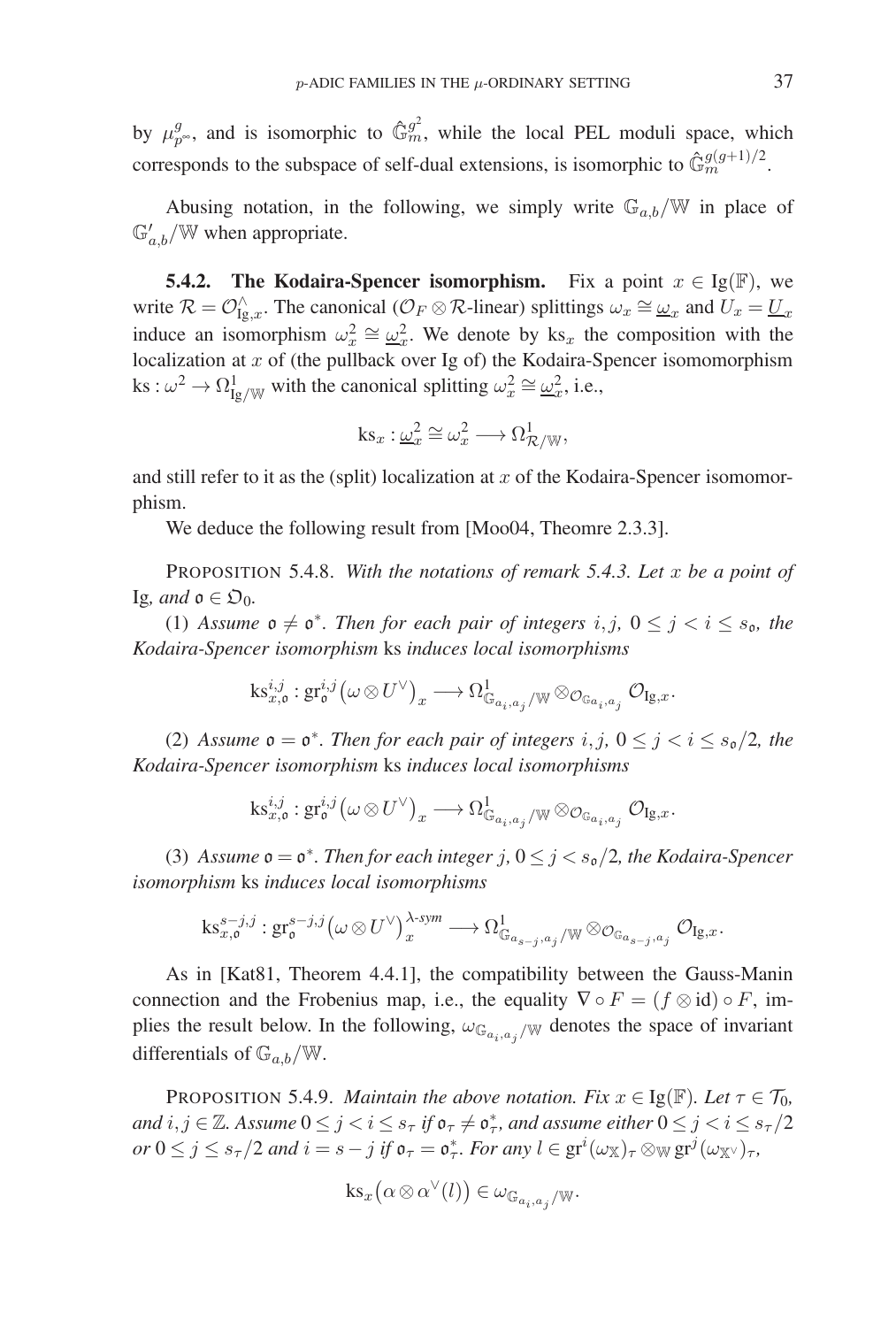by $\mu_{p^\infty}^g$, and is isomorphic to $\hat{\mathbb{G}}_m^{g^2}$, while the local PEL moduli space, which corresponds to the subspace of self-dual extensions, is isomorphic to $\hat{\mathbb{G}}_m^{g(g+1)/2}$.

Abusing notation, in the following, we simply write $\mathbb{G}_{a,b}/\mathbb{W}$ in place of $\mathbb{G}'_{a,b}/\mathbb{W}$ when appropriate.

**5.4.2. The Kodaira-Spencer isomorphism.** Fix a point $x \in \mathrm{Ig}(\mathbb{F})$, we write $\mathcal{R} = \mathcal{O}_{\mathrm{Ig},x}^\wedge$. The canonical ($\mathcal{O}_F \otimes \mathcal{R}$-linear) splittings $\omega_x \cong \underline{\omega}_x$ and $U_x = \underline{U}_x$ induce an isomorphism $\omega_x^2 \cong \underline{\omega}_x^2$. We denote by $\mathrm{ks}_x$ the composition with the localization at $x$ of (the pullback over Ig of) the Kodaira-Spencer isomomorphism $\mathrm{ks} : \omega^2 \to \Omega^1_{\mathrm{Ig}/\mathbb{W}}$ with the canonical splitting $\omega_x^2 \cong \underline{\omega}_x^2$, i.e.,

$$\mathrm{ks}_x : \underline{\omega}_x^2 \cong \omega_x^2 \longrightarrow \Omega^1_{\mathcal{R}/\mathbb{W}},$$

and still refer to it as the (split) localization at $x$ of the Kodaira-Spencer isomomorphism.

We deduce the following result from [Moo04, Theomre 2.3.3].

PROPOSITION 5.4.8. *With the notations of remark 5.4.3. Let $x$ be a point of* Ig*, and $\mathfrak{o} \in \mathfrak{O}_0$.*

(1) *Assume $\mathfrak{o} \neq \mathfrak{o}^*$. Then for each pair of integers $i, j$, $0 \leq j < i \leq s_{\mathfrak{o}}$, the Kodaira-Spencer isomorphism* ks *induces local isomorphisms*

$$\mathrm{ks}_{x,\mathfrak{o}}^{i,j} : \mathrm{gr}_{\mathfrak{o}}^{i,j}\big(\omega \otimes U^\vee\big)_x \longrightarrow \Omega^1_{\mathbb{G}_{a_i,a_j}/\mathbb{W}} \otimes_{\mathcal{O}_{\mathbb{G}_{a_i,a_j}}} \mathcal{O}_{\mathrm{Ig},x}.$$

(2) *Assume $\mathfrak{o} = \mathfrak{o}^*$. Then for each pair of integers $i, j$, $0 \leq j < i \leq s_{\mathfrak{o}}/2$, the Kodaira-Spencer isomorphism* ks *induces local isomorphisms*

$$\mathrm{ks}_{x,\mathfrak{o}}^{i,j} : \mathrm{gr}_{\mathfrak{o}}^{i,j}\big(\omega \otimes U^\vee\big)_x \longrightarrow \Omega^1_{\mathbb{G}_{a_i,a_j}/\mathbb{W}} \otimes_{\mathcal{O}_{\mathbb{G}_{a_i,a_j}}} \mathcal{O}_{\mathrm{Ig},x}.$$

(3) *Assume $\mathfrak{o} = \mathfrak{o}^*$. Then for each integer $j$, $0 \leq j < s_{\mathfrak{o}}/2$, the Kodaira-Spencer isomorphism* ks *induces local isomorphisms*

$$\mathrm{ks}_{x,\mathfrak{o}}^{s-j,j} : \mathrm{gr}_{\mathfrak{o}}^{s-j,j}\big(\omega \otimes U^\vee\big)_x^{\lambda\text{-}sym} \longrightarrow \Omega^1_{\mathbb{G}_{a_{s-j},a_j}/\mathbb{W}} \otimes_{\mathcal{O}_{\mathbb{G}_{a_{s-j},a_j}}} \mathcal{O}_{\mathrm{Ig},x}.$$

As in [Kat81, Theorem 4.4.1], the compatibility between the Gauss-Manin connection and the Frobenius map, i.e., the equality $\nabla \circ F = (f \otimes \mathrm{id}) \circ F$, implies the result below. In the following, $\omega_{\mathbb{G}_{a_i,a_j}/\mathbb{W}}$ denotes the space of invariant differentials of $\mathbb{G}_{a,b}/\mathbb{W}$.

PROPOSITION 5.4.9. *Maintain the above notation. Fix $x \in \mathrm{Ig}(\mathbb{F})$. Let $\tau \in \mathcal{T}_0$, and $i, j \in \mathbb{Z}$. Assume $0 \leq j < i \leq s_\tau$ if $\mathfrak{o}_\tau \neq \mathfrak{o}_\tau^*$, and assume either $0 \leq j < i \leq s_\tau/2$ or $0 \leq j \leq s_\tau/2$ and $i = s - j$ if $\mathfrak{o}_\tau = \mathfrak{o}_\tau^*$. For any $l \in \mathrm{gr}^i(\omega_{\mathbb{X}})_\tau \otimes_{\mathbb{W}} \mathrm{gr}^j(\omega_{\mathbb{X}^\vee})_\tau$,*

$$\mathrm{ks}_x\big(\alpha \otimes \alpha^\vee(l)\big) \in \omega_{\mathbb{G}_{a_i,a_j}/\mathbb{W}}.$$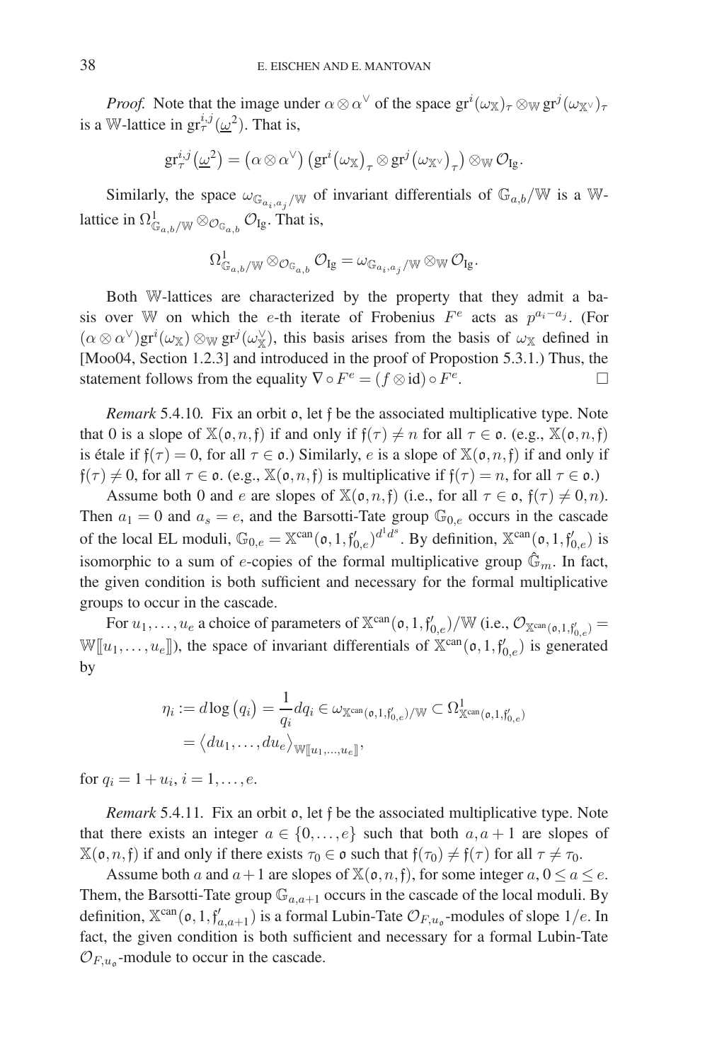*Proof.* Note that the image under $\alpha\otimes\alpha^\vee$ of the space $\mathrm{gr}^i(\omega_{\mathbb{X}})_\tau\otimes_{\mathbb{W}}\mathrm{gr}^j(\omega_{\mathbb{X}^\vee})_\tau$ is a $\mathbb{W}$-lattice in $\mathrm{gr}^{i,j}_\tau(\underline{\omega}^2)$. That is,

$$\mathrm{gr}^{i,j}_\tau(\underline{\omega}^2)=\left(\alpha\otimes\alpha^\vee\right)\left(\mathrm{gr}^i\left(\omega_{\mathbb{X}}\right)_\tau\otimes\mathrm{gr}^j\left(\omega_{\mathbb{X}^\vee}\right)_\tau\right)\otimes_{\mathbb{W}}\mathcal{O}_{\mathrm{Ig}}.$$

Similarly, the space $\omega_{\mathbb{G}_{a_i,a_j}/\mathbb{W}}$ of invariant differentials of $\mathbb{G}_{a,b}/\mathbb{W}$ is a $\mathbb{W}$-lattice in $\Omega^1_{\mathbb{G}_{a,b}/\mathbb{W}}\otimes_{\mathcal{O}_{\mathbb{G}_{a,b}}}\mathcal{O}_{\mathrm{Ig}}$. That is,

$$\Omega^1_{\mathbb{G}_{a,b}/\mathbb{W}}\otimes_{\mathcal{O}_{\mathbb{G}_{a,b}}}\mathcal{O}_{\mathrm{Ig}}=\omega_{\mathbb{G}_{a_i,a_j}/\mathbb{W}}\otimes_{\mathbb{W}}\mathcal{O}_{\mathrm{Ig}}.$$

Both $\mathbb{W}$-lattices are characterized by the property that they admit a basis over $\mathbb{W}$ on which the $e$-th iterate of Frobenius $F^e$ acts as $p^{a_i-a_j}$. (For $(\alpha\otimes\alpha^\vee)\mathrm{gr}^i(\omega_{\mathbb{X}})\otimes_{\mathbb{W}}\mathrm{gr}^j(\omega^\vee_{\mathbb{X}})$, this basis arises from the basis of $\omega_{\mathbb{X}}$ defined in [Moo04, Section 1.2.3] and introduced in the proof of Propostion 5.3.1.) Thus, the statement follows from the equality $\nabla\circ F^e=(f\otimes\mathrm{id})\circ F^e$. $\square$

*Remark* 5.4.10. Fix an orbit $\mathfrak{o}$, let $\mathfrak{f}$ be the associated multiplicative type. Note that 0 is a slope of $\mathbb{X}(\mathfrak{o},n,\mathfrak{f})$ if and only if $\mathfrak{f}(\tau)\neq n$ for all $\tau\in\mathfrak{o}$. (e.g., $\mathbb{X}(\mathfrak{o},n,\mathfrak{f})$ is étale if $\mathfrak{f}(\tau)=0$, for all $\tau\in\mathfrak{o}$.) Similarly, $e$ is a slope of $\mathbb{X}(\mathfrak{o},n,\mathfrak{f})$ if and only if $\mathfrak{f}(\tau)\neq 0$, for all $\tau\in\mathfrak{o}$. (e.g., $\mathbb{X}(\mathfrak{o},n,\mathfrak{f})$ is multiplicative if $\mathfrak{f}(\tau)=n$, for all $\tau\in\mathfrak{o}$.)

Assume both 0 and $e$ are slopes of $\mathbb{X}(\mathfrak{o},n,\mathfrak{f})$ (i.e., for all $\tau\in\mathfrak{o}$, $\mathfrak{f}(\tau)\neq 0,n$). Then $a_1=0$ and $a_s=e$, and the Barsotti-Tate group $\mathbb{G}_{0,e}$ occurs in the cascade of the local EL moduli, $\mathbb{G}_{0,e}=\mathbb{X}^{\mathrm{can}}(\mathfrak{o},1,\mathfrak{f}'_{0,e})^{d^1d^s}$. By definition, $\mathbb{X}^{\mathrm{can}}(\mathfrak{o},1,\mathfrak{f}'_{0,e})$ is isomorphic to a sum of $e$-copies of the formal multiplicative group $\hat{\mathbb{G}}_m$. In fact, the given condition is both sufficient and necessary for the formal multiplicative groups to occur in the cascade.

For $u_1,\ldots,u_e$ a choice of parameters of $\mathbb{X}^{\mathrm{can}}(\mathfrak{o},1,\mathfrak{f}'_{0,e})/\mathbb{W}$ (i.e., $\mathcal{O}_{\mathbb{X}^{\mathrm{can}}(\mathfrak{o},1,\mathfrak{f}'_{0,e})}=\mathbb{W}[\![u_1,\ldots,u_e]\!]$), the space of invariant differentials of $\mathbb{X}^{\mathrm{can}}(\mathfrak{o},1,\mathfrak{f}'_{0,e})$ is generated by

$$\begin{aligned}\eta_i:=d\log\left(q_i\right)=\frac{1}{q_i}dq_i\in\omega_{\mathbb{X}^{\mathrm{can}}(\mathfrak{o},1,\mathfrak{f}'_{0,e})/\mathbb{W}}\subset\Omega^1_{\mathbb{X}^{\mathrm{can}}(\mathfrak{o},1,\mathfrak{f}'_{0,e})}\\=\left\langle du_1,\ldots,du_e\right\rangle_{\mathbb{W}[\![u_1,\ldots,u_e]\!]},\end{aligned}$$

for $q_i=1+u_i$, $i=1,\ldots,e$.

*Remark* 5.4.11. Fix an orbit $\mathfrak{o}$, let $\mathfrak{f}$ be the associated multiplicative type. Note that there exists an integer $a\in\{0,\ldots,e\}$ such that both $a,a+1$ are slopes of $\mathbb{X}(\mathfrak{o},n,\mathfrak{f})$ if and only if there exists $\tau_0\in\mathfrak{o}$ such that $\mathfrak{f}(\tau_0)\neq\mathfrak{f}(\tau)$ for all $\tau\neq\tau_0$.

Assume both $a$ and $a+1$ are slopes of $\mathbb{X}(\mathfrak{o},n,\mathfrak{f})$, for some integer $a$, $0\leq a\leq e$. Them, the Barsotti-Tate group $\mathbb{G}_{a,a+1}$ occurs in the cascade of the local moduli. By definition, $\mathbb{X}^{\mathrm{can}}(\mathfrak{o},1,\mathfrak{f}'_{a,a+1})$ is a formal Lubin-Tate $\mathcal{O}_{F,u_\mathfrak{o}}$-modules of slope $1/e$. In fact, the given condition is both sufficient and necessary for a formal Lubin-Tate $\mathcal{O}_{F,u_\mathfrak{o}}$-module to occur in the cascade.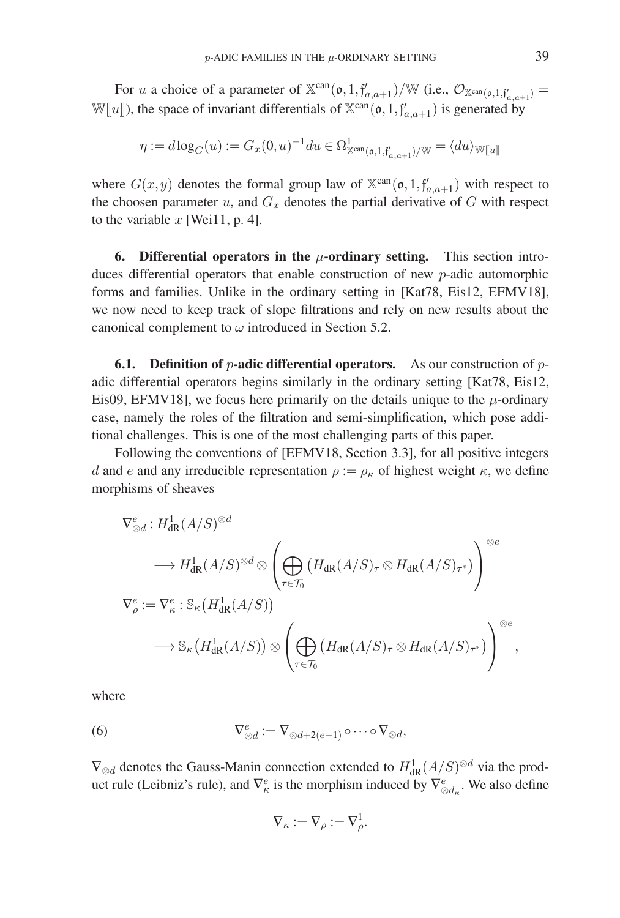For $u$ a choice of a parameter of $\mathbb{X}^{\mathrm{can}}(\mathfrak{o}, 1, \mathfrak{f}'_{a,a+1})/\mathbb{W}$ (i.e., $\mathcal{O}_{\mathbb{X}^{\mathrm{can}}(\mathfrak{o},1,\mathfrak{f}'_{a,a+1})} = \mathbb{W}[\![u]\!]$), the space of invariant differentials of $\mathbb{X}^{\mathrm{can}}(\mathfrak{o}, 1, \mathfrak{f}'_{a,a+1})$ is generated by

$$\eta := d\log_G(u) := G_x(0, u)^{-1} du \in \Omega^1_{\mathbb{X}^{\mathrm{can}}(\mathfrak{o},1,\mathfrak{f}'_{a,a+1})/\mathbb{W}} = \langle du \rangle_{\mathbb{W}[\![u]\!]}$$

where $G(x, y)$ denotes the formal group law of $\mathbb{X}^{\mathrm{can}}(\mathfrak{o}, 1, \mathfrak{f}'_{a,a+1})$ with respect to the choosen parameter $u$, and $G_x$ denotes the partial derivative of $G$ with respect to the variable $x$ [Wei11, p. 4].

**6. Differential operators in the $\mu$-ordinary setting.** This section introduces differential operators that enable construction of new $p$-adic automorphic forms and families. Unlike in the ordinary setting in [Kat78, Eis12, EFMV18], we now need to keep track of slope filtrations and rely on new results about the canonical complement to $\omega$ introduced in Section 5.2.

**6.1. Definition of $p$-adic differential operators.** As our construction of $p$-adic differential operators begins similarly in the ordinary setting [Kat78, Eis12, Eis09, EFMV18], we focus here primarily on the details unique to the $\mu$-ordinary case, namely the roles of the filtration and semi-simplification, which pose additional challenges. This is one of the most challenging parts of this paper.

Following the conventions of [EFMV18, Section 3.3], for all positive integers $d$ and $e$ and any irreducible representation $\rho := \rho_\kappa$ of highest weight $\kappa$, we define morphisms of sheaves

$$\begin{aligned}
\nabla^e_{\otimes d} &: H^1_{\mathrm{dR}}(A/S)^{\otimes d} \\
&\longrightarrow H^1_{\mathrm{dR}}(A/S)^{\otimes d} \otimes \left( \bigoplus_{\tau \in \mathcal{T}_0} \left( H_{\mathrm{dR}}(A/S)_\tau \otimes H_{\mathrm{dR}}(A/S)_{\tau^*} \right) \right)^{\otimes e} \\
\nabla^e_\rho := \nabla^e_\kappa &: \mathbb{S}_\kappa\left(H^1_{\mathrm{dR}}(A/S)\right) \\
&\longrightarrow \mathbb{S}_\kappa\left(H^1_{\mathrm{dR}}(A/S)\right) \otimes \left( \bigoplus_{\tau \in \mathcal{T}_0} \left( H_{\mathrm{dR}}(A/S)_\tau \otimes H_{\mathrm{dR}}(A/S)_{\tau^*} \right) \right)^{\otimes e},
\end{aligned}$$

where

$$\nabla^e_{\otimes d} := \nabla_{\otimes d + 2(e-1)} \circ \cdots \circ \nabla_{\otimes d}, \tag{6}$$

$\nabla_{\otimes d}$ denotes the Gauss-Manin connection extended to $H^1_{\mathrm{dR}}(A/S)^{\otimes d}$ via the product rule (Leibniz's rule), and $\nabla^e_\kappa$ is the morphism induced by $\nabla^e_{\otimes d_\kappa}$. We also define

$$\nabla_\kappa := \nabla_\rho := \nabla^1_\rho.$$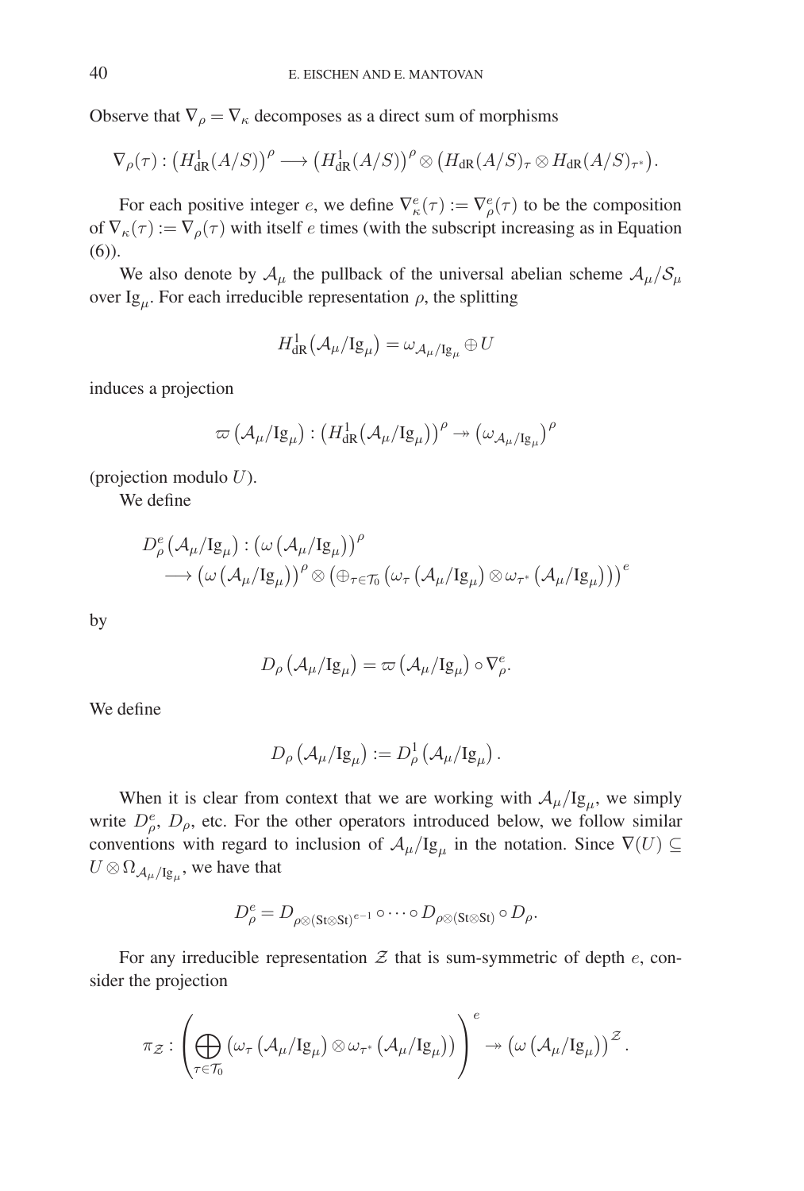Observe that $\nabla_\rho = \nabla_\kappa$ decomposes as a direct sum of morphisms

$$\nabla_\rho(\tau) : \left(H^1_{\mathrm{dR}}(A/S)\right)^\rho \longrightarrow \left(H^1_{\mathrm{dR}}(A/S)\right)^\rho \otimes \left(H_{\mathrm{dR}}(A/S)_\tau \otimes H_{\mathrm{dR}}(A/S)_{\tau^*}\right).$$

For each positive integer $e$, we define $\nabla^e_\kappa(\tau) := \nabla^e_\rho(\tau)$ to be the composition of $\nabla_\kappa(\tau) := \nabla_\rho(\tau)$ with itself $e$ times (with the subscript increasing as in Equation (6)).

We also denote by $\mathcal{A}_\mu$ the pullback of the universal abelian scheme $\mathcal{A}_\mu/\mathcal{S}_\mu$ over $\mathrm{Ig}_\mu$. For each irreducible representation $\rho$, the splitting

$$H^1_{\mathrm{dR}}\left(\mathcal{A}_\mu/\mathrm{Ig}_\mu\right) = \omega_{\mathcal{A}_\mu/\mathrm{Ig}_\mu} \oplus U$$

induces a projection

$$\varpi\left(\mathcal{A}_\mu/\mathrm{Ig}_\mu\right) : \left(H^1_{\mathrm{dR}}\left(\mathcal{A}_\mu/\mathrm{Ig}_\mu\right)\right)^\rho \twoheadrightarrow \left(\omega_{\mathcal{A}_\mu/\mathrm{Ig}_\mu}\right)^\rho$$

(projection modulo $U$).

We define

$$\begin{aligned} D^e_\rho\left(\mathcal{A}_\mu/\mathrm{Ig}_\mu\right) &: \left(\omega\left(\mathcal{A}_\mu/\mathrm{Ig}_\mu\right)\right)^\rho \\ &\longrightarrow \left(\omega\left(\mathcal{A}_\mu/\mathrm{Ig}_\mu\right)\right)^\rho \otimes \left(\oplus_{\tau\in\mathcal{T}_0}\left(\omega_\tau\left(\mathcal{A}_\mu/\mathrm{Ig}_\mu\right)\otimes\omega_{\tau^*}\left(\mathcal{A}_\mu/\mathrm{Ig}_\mu\right)\right)\right)^e \end{aligned}$$

by

$$D_\rho\left(\mathcal{A}_\mu/\mathrm{Ig}_\mu\right) = \varpi\left(\mathcal{A}_\mu/\mathrm{Ig}_\mu\right)\circ\nabla^e_\rho.$$

We define

$$D_\rho\left(\mathcal{A}_\mu/\mathrm{Ig}_\mu\right) := D^1_\rho\left(\mathcal{A}_\mu/\mathrm{Ig}_\mu\right).$$

When it is clear from context that we are working with $\mathcal{A}_\mu/\mathrm{Ig}_\mu$, we simply write $D^e_\rho$, $D_\rho$, etc. For the other operators introduced below, we follow similar conventions with regard to inclusion of $\mathcal{A}_\mu/\mathrm{Ig}_\mu$ in the notation. Since $\nabla(U) \subseteq U \otimes \Omega_{\mathcal{A}_\mu/\mathrm{Ig}_\mu}$, we have that

$$D^e_\rho = D_{\rho\otimes(\mathrm{St}\otimes\mathrm{St})^{e-1}} \circ \cdots \circ D_{\rho\otimes(\mathrm{St}\otimes\mathrm{St})} \circ D_\rho.$$

For any irreducible representation $\mathcal{Z}$ that is sum-symmetric of depth $e$, consider the projection

$$\pi_\mathcal{Z} : \left(\bigoplus_{\tau\in\mathcal{T}_0}\left(\omega_\tau\left(\mathcal{A}_\mu/\mathrm{Ig}_\mu\right)\otimes\omega_{\tau^*}\left(\mathcal{A}_\mu/\mathrm{Ig}_\mu\right)\right)\right)^e \twoheadrightarrow \left(\omega\left(\mathcal{A}_\mu/\mathrm{Ig}_\mu\right)\right)^\mathcal{Z}.$$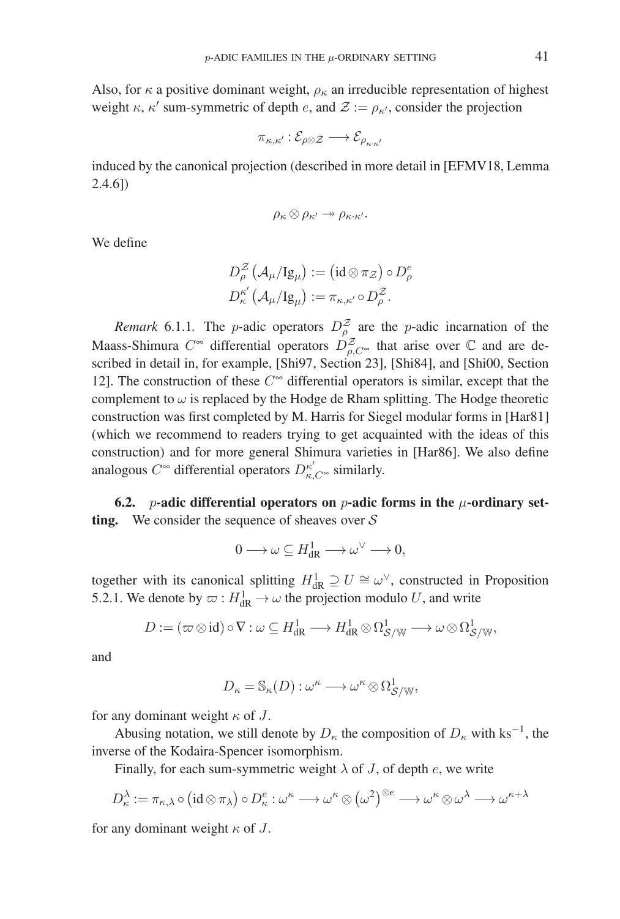Also, for $\kappa$ a positive dominant weight, $\rho_\kappa$ an irreducible representation of highest weight $\kappa$, $\kappa'$ sum-symmetric of depth $e$, and $\mathcal{Z} := \rho_{\kappa'}$, consider the projection

$$\pi_{\kappa,\kappa'} : \mathcal{E}_{\rho\otimes\mathcal{Z}} \longrightarrow \mathcal{E}_{\rho_{\kappa\cdot\kappa'}}$$

induced by the canonical projection (described in more detail in [EFMV18, Lemma 2.4.6])

$$\rho_\kappa \otimes \rho_{\kappa'} \twoheadrightarrow \rho_{\kappa\cdot\kappa'}.$$

We define

$$D^{\mathcal{Z}}_\rho\left(\mathcal{A}_\mu/\mathrm{Ig}_\mu\right) := \left(\mathrm{id}\otimes\pi_{\mathcal{Z}}\right)\circ D^e_\rho$$
$$D^{\kappa'}_\kappa\left(\mathcal{A}_\mu/\mathrm{Ig}_\mu\right) := \pi_{\kappa,\kappa'}\circ D^{\mathcal{Z}}_\rho.$$

*Remark* 6.1.1. The $p$-adic operators $D^{\mathcal{Z}}_\rho$ are the $p$-adic incarnation of the Maass-Shimura $C^\infty$ differential operators $D^{\mathcal{Z}}_{\rho,C^\infty}$ that arise over $\mathbb{C}$ and are described in detail in, for example, [Shi97, Section 23], [Shi84], and [Shi00, Section 12]. The construction of these $C^\infty$ differential operators is similar, except that the complement to $\omega$ is replaced by the Hodge de Rham splitting. The Hodge theoretic construction was first completed by M. Harris for Siegel modular forms in [Har81] (which we recommend to readers trying to get acquainted with the ideas of this construction) and for more general Shimura varieties in [Har86]. We also define analogous $C^\infty$ differential operators $D^{\kappa'}_{\kappa,C^\infty}$ similarly.

**6.2. $p$-adic differential operators on $p$-adic forms in the $\mu$-ordinary setting.** We consider the sequence of sheaves over $\mathcal{S}$

$$0 \longrightarrow \omega \subseteq H^1_{\mathrm{dR}} \longrightarrow \omega^\vee \longrightarrow 0,$$

together with its canonical splitting $H^1_{\mathrm{dR}} \supseteq U \cong \omega^\vee$, constructed in Proposition 5.2.1. We denote by $\varpi : H^1_{\mathrm{dR}} \to \omega$ the projection modulo $U$, and write

$$D := (\varpi\otimes\mathrm{id})\circ\nabla : \omega \subseteq H^1_{\mathrm{dR}} \longrightarrow H^1_{\mathrm{dR}}\otimes\Omega^1_{\mathcal{S}/\mathbb{W}} \longrightarrow \omega\otimes\Omega^1_{\mathcal{S}/\mathbb{W}},$$

and

$$D_\kappa = \mathbb{S}_\kappa(D) : \omega^\kappa \longrightarrow \omega^\kappa\otimes\Omega^1_{\mathcal{S}/\mathbb{W}},$$

for any dominant weight $\kappa$ of $J$.

Abusing notation, we still denote by $D_\kappa$ the composition of $D_\kappa$ with $\mathrm{ks}^{-1}$, the inverse of the Kodaira-Spencer isomorphism.

Finally, for each sum-symmetric weight $\lambda$ of $J$, of depth $e$, we write

$$D^\lambda_\kappa := \pi_{\kappa,\lambda}\circ\left(\mathrm{id}\otimes\pi_\lambda\right)\circ D^e_\kappa : \omega^\kappa \longrightarrow \omega^\kappa\otimes\left(\omega^2\right)^{\otimes e} \longrightarrow \omega^\kappa\otimes\omega^\lambda \longrightarrow \omega^{\kappa+\lambda}$$

for any dominant weight $\kappa$ of $J$.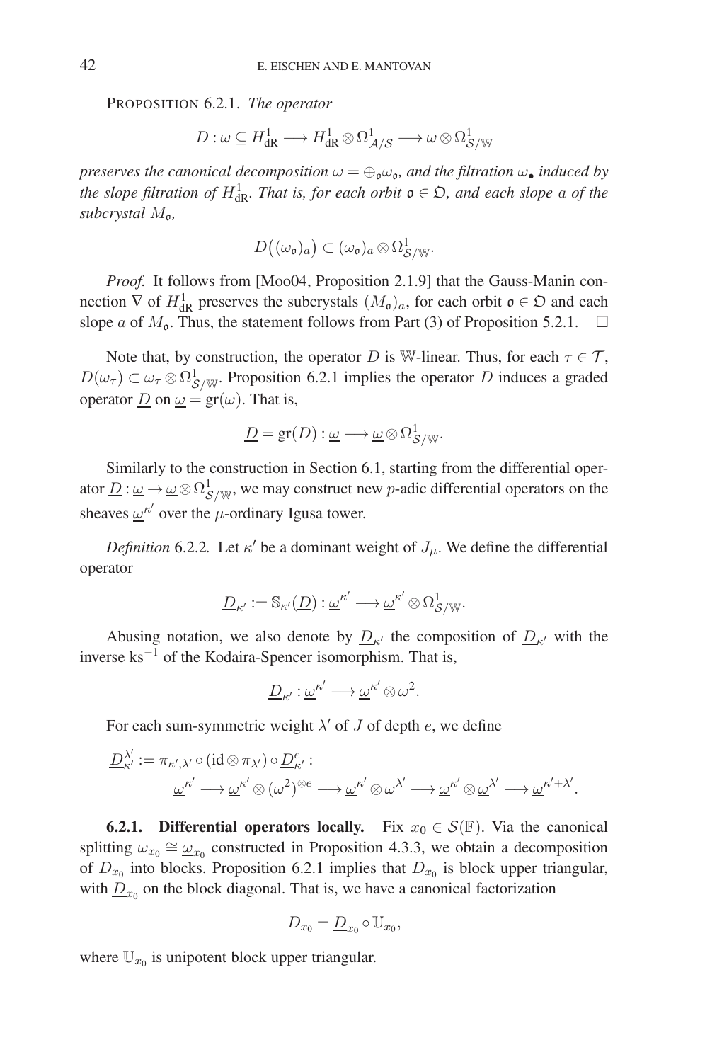PROPOSITION 6.2.1. *The operator*

$$D : \omega \subseteq H^1_{\mathrm{dR}} \longrightarrow H^1_{\mathrm{dR}} \otimes \Omega^1_{\mathcal{A}/\mathcal{S}} \longrightarrow \omega \otimes \Omega^1_{\mathcal{S}/\mathbb{W}}$$

*preserves the canonical decomposition $\omega = \oplus_{\mathfrak{o}} \omega_{\mathfrak{o}}$, and the filtration $\omega_\bullet$ induced by the slope filtration of $H^1_{\mathrm{dR}}$. That is, for each orbit $\mathfrak{o} \in \mathfrak{O}$, and each slope $a$ of the subcrystal $M_{\mathfrak{o}}$,*

$$D\big((\omega_{\mathfrak{o}})_a\big) \subset (\omega_{\mathfrak{o}})_a \otimes \Omega^1_{\mathcal{S}/\mathbb{W}}.$$

*Proof.* It follows from [Moo04, Proposition 2.1.9] that the Gauss-Manin connection $\nabla$ of $H^1_{\mathrm{dR}}$ preserves the subcrystals $(M_{\mathfrak{o}})_a$, for each orbit $\mathfrak{o} \in \mathfrak{O}$ and each slope $a$ of $M_{\mathfrak{o}}$. Thus, the statement follows from Part (3) of Proposition 5.2.1. $\square$

Note that, by construction, the operator $D$ is $\mathbb{W}$-linear. Thus, for each $\tau \in \mathcal{T}$, $D(\omega_\tau) \subset \omega_\tau \otimes \Omega^1_{\mathcal{S}/\mathbb{W}}$. Proposition 6.2.1 implies the operator $D$ induces a graded operator $\underline{D}$ on $\underline{\omega} = \mathrm{gr}(\omega)$. That is,

$$\underline{D} = \mathrm{gr}(D) : \underline{\omega} \longrightarrow \underline{\omega} \otimes \Omega^1_{\mathcal{S}/\mathbb{W}}.$$

Similarly to the construction in Section 6.1, starting from the differential operator $\underline{D} : \underline{\omega} \to \underline{\omega} \otimes \Omega^1_{\mathcal{S}/\mathbb{W}}$, we may construct new $p$-adic differential operators on the sheaves $\underline{\omega}^{\kappa'}$ over the $\mu$-ordinary Igusa tower.

*Definition* 6.2.2. Let $\kappa'$ be a dominant weight of $J_\mu$. We define the differential operator

$$\underline{D}_{\kappa'} := \mathbb{S}_{\kappa'}(\underline{D}) : \underline{\omega}^{\kappa'} \longrightarrow \underline{\omega}^{\kappa'} \otimes \Omega^1_{\mathcal{S}/\mathbb{W}}.$$

Abusing notation, we also denote by $\underline{D}_{\kappa'}$ the composition of $\underline{D}_{\kappa'}$ with the inverse $\mathrm{ks}^{-1}$ of the Kodaira-Spencer isomorphism. That is,

$$\underline{D}_{\kappa'} : \underline{\omega}^{\kappa'} \longrightarrow \underline{\omega}^{\kappa'} \otimes \omega^2.$$

For each sum-symmetric weight $\lambda'$ of $J$ of depth $e$, we define

$$\underline{D}^{\lambda'}_{\kappa'} := \pi_{\kappa',\lambda'} \circ (\mathrm{id} \otimes \pi_{\lambda'}) \circ \underline{D}^e_{\kappa'} : \\ \underline{\omega}^{\kappa'} \longrightarrow \underline{\omega}^{\kappa'} \otimes (\omega^2)^{\otimes e} \longrightarrow \underline{\omega}^{\kappa'} \otimes \omega^{\lambda'} \longrightarrow \underline{\omega}^{\kappa'} \otimes \underline{\omega}^{\lambda'} \longrightarrow \underline{\omega}^{\kappa'+\lambda'}.$$

**6.2.1. Differential operators locally.** Fix $x_0 \in \mathcal{S}(\mathbb{F})$. Via the canonical splitting $\omega_{x_0} \cong \underline{\omega}_{x_0}$ constructed in Proposition 4.3.3, we obtain a decomposition of $D_{x_0}$ into blocks. Proposition 6.2.1 implies that $D_{x_0}$ is block upper triangular, with $\underline{D}_{x_0}$ on the block diagonal. That is, we have a canonical factorization

$$D_{x_0} = \underline{D}_{x_0} \circ \mathbb{U}_{x_0},$$

where $\mathbb{U}_{x_0}$ is unipotent block upper triangular.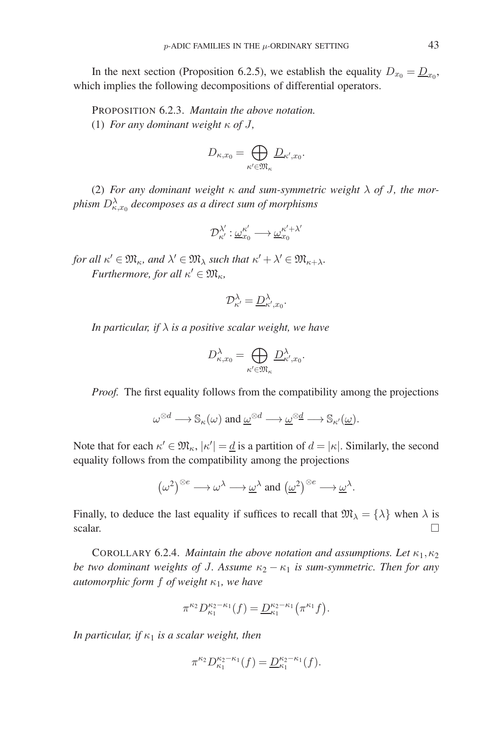In the next section (Proposition 6.2.5), we establish the equality $D_{x_0} = \underline{D}_{x_0}$, which implies the following decompositions of differential operators.

PROPOSITION 6.2.3. *Mantain the above notation.*

(1) *For any dominant weight $\kappa$ of $J$,*

$$D_{\kappa,x_0} = \bigoplus_{\kappa' \in \mathfrak{M}_\kappa} \underline{D}_{\kappa',x_0}.$$

(2) *For any dominant weight $\kappa$ and sum-symmetric weight $\lambda$ of $J$, the morphism $D^\lambda_{\kappa,x_0}$ decomposes as a direct sum of morphisms*

$$\mathcal{D}^{\lambda'}_{\kappa'} : \underline{\omega}^{\kappa'}_{x_0} \longrightarrow \underline{\omega}^{\kappa'+\lambda'}_{x_0}$$

*for all $\kappa' \in \mathfrak{M}_\kappa$, and $\lambda' \in \mathfrak{M}_\lambda$ such that $\kappa' + \lambda' \in \mathfrak{M}_{\kappa+\lambda}$.*

*Furthermore, for all $\kappa' \in \mathfrak{M}_\kappa$,*

$$\mathcal{D}^\lambda_{\kappa'} = \underline{D}^\lambda_{\kappa',x_0}.$$

*In particular, if $\lambda$ is a positive scalar weight, we have*

$$D^\lambda_{\kappa,x_0} = \bigoplus_{\kappa' \in \mathfrak{M}_\kappa} \underline{D}^\lambda_{\kappa',x_0}.$$

*Proof.* The first equality follows from the compatibility among the projections

$$\omega^{\otimes d} \longrightarrow \mathbb{S}_\kappa(\omega) \text{ and } \underline{\omega}^{\otimes d} \longrightarrow \underline{\omega}^{\otimes \underline{d}} \longrightarrow \mathbb{S}_{\kappa'}(\underline{\omega}).$$

Note that for each $\kappa' \in \mathfrak{M}_\kappa$, $|\kappa'| = \underline{d}$ is a partition of $d = |\kappa|$. Similarly, the second equality follows from the compatibility among the projections

$$\left(\omega^2\right)^{\otimes e} \longrightarrow \omega^\lambda \longrightarrow \underline{\omega}^\lambda \text{ and } \left(\underline{\omega}^2\right)^{\otimes e} \longrightarrow \underline{\omega}^\lambda.$$

Finally, to deduce the last equality if suffices to recall that $\mathfrak{M}_\lambda = \{\lambda\}$ when $\lambda$ is scalar. $\square$

COROLLARY 6.2.4. *Maintain the above notation and assumptions. Let $\kappa_1, \kappa_2$ be two dominant weights of $J$. Assume $\kappa_2 - \kappa_1$ is sum-symmetric. Then for any automorphic form $f$ of weight $\kappa_1$, we have*

$$\pi^{\kappa_2} D^{\kappa_2-\kappa_1}_{\kappa_1}(f) = \underline{D}^{\kappa_2-\kappa_1}_{\kappa_1}\left(\pi^{\kappa_1} f\right).$$

*In particular, if $\kappa_1$ is a scalar weight, then*

$$\pi^{\kappa_2} D^{\kappa_2-\kappa_1}_{\kappa_1}(f) = \underline{D}^{\kappa_2-\kappa_1}_{\kappa_1}(f).$$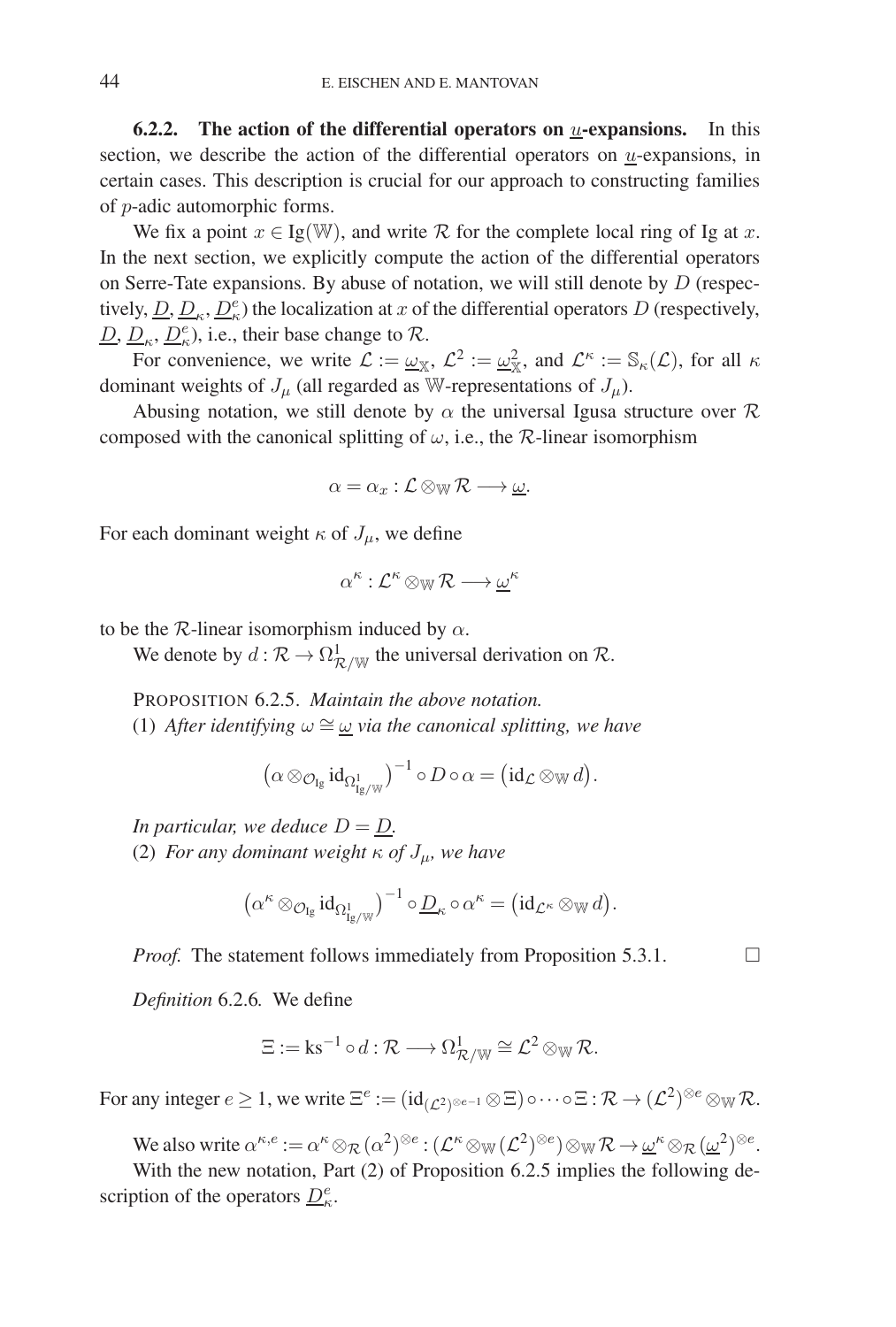**6.2.2. The action of the differential operators on $\underline{u}$-expansions.** In this section, we describe the action of the differential operators on $\underline{u}$-expansions, in certain cases. This description is crucial for our approach to constructing families of $p$-adic automorphic forms.

We fix a point $x \in \mathrm{Ig}(\mathbb{W})$, and write $\mathcal{R}$ for the complete local ring of Ig at $x$. In the next section, we explicitly compute the action of the differential operators on Serre-Tate expansions. By abuse of notation, we will still denote by $D$ (respectively, $\underline{D}$, $\underline{D}_\kappa$, $\underline{D}_\kappa^e$) the localization at $x$ of the differential operators $D$ (respectively, $\underline{D}$, $\underline{D}_\kappa$, $\underline{D}_\kappa^e$), i.e., their base change to $\mathcal{R}$.

For convenience, we write $\mathcal{L} := \underline{\omega}_{\mathbb{X}}$, $\mathcal{L}^2 := \underline{\omega}_{\mathbb{X}}^2$, and $\mathcal{L}^\kappa := \mathbb{S}_\kappa(\mathcal{L})$, for all $\kappa$ dominant weights of $J_\mu$ (all regarded as $\mathbb{W}$-representations of $J_\mu$).

Abusing notation, we still denote by $\alpha$ the universal Igusa structure over $\mathcal{R}$ composed with the canonical splitting of $\omega$, i.e., the $\mathcal{R}$-linear isomorphism

$$\alpha = \alpha_x : \mathcal{L} \otimes_{\mathbb{W}} \mathcal{R} \longrightarrow \underline{\omega}.$$

For each dominant weight $\kappa$ of $J_\mu$, we define

$$\alpha^\kappa : \mathcal{L}^\kappa \otimes_{\mathbb{W}} \mathcal{R} \longrightarrow \underline{\omega}^\kappa$$

to be the $\mathcal{R}$-linear isomorphism induced by $\alpha$.

We denote by $d : \mathcal{R} \to \Omega^1_{\mathcal{R}/\mathbb{W}}$ the universal derivation on $\mathcal{R}$.

Proposition 6.2.5. *Maintain the above notation.*

(1) *After identifying $\omega \cong \underline{\omega}$ via the canonical splitting, we have*

$$\left(\alpha \otimes_{\mathcal{O}_{\mathrm{Ig}}} \mathrm{id}_{\Omega^1_{\mathrm{Ig}/\mathbb{W}}}\right)^{-1} \circ D \circ \alpha = \left(\mathrm{id}_{\mathcal{L}} \otimes_{\mathbb{W}} d\right).$$

*In particular, we deduce $D = \underline{D}$.*

(2) *For any dominant weight $\kappa$ of $J_\mu$, we have*

$$\left(\alpha^\kappa \otimes_{\mathcal{O}_{\mathrm{Ig}}} \mathrm{id}_{\Omega^1_{\mathrm{Ig}/\mathbb{W}}}\right)^{-1} \circ \underline{D}_\kappa \circ \alpha^\kappa = \left(\mathrm{id}_{\mathcal{L}^\kappa} \otimes_{\mathbb{W}} d\right).$$

*Proof.* The statement follows immediately from Proposition 5.3.1. $\square$

*Definition* 6.2.6. We define

$$\Xi := \mathrm{ks}^{-1} \circ d : \mathcal{R} \longrightarrow \Omega^1_{\mathcal{R}/\mathbb{W}} \cong \mathcal{L}^2 \otimes_{\mathbb{W}} \mathcal{R}.$$

For any integer $e \geq 1$, we write $\Xi^e := (\mathrm{id}_{(\mathcal{L}^2)^{\otimes e-1}} \otimes \Xi) \circ \cdots \circ \Xi : \mathcal{R} \to (\mathcal{L}^2)^{\otimes e} \otimes_{\mathbb{W}} \mathcal{R}$.

We also write $\alpha^{\kappa,e} := \alpha^\kappa \otimes_{\mathcal{R}} (\alpha^2)^{\otimes e} : (\mathcal{L}^\kappa \otimes_{\mathbb{W}} (\mathcal{L}^2)^{\otimes e}) \otimes_{\mathbb{W}} \mathcal{R} \to \underline{\omega}^\kappa \otimes_{\mathcal{R}} (\underline{\omega}^2)^{\otimes e}$.

With the new notation, Part (2) of Proposition 6.2.5 implies the following description of the operators $\underline{D}_\kappa^e$.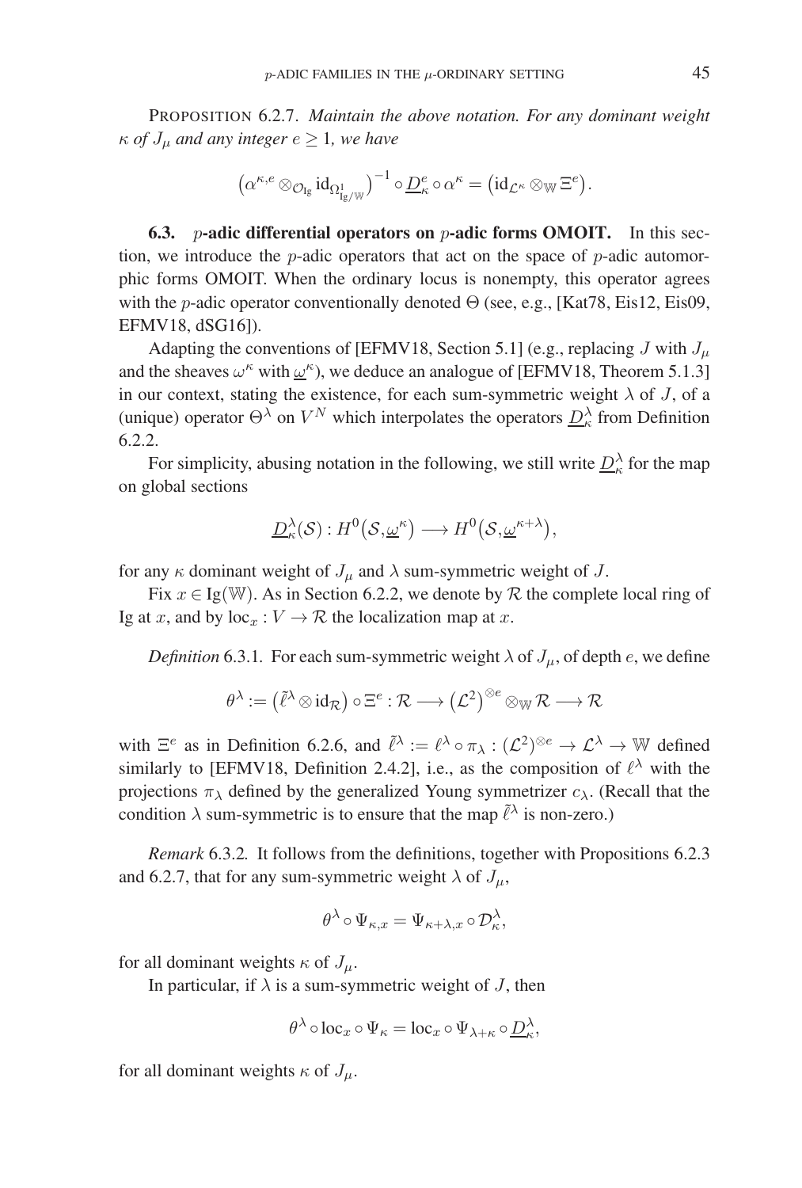PROPOSITION 6.2.7. *Maintain the above notation. For any dominant weight $\kappa$ of $J_\mu$ and any integer $e \geq 1$, we have*

$$\left(\alpha^{\kappa,e} \otimes_{\mathcal{O}_{\mathrm{Ig}}} \mathrm{id}_{\Omega^1_{\mathrm{Ig}/\mathbb{W}}}\right)^{-1} \circ \underline{D}^e_\kappa \circ \alpha^\kappa = \left(\mathrm{id}_{\mathcal{L}^\kappa} \otimes_{\mathbb{W}} \Xi^e\right).$$

**6.3.** ***p*-adic differential operators on *p*-adic forms OMOIT.** In this section, we introduce the $p$-adic operators that act on the space of $p$-adic automorphic forms OMOIT. When the ordinary locus is nonempty, this operator agrees with the $p$-adic operator conventionally denoted $\Theta$ (see, e.g., [Kat78, Eis12, Eis09, EFMV18, dSG16]).

Adapting the conventions of [EFMV18, Section 5.1] (e.g., replacing $J$ with $J_\mu$ and the sheaves $\omega^\kappa$ with $\underline{\omega}^\kappa$), we deduce an analogue of [EFMV18, Theorem 5.1.3] in our context, stating the existence, for each sum-symmetric weight $\lambda$ of $J$, of a (unique) operator $\Theta^\lambda$ on $V^N$ which interpolates the operators $\underline{D}^\lambda_\kappa$ from Definition 6.2.2.

For simplicity, abusing notation in the following, we still write $\underline{D}^\lambda_\kappa$ for the map on global sections

$$\underline{D}^\lambda_\kappa(\mathcal{S}) : H^0\big(\mathcal{S}, \underline{\omega}^\kappa\big) \longrightarrow H^0\big(\mathcal{S}, \underline{\omega}^{\kappa+\lambda}\big),$$

for any $\kappa$ dominant weight of $J_\mu$ and $\lambda$ sum-symmetric weight of $J$.

Fix $x \in \mathrm{Ig}(\mathbb{W})$. As in Section 6.2.2, we denote by $\mathcal{R}$ the complete local ring of Ig at $x$, and by $\mathrm{loc}_x : V \to \mathcal{R}$ the localization map at $x$.

*Definition* 6.3.1. For each sum-symmetric weight $\lambda$ of $J_\mu$, of depth $e$, we define

$$\theta^\lambda := \big(\tilde{\ell}^\lambda \otimes \mathrm{id}_{\mathcal{R}}\big) \circ \Xi^e : \mathcal{R} \longrightarrow \big(\mathcal{L}^2\big)^{\otimes e} \otimes_{\mathbb{W}} \mathcal{R} \longrightarrow \mathcal{R}$$

with $\Xi^e$ as in Definition 6.2.6, and $\tilde{\ell}^\lambda := \ell^\lambda \circ \pi_\lambda : (\mathcal{L}^2)^{\otimes e} \to \mathcal{L}^\lambda \to \mathbb{W}$ defined similarly to [EFMV18, Definition 2.4.2], i.e., as the composition of $\ell^\lambda$ with the projections $\pi_\lambda$ defined by the generalized Young symmetrizer $c_\lambda$. (Recall that the condition $\lambda$ sum-symmetric is to ensure that the map $\tilde{\ell}^\lambda$ is non-zero.)

*Remark* 6.3.2. It follows from the definitions, together with Propositions 6.2.3 and 6.2.7, that for any sum-symmetric weight $\lambda$ of $J_\mu$,

$$\theta^\lambda \circ \Psi_{\kappa,x} = \Psi_{\kappa+\lambda,x} \circ \mathcal{D}^\lambda_\kappa,$$

for all dominant weights $\kappa$ of $J_\mu$.

In particular, if $\lambda$ is a sum-symmetric weight of $J$, then

$$\theta^\lambda \circ \mathrm{loc}_x \circ \Psi_\kappa = \mathrm{loc}_x \circ \Psi_{\lambda+\kappa} \circ \underline{D}^\lambda_\kappa,$$

for all dominant weights $\kappa$ of $J_\mu$.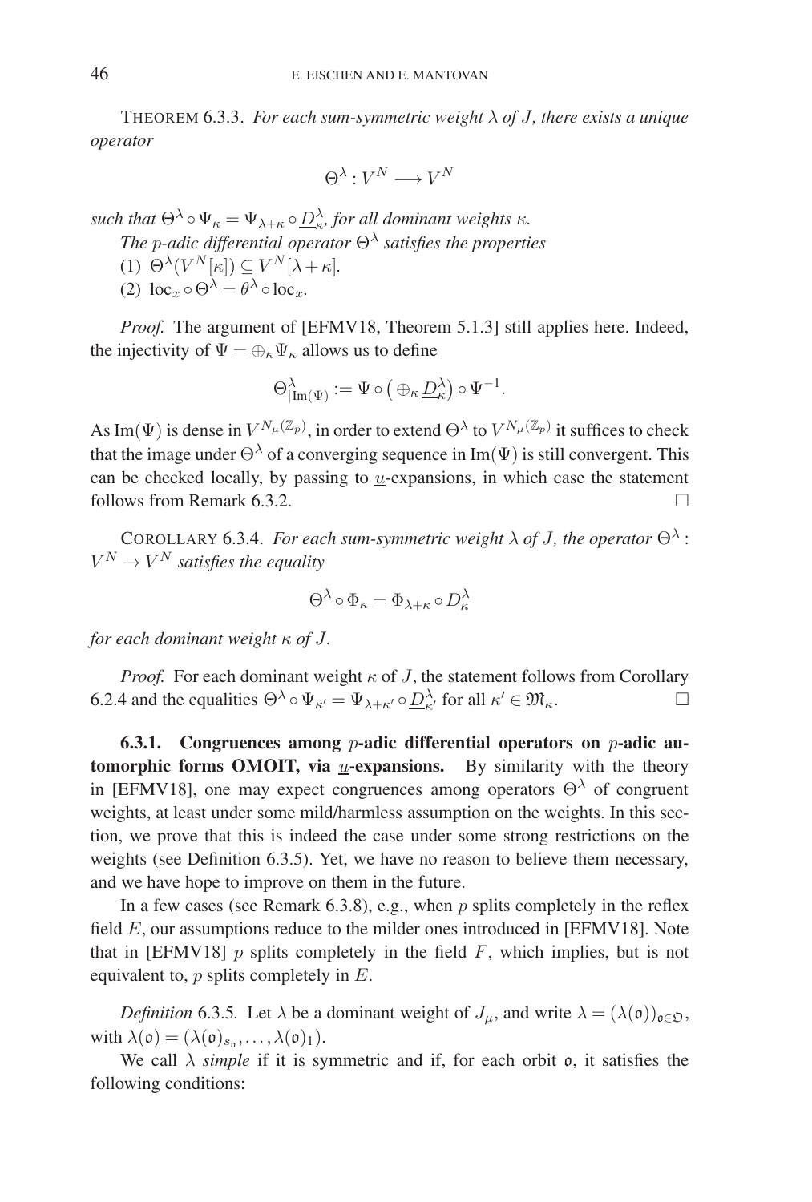THEOREM 6.3.3. *For each sum-symmetric weight $\lambda$ of $J$, there exists a unique operator*

$$\Theta^\lambda : V^N \longrightarrow V^N$$

*such that $\Theta^\lambda \circ \Psi_\kappa = \Psi_{\lambda+\kappa} \circ \underline{D}_\kappa^\lambda$, for all dominant weights $\kappa$.*

*The $p$-adic differential operator $\Theta^\lambda$ satisfies the properties*

(1) $\Theta^\lambda(V^N[\kappa]) \subseteq V^N[\lambda+\kappa]$.

(2) $\mathrm{loc}_x \circ \Theta^\lambda = \theta^\lambda \circ \mathrm{loc}_x$.

*Proof.* The argument of [EFMV18, Theorem 5.1.3] still applies here. Indeed, the injectivity of $\Psi = \oplus_\kappa \Psi_\kappa$ allows us to define

$$\Theta^\lambda_{|\mathrm{Im}(\Psi)} := \Psi \circ \big(\oplus_\kappa \underline{D}_\kappa^\lambda\big) \circ \Psi^{-1}.$$

As $\mathrm{Im}(\Psi)$ is dense in $V^{N_\mu(\mathbb{Z}_p)}$, in order to extend $\Theta^\lambda$ to $V^{N_\mu(\mathbb{Z}_p)}$ it suffices to check that the image under $\Theta^\lambda$ of a converging sequence in $\mathrm{Im}(\Psi)$ is still convergent. This can be checked locally, by passing to $\underline{u}$-expansions, in which case the statement follows from Remark 6.3.2. $\square$

COROLLARY 6.3.4. *For each sum-symmetric weight $\lambda$ of $J$, the operator $\Theta^\lambda : V^N \to V^N$ satisfies the equality*

$$\Theta^\lambda \circ \Phi_\kappa = \Phi_{\lambda+\kappa} \circ D_\kappa^\lambda$$

*for each dominant weight $\kappa$ of $J$.*

*Proof.* For each dominant weight $\kappa$ of $J$, the statement follows from Corollary 6.2.4 and the equalities $\Theta^\lambda \circ \Psi_{\kappa'} = \Psi_{\lambda+\kappa'} \circ \underline{D}_{\kappa'}^\lambda$ for all $\kappa' \in \mathfrak{M}_\kappa$. $\square$

**6.3.1. Congruences among $p$-adic differential operators on $p$-adic automorphic forms OMOIT, via $\underline{u}$-expansions.** By similarity with the theory in [EFMV18], one may expect congruences among operators $\Theta^\lambda$ of congruent weights, at least under some mild/harmless assumption on the weights. In this section, we prove that this is indeed the case under some strong restrictions on the weights (see Definition 6.3.5). Yet, we have no reason to believe them necessary, and we have hope to improve on them in the future.

In a few cases (see Remark 6.3.8), e.g., when $p$ splits completely in the reflex field $E$, our assumptions reduce to the milder ones introduced in [EFMV18]. Note that in [EFMV18] $p$ splits completely in the field $F$, which implies, but is not equivalent to, $p$ splits completely in $E$.

*Definition* 6.3.5. Let $\lambda$ be a dominant weight of $J_\mu$, and write $\lambda = (\lambda(\mathfrak{o}))_{\mathfrak{o}\in\mathfrak{O}}$, with $\lambda(\mathfrak{o}) = (\lambda(\mathfrak{o})_{s_\mathfrak{o}}, \dots, \lambda(\mathfrak{o})_1)$.

We call $\lambda$ *simple* if it is symmetric and if, for each orbit $\mathfrak{o}$, it satisfies the following conditions: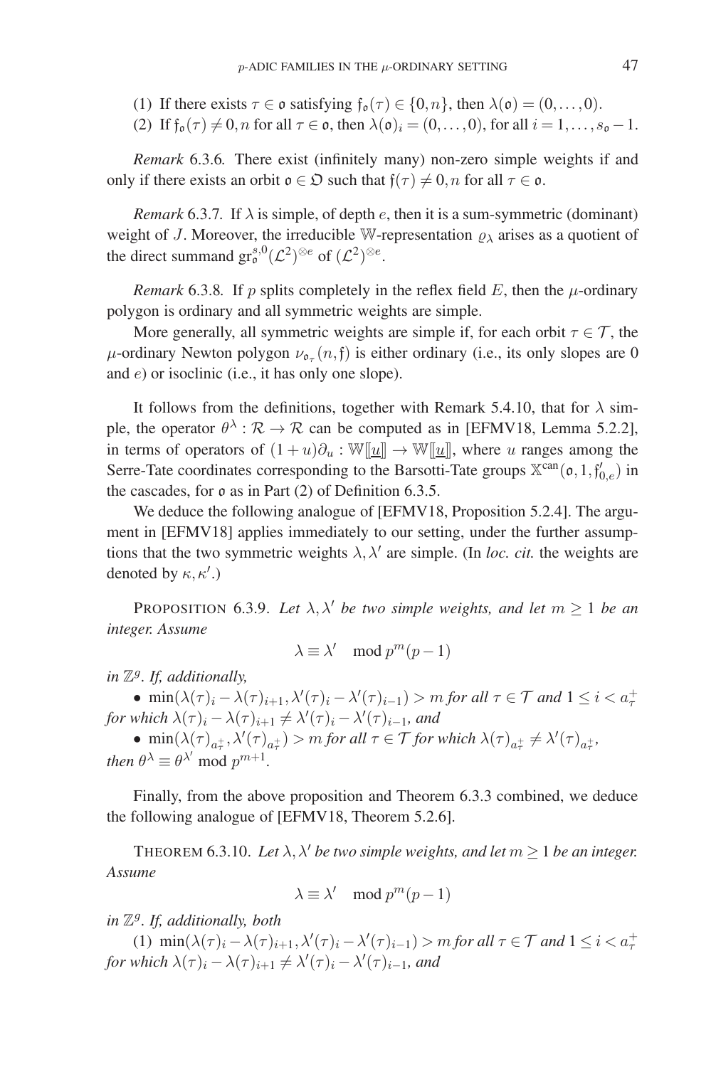(1) If there exists $\tau \in \mathfrak{o}$ satisfying $\mathfrak{f}_{\mathfrak{o}}(\tau) \in \{0, n\}$, then $\lambda(\mathfrak{o}) = (0, \ldots, 0)$.

(2) If $\mathfrak{f}_{\mathfrak{o}}(\tau) \neq 0, n$ for all $\tau \in \mathfrak{o}$, then $\lambda(\mathfrak{o})_i = (0, \ldots, 0)$, for all $i = 1, \ldots, s_{\mathfrak{o}} - 1$.

*Remark* 6.3.6. There exist (infinitely many) non-zero simple weights if and only if there exists an orbit $\mathfrak{o} \in \mathfrak{O}$ such that $\mathfrak{f}(\tau) \neq 0, n$ for all $\tau \in \mathfrak{o}$.

*Remark* 6.3.7. If $\lambda$ is simple, of depth $e$, then it is a sum-symmetric (dominant) weight of $J$. Moreover, the irreducible $\mathbb{W}$-representation $\varrho_\lambda$ arises as a quotient of the direct summand $\mathrm{gr}_{\mathfrak{o}}^{s,0}(\mathcal{L}^2)^{\otimes e}$ of $(\mathcal{L}^2)^{\otimes e}$.

*Remark* 6.3.8. If $p$ splits completely in the reflex field $E$, then the $\mu$-ordinary polygon is ordinary and all symmetric weights are simple.

More generally, all symmetric weights are simple if, for each orbit $\tau \in \mathcal{T}$, the $\mu$-ordinary Newton polygon $\nu_{\mathfrak{o}_\tau}(n, \mathfrak{f})$ is either ordinary (i.e., its only slopes are 0 and $e$) or isoclinic (i.e., it has only one slope).

It follows from the definitions, together with Remark 5.4.10, that for $\lambda$ simple, the operator $\theta^\lambda : \mathcal{R} \to \mathcal{R}$ can be computed as in [EFMV18, Lemma 5.2.2], in terms of operators of $(1+u)\partial_u : \mathbb{W}[\![\underline{u}]\!] \to \mathbb{W}[\![\underline{u}]\!]$, where $u$ ranges among the Serre-Tate coordinates corresponding to the Barsotti-Tate groups $\mathbb{X}^{\mathrm{can}}(\mathfrak{o}, 1, \mathfrak{f}'_{0,e})$ in the cascades, for $\mathfrak{o}$ as in Part (2) of Definition 6.3.5.

We deduce the following analogue of [EFMV18, Proposition 5.2.4]. The argument in [EFMV18] applies immediately to our setting, under the further assumptions that the two symmetric weights $\lambda, \lambda'$ are simple. (In *loc. cit.* the weights are denoted by $\kappa, \kappa'$.)

PROPOSITION 6.3.9. *Let $\lambda, \lambda'$ be two simple weights, and let $m \geq 1$ be an integer. Assume*

$$\lambda \equiv \lambda' \mod p^m(p-1)$$

*in $\mathbb{Z}^g$. If, additionally,*

- $\min(\lambda(\tau)_i - \lambda(\tau)_{i+1}, \lambda'(\tau)_i - \lambda'(\tau)_{i-1}) > m$ *for all $\tau \in \mathcal{T}$ and $1 \leq i < a_\tau^+$ for which $\lambda(\tau)_i - \lambda(\tau)_{i+1} \neq \lambda'(\tau)_i - \lambda'(\tau)_{i-1}$, and*
- $\min(\lambda(\tau)_{a_\tau^+}, \lambda'(\tau)_{a_\tau^+}) > m$ *for all $\tau \in \mathcal{T}$ for which $\lambda(\tau)_{a_\tau^+} \neq \lambda'(\tau)_{a_\tau^+}$,*

*then $\theta^\lambda \equiv \theta^{\lambda'} \bmod p^{m+1}$.*

Finally, from the above proposition and Theorem 6.3.3 combined, we deduce the following analogue of [EFMV18, Theorem 5.2.6].

THEOREM 6.3.10. *Let $\lambda, \lambda'$ be two simple weights, and let $m \geq 1$ be an integer. Assume*

$$\lambda \equiv \lambda' \mod p^m(p-1)$$

*in $\mathbb{Z}^g$. If, additionally, both*

(1) $\min(\lambda(\tau)_i - \lambda(\tau)_{i+1}, \lambda'(\tau)_i - \lambda'(\tau)_{i-1}) > m$ *for all $\tau \in \mathcal{T}$ and $1 \leq i < a_\tau^+$ for which $\lambda(\tau)_i - \lambda(\tau)_{i+1} \neq \lambda'(\tau)_i - \lambda'(\tau)_{i-1}$, and*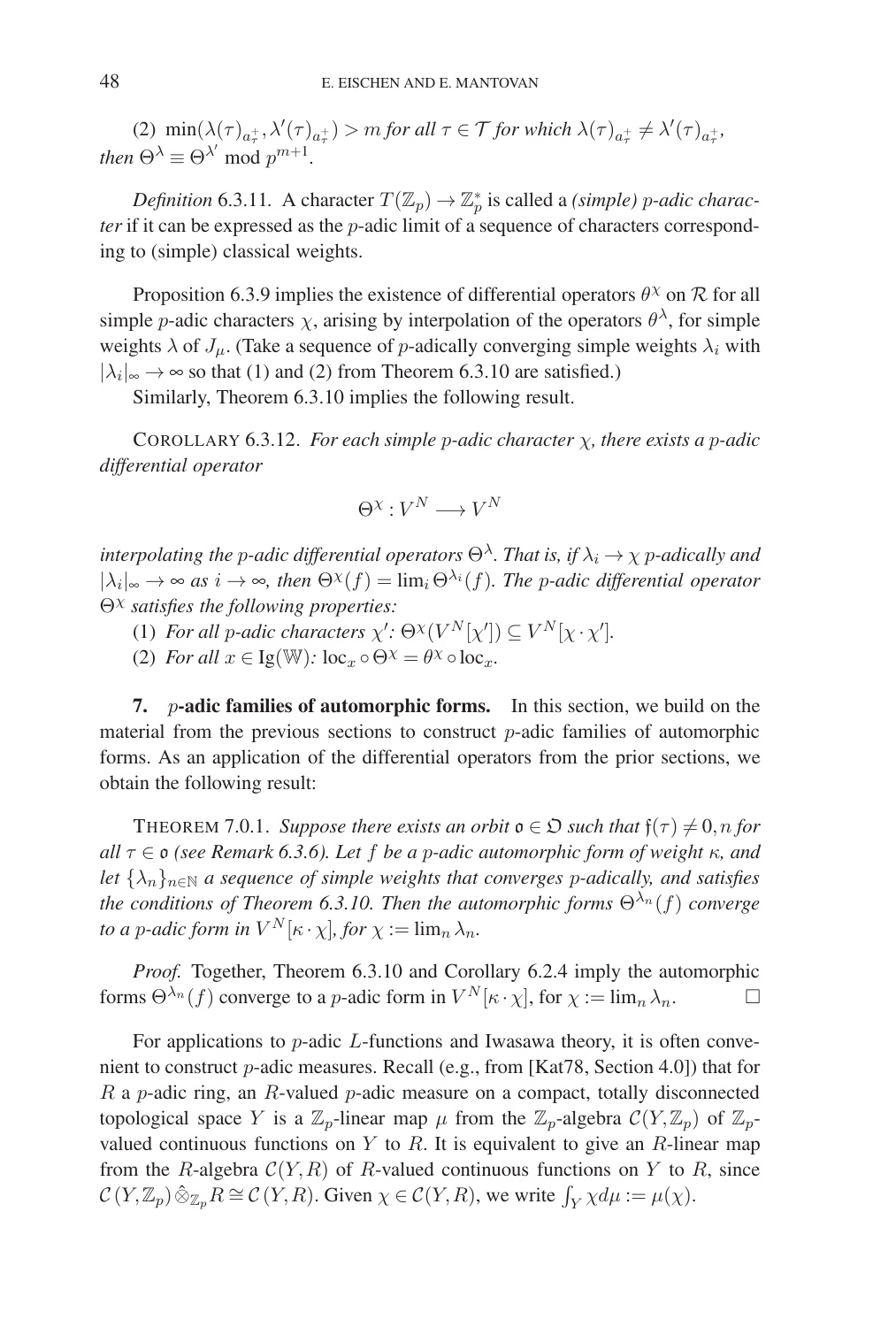(2) $\min(\lambda(\tau)_{a_\tau^+}, \lambda'(\tau)_{a_\tau^+}) > m$ *for all* $\tau \in \mathcal{T}$ *for which* $\lambda(\tau)_{a_\tau^+} \neq \lambda'(\tau)_{a_\tau^+}$, *then* $\Theta^\lambda \equiv \Theta^{\lambda'} \bmod p^{m+1}$.

*Definition* 6.3.11. A character $T(\mathbb{Z}_p) \to \mathbb{Z}_p^*$ is called a *(simple) p-adic character* if it can be expressed as the $p$-adic limit of a sequence of characters corresponding to (simple) classical weights.

Proposition 6.3.9 implies the existence of differential operators $\theta^\chi$ on $\mathcal{R}$ for all simple $p$-adic characters $\chi$, arising by interpolation of the operators $\theta^\lambda$, for simple weights $\lambda$ of $J_\mu$. (Take a sequence of $p$-adically converging simple weights $\lambda_i$ with $|\lambda_i|_\infty \to \infty$ so that (1) and (2) from Theorem 6.3.10 are satisfied.)

Similarly, Theorem 6.3.10 implies the following result.

COROLLARY 6.3.12. *For each simple $p$-adic character $\chi$, there exists a $p$-adic differential operator*

$$\Theta^\chi : V^N \longrightarrow V^N$$

*interpolating the $p$-adic differential operators $\Theta^\lambda$. That is, if $\lambda_i \to \chi$ $p$-adically and $|\lambda_i|_\infty \to \infty$ as $i \to \infty$, then $\Theta^\chi(f) = \lim_i \Theta^{\lambda_i}(f)$. The $p$-adic differential operator $\Theta^\chi$ satisfies the following properties:*

(1) *For all $p$-adic characters $\chi'$: $\Theta^\chi(V^N[\chi']) \subseteq V^N[\chi \cdot \chi']$.*

(2) *For all $x \in \mathrm{Ig}(\mathbb{W})$: $\mathrm{loc}_x \circ \Theta^\chi = \theta^\chi \circ \mathrm{loc}_x$.*

## 7. $p$-adic families of automorphic forms.

In this section, we build on the material from the previous sections to construct $p$-adic families of automorphic forms. As an application of the differential operators from the prior sections, we obtain the following result:

THEOREM 7.0.1. *Suppose there exists an orbit $\mathfrak{o} \in \mathfrak{O}$ such that $\mathfrak{f}(\tau) \neq 0, n$ for all $\tau \in \mathfrak{o}$ (see Remark 6.3.6). Let $f$ be a $p$-adic automorphic form of weight $\kappa$, and let $\{\lambda_n\}_{n\in\mathbb{N}}$ a sequence of simple weights that converges $p$-adically, and satisfies the conditions of Theorem 6.3.10. Then the automorphic forms $\Theta^{\lambda_n}(f)$ converge to a $p$-adic form in $V^N[\kappa \cdot \chi]$, for $\chi := \lim_n \lambda_n$.*

*Proof.* Together, Theorem 6.3.10 and Corollary 6.2.4 imply the automorphic forms $\Theta^{\lambda_n}(f)$ converge to a $p$-adic form in $V^N[\kappa \cdot \chi]$, for $\chi := \lim_n \lambda_n$. □

For applications to $p$-adic $L$-functions and Iwasawa theory, it is often convenient to construct $p$-adic measures. Recall (e.g., from [Kat78, Section 4.0]) that for $R$ a $p$-adic ring, an $R$-valued $p$-adic measure on a compact, totally disconnected topological space $Y$ is a $\mathbb{Z}_p$-linear map $\mu$ from the $\mathbb{Z}_p$-algebra $\mathcal{C}(Y, \mathbb{Z}_p)$ of $\mathbb{Z}_p$-valued continuous functions on $Y$ to $R$. It is equivalent to give an $R$-linear map from the $R$-algebra $\mathcal{C}(Y, R)$ of $R$-valued continuous functions on $Y$ to $R$, since $\mathcal{C}(Y, \mathbb{Z}_p) \hat{\otimes}_{\mathbb{Z}_p} R \cong \mathcal{C}(Y, R)$. Given $\chi \in \mathcal{C}(Y, R)$, we write $\int_Y \chi d\mu := \mu(\chi)$.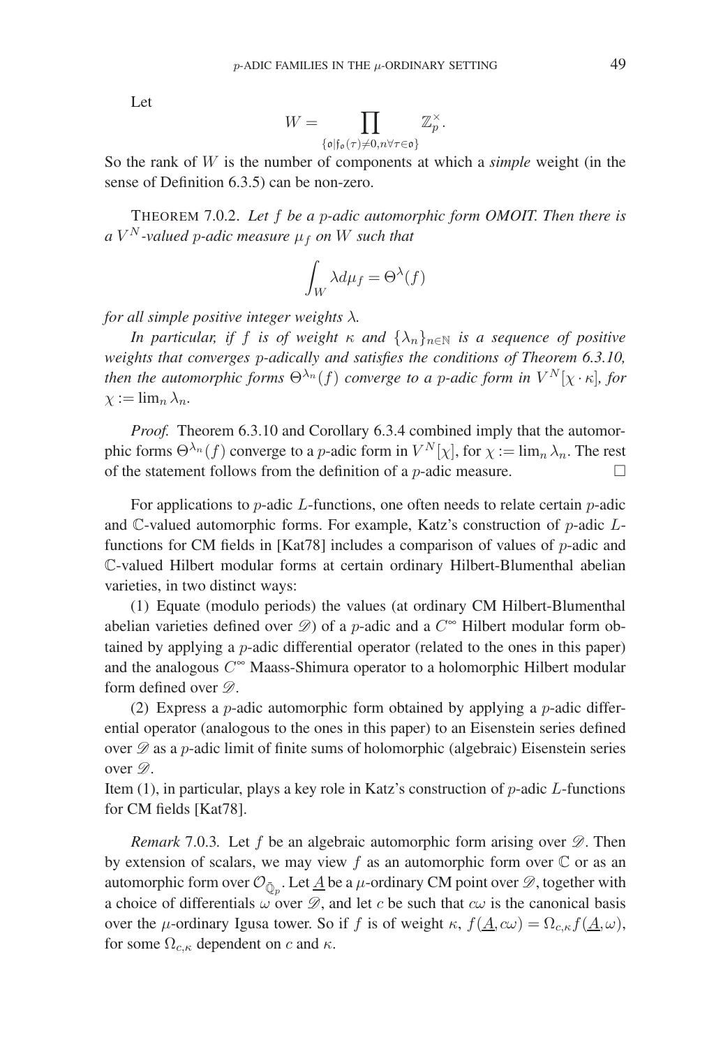Let

$$W = \prod_{\{\mathfrak{o} | \mathfrak{f}_{\mathfrak{o}}(\tau) \neq 0, n \forall \tau \in \mathfrak{o}\}} \mathbb{Z}_p^\times.$$

So the rank of $W$ is the number of components at which a *simple* weight (in the sense of Definition 6.3.5) can be non-zero.

THEOREM 7.0.2. *Let $f$ be a $p$-adic automorphic form OMOIT. Then there is a $V^N$-valued $p$-adic measure $\mu_f$ on $W$ such that*

$$\int_W \lambda d\mu_f = \Theta^\lambda(f)$$

*for all simple positive integer weights $\lambda$.*

*In particular, if $f$ is of weight $\kappa$ and $\{\lambda_n\}_{n \in \mathbb{N}}$ is a sequence of positive weights that converges $p$-adically and satisfies the conditions of Theorem 6.3.10, then the automorphic forms $\Theta^{\lambda_n}(f)$ converge to a $p$-adic form in $V^N[\chi \cdot \kappa]$, for $\chi := \lim_n \lambda_n$.*

*Proof.* Theorem 6.3.10 and Corollary 6.3.4 combined imply that the automorphic forms $\Theta^{\lambda_n}(f)$ converge to a $p$-adic form in $V^N[\chi]$, for $\chi := \lim_n \lambda_n$. The rest of the statement follows from the definition of a $p$-adic measure. □

For applications to $p$-adic $L$-functions, one often needs to relate certain $p$-adic and $\mathbb{C}$-valued automorphic forms. For example, Katz's construction of $p$-adic $L$-functions for CM fields in [Kat78] includes a comparison of values of $p$-adic and $\mathbb{C}$-valued Hilbert modular forms at certain ordinary Hilbert-Blumenthal abelian varieties, in two distinct ways:

(1) Equate (modulo periods) the values (at ordinary CM Hilbert-Blumenthal abelian varieties defined over $\mathscr{D}$) of a $p$-adic and a $C^\infty$ Hilbert modular form obtained by applying a $p$-adic differential operator (related to the ones in this paper) and the analogous $C^\infty$ Maass-Shimura operator to a holomorphic Hilbert modular form defined over $\mathscr{D}$.

(2) Express a $p$-adic automorphic form obtained by applying a $p$-adic differential operator (analogous to the ones in this paper) to an Eisenstein series defined over $\mathscr{D}$ as a $p$-adic limit of finite sums of holomorphic (algebraic) Eisenstein series over $\mathscr{D}$.

Item (1), in particular, plays a key role in Katz's construction of $p$-adic $L$-functions for CM fields [Kat78].

*Remark* 7.0.3. Let $f$ be an algebraic automorphic form arising over $\mathscr{D}$. Then by extension of scalars, we may view $f$ as an automorphic form over $\mathbb{C}$ or as an automorphic form over $\mathcal{O}_{\bar{\mathbb{Q}}_p}$. Let $\underline{A}$ be a $\mu$-ordinary CM point over $\mathscr{D}$, together with a choice of differentials $\omega$ over $\mathscr{D}$, and let $c$ be such that $c\omega$ is the canonical basis over the $\mu$-ordinary Igusa tower. So if $f$ is of weight $\kappa$, $f(\underline{A}, c\omega) = \Omega_{c,\kappa} f(\underline{A}, \omega)$, for some $\Omega_{c,\kappa}$ dependent on $c$ and $\kappa$.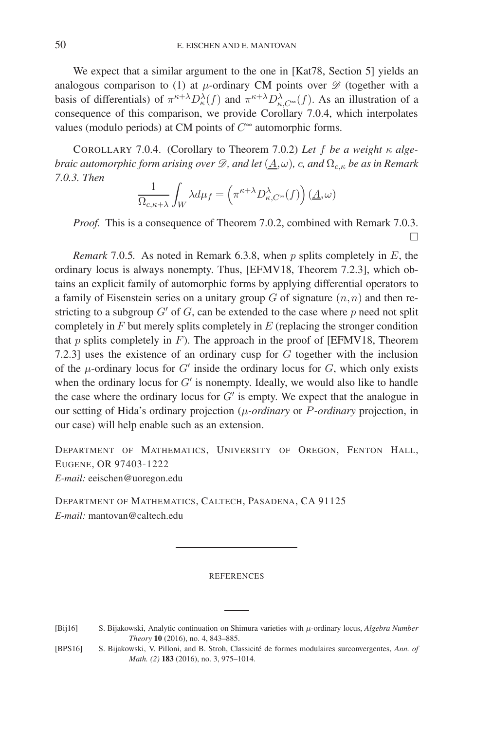We expect that a similar argument to the one in [Kat78, Section 5] yields an analogous comparison to (1) at $\mu$-ordinary CM points over $\mathscr{D}$ (together with a basis of differentials) of $\pi^{\kappa+\lambda}D_\kappa^\lambda(f)$ and $\pi^{\kappa+\lambda}D_{\kappa,C^\infty}^\lambda(f)$. As an illustration of a consequence of this comparison, we provide Corollary 7.0.4, which interpolates values (modulo periods) at CM points of $C^\infty$ automorphic forms.

COROLLARY 7.0.4. (Corollary to Theorem 7.0.2) *Let $f$ be a weight $\kappa$ algebraic automorphic form arising over $\mathscr{D}$, and let $(\underline{A},\omega)$, $c$, and $\Omega_{c,\kappa}$ be as in Remark 7.0.3. Then*

$$\frac{1}{\Omega_{c,\kappa+\lambda}}\int_W \lambda d\mu_f = \left(\pi^{\kappa+\lambda}D_{\kappa,C^\infty}^\lambda(f)\right)(\underline{A},\omega)$$

*Proof.* This is a consequence of Theorem 7.0.2, combined with Remark 7.0.3. □

*Remark* 7.0.5. As noted in Remark 6.3.8, when $p$ splits completely in $E$, the ordinary locus is always nonempty. Thus, [EFMV18, Theorem 7.2.3], which obtains an explicit family of automorphic forms by applying differential operators to a family of Eisenstein series on a unitary group $G$ of signature $(n,n)$ and then restricting to a subgroup $G'$ of $G$, can be extended to the case where $p$ need not split completely in $F$ but merely splits completely in $E$ (replacing the stronger condition that $p$ splits completely in $F$). The approach in the proof of [EFMV18, Theorem 7.2.3] uses the existence of an ordinary cusp for $G$ together with the inclusion of the $\mu$-ordinary locus for $G'$ inside the ordinary locus for $G$, which only exists when the ordinary locus for $G'$ is nonempty. Ideally, we would also like to handle the case where the ordinary locus for $G'$ is empty. We expect that the analogue in our setting of Hida's ordinary projection ($\mu$-*ordinary* or $P$-*ordinary* projection, in our case) will help enable such as an extension.

DEPARTMENT OF MATHEMATICS, UNIVERSITY OF OREGON, FENTON HALL, EUGENE, OR 97403-1222
*E-mail:* eeischen@uoregon.edu

DEPARTMENT OF MATHEMATICS, CALTECH, PASADENA, CA 91125
*E-mail:* mantovan@caltech.edu

## REFERENCES

[Bij16] S. Bijakowski, Analytic continuation on Shimura varieties with $\mu$-ordinary locus, *Algebra Number Theory* **10** (2016), no. 4, 843–885.

[BPS16] S. Bijakowski, V. Pilloni, and B. Stroh, Classicité de formes modulaires surconvergentes, *Ann. of Math. (2)* **183** (2016), no. 3, 975–1014.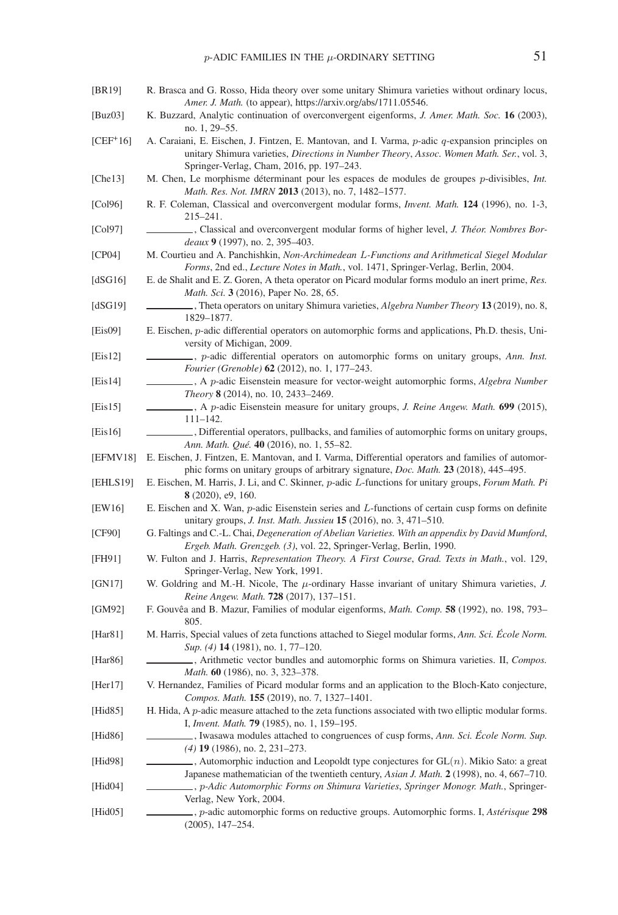[BR19] R. Brasca and G. Rosso, Hida theory over some unitary Shimura varieties without ordinary locus, *Amer. J. Math.* (to appear), https://arxiv.org/abs/1711.05546.

[Buz03] K. Buzzard, Analytic continuation of overconvergent eigenforms, *J. Amer. Math. Soc.* **16** (2003), no. 1, 29–55.

[CEF+16] A. Caraiani, E. Eischen, J. Fintzen, E. Mantovan, and I. Varma, $p$-adic $q$-expansion principles on unitary Shimura varieties, *Directions in Number Theory*, *Assoc. Women Math. Ser.*, vol. 3, Springer-Verlag, Cham, 2016, pp. 197–243.

[Che13] M. Chen, Le morphisme déterminant pour les espaces de modules de groupes $p$-divisibles, *Int. Math. Res. Not. IMRN* **2013** (2013), no. 7, 1482–1577.

[Col96] R. F. Coleman, Classical and overconvergent modular forms, *Invent. Math.* **124** (1996), no. 1-3, 215–241.

[Col97] ________, Classical and overconvergent modular forms of higher level, *J. Théor. Nombres Bordeaux* **9** (1997), no. 2, 395–403.

[CP04] M. Courtieu and A. Panchishkin, *Non-Archimedean L-Functions and Arithmetical Siegel Modular Forms*, 2nd ed., *Lecture Notes in Math.*, vol. 1471, Springer-Verlag, Berlin, 2004.

[dSG16] E. de Shalit and E. Z. Goren, A theta operator on Picard modular forms modulo an inert prime, *Res. Math. Sci.* **3** (2016), Paper No. 28, 65.

[dSG19] ________, Theta operators on unitary Shimura varieties, *Algebra Number Theory* **13** (2019), no. 8, 1829–1877.

[Eis09] E. Eischen, $p$-adic differential operators on automorphic forms and applications, Ph.D. thesis, University of Michigan, 2009.

[Eis12] ________, $p$-adic differential operators on automorphic forms on unitary groups, *Ann. Inst. Fourier (Grenoble)* **62** (2012), no. 1, 177–243.

[Eis14] ________, A $p$-adic Eisenstein measure for vector-weight automorphic forms, *Algebra Number Theory* **8** (2014), no. 10, 2433–2469.

[Eis15] ________, A $p$-adic Eisenstein measure for unitary groups, *J. Reine Angew. Math.* **699** (2015), 111–142.

[Eis16] ________, Differential operators, pullbacks, and families of automorphic forms on unitary groups, *Ann. Math. Qué.* **40** (2016), no. 1, 55–82.

[EFMV18] E. Eischen, J. Fintzen, E. Mantovan, and I. Varma, Differential operators and families of automorphic forms on unitary groups of arbitrary signature, *Doc. Math.* **23** (2018), 445–495.

[EHLS19] E. Eischen, M. Harris, J. Li, and C. Skinner, $p$-adic $L$-functions for unitary groups, *Forum Math. Pi* **8** (2020), e9, 160.

[EW16] E. Eischen and X. Wan, $p$-adic Eisenstein series and $L$-functions of certain cusp forms on definite unitary groups, *J. Inst. Math. Jussieu* **15** (2016), no. 3, 471–510.

[CF90] G. Faltings and C.-L. Chai, *Degeneration of Abelian Varieties. With an appendix by David Mumford*, *Ergeb. Math. Grenzgeb. (3)*, vol. 22, Springer-Verlag, Berlin, 1990.

[FH91] W. Fulton and J. Harris, *Representation Theory. A First Course*, *Grad. Texts in Math.*, vol. 129, Springer-Verlag, New York, 1991.

[GN17] W. Goldring and M.-H. Nicole, The $\mu$-ordinary Hasse invariant of unitary Shimura varieties, *J. Reine Angew. Math.* **728** (2017), 137–151.

[GM92] F. Gouvêa and B. Mazur, Families of modular eigenforms, *Math. Comp.* **58** (1992), no. 198, 793–805.

[Har81] M. Harris, Special values of zeta functions attached to Siegel modular forms, *Ann. Sci. École Norm. Sup. (4)* **14** (1981), no. 1, 77–120.

[Har86] ________, Arithmetic vector bundles and automorphic forms on Shimura varieties. II, *Compos. Math.* **60** (1986), no. 3, 323–378.

[Her17] V. Hernandez, Families of Picard modular forms and an application to the Bloch-Kato conjecture, *Compos. Math.* **155** (2019), no. 7, 1327–1401.

[Hid85] H. Hida, A $p$-adic measure attached to the zeta functions associated with two elliptic modular forms. I, *Invent. Math.* **79** (1985), no. 1, 159–195.

[Hid86] ________, Iwasawa modules attached to congruences of cusp forms, *Ann. Sci. École Norm. Sup. (4)* **19** (1986), no. 2, 231–273.

[Hid98] ________, Automorphic induction and Leopoldt type conjectures for $\mathrm{GL}(n)$. Mikio Sato: a great Japanese mathematician of the twentieth century, *Asian J. Math.* **2** (1998), no. 4, 667–710.

[Hid04] ________, *p-Adic Automorphic Forms on Shimura Varieties*, *Springer Monogr. Math.*, Springer-Verlag, New York, 2004.

[Hid05] ________, $p$-adic automorphic forms on reductive groups. Automorphic forms. I, *Astérisque* **298** (2005), 147–254.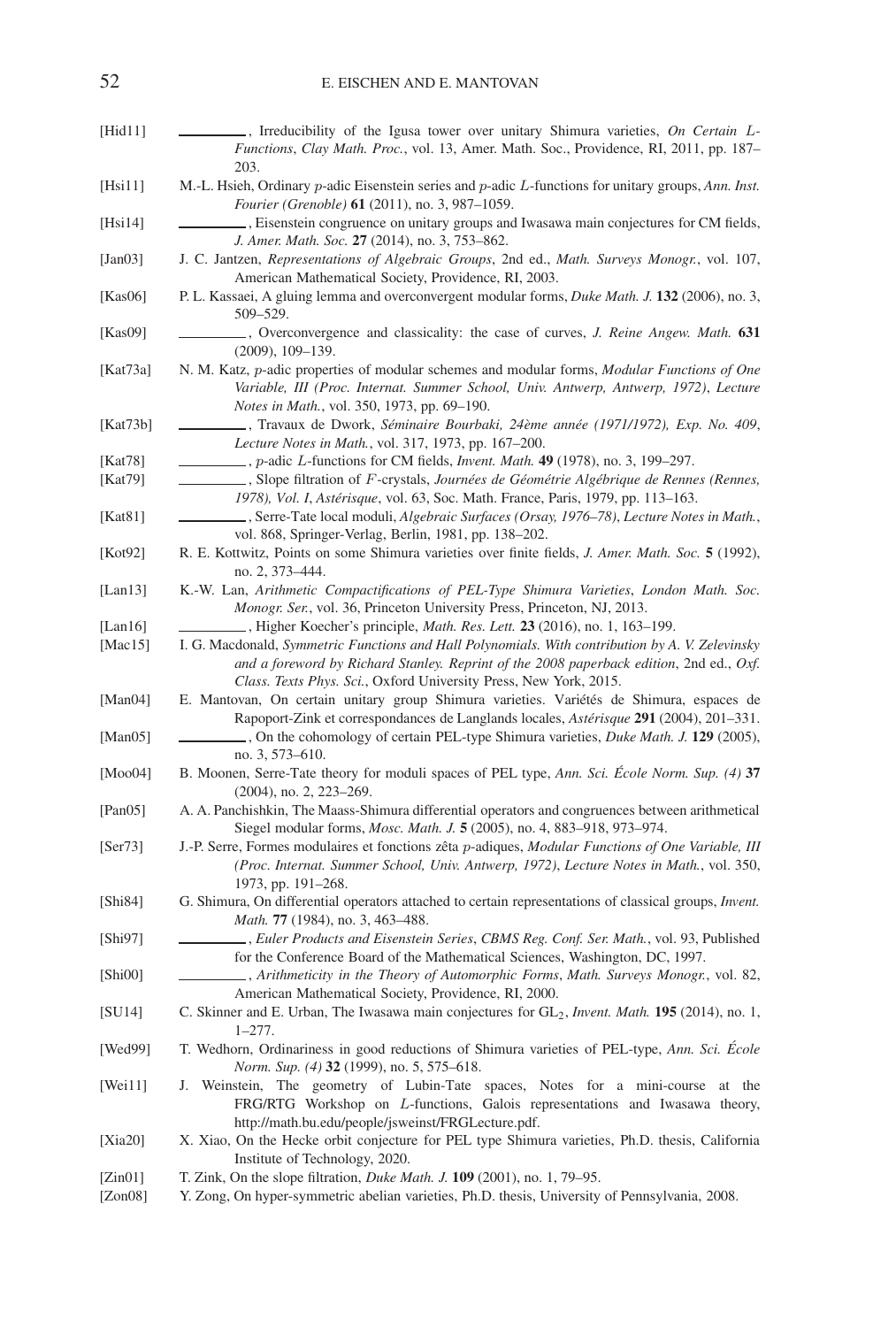[Hid11] ________, Irreducibility of the Igusa tower over unitary Shimura varieties, *On Certain L-Functions*, *Clay Math. Proc.*, vol. 13, Amer. Math. Soc., Providence, RI, 2011, pp. 187–203.

[Hsi11] M.-L. Hsieh, Ordinary $p$-adic Eisenstein series and $p$-adic $L$-functions for unitary groups, *Ann. Inst. Fourier (Grenoble)* **61** (2011), no. 3, 987–1059.

[Hsi14] ________, Eisenstein congruence on unitary groups and Iwasawa main conjectures for CM fields, *J. Amer. Math. Soc.* **27** (2014), no. 3, 753–862.

[Jan03] J. C. Jantzen, *Representations of Algebraic Groups*, 2nd ed., *Math. Surveys Monogr.*, vol. 107, American Mathematical Society, Providence, RI, 2003.

[Kas06] P. L. Kassaei, A gluing lemma and overconvergent modular forms, *Duke Math. J.* **132** (2006), no. 3, 509–529.

[Kas09] ________, Overconvergence and classicality: the case of curves, *J. Reine Angew. Math.* **631** (2009), 109–139.

[Kat73a] N. M. Katz, $p$-adic properties of modular schemes and modular forms, *Modular Functions of One Variable, III (Proc. Internat. Summer School, Univ. Antwerp, Antwerp, 1972)*, *Lecture Notes in Math.*, vol. 350, 1973, pp. 69–190.

[Kat73b] ________, Travaux de Dwork, *Séminaire Bourbaki, 24ème année (1971/1972), Exp. No. 409*, *Lecture Notes in Math.*, vol. 317, 1973, pp. 167–200.

[Kat78] ________, $p$-adic $L$-functions for CM fields, *Invent. Math.* **49** (1978), no. 3, 199–297.

[Kat79] ________, Slope filtration of $F$-crystals, *Journées de Géométrie Algébrique de Rennes (Rennes, 1978), Vol. I*, *Astérisque*, vol. 63, Soc. Math. France, Paris, 1979, pp. 113–163.

[Kat81] ________, Serre-Tate local moduli, *Algebraic Surfaces (Orsay, 1976–78)*, *Lecture Notes in Math.*, vol. 868, Springer-Verlag, Berlin, 1981, pp. 138–202.

[Kot92] R. E. Kottwitz, Points on some Shimura varieties over finite fields, *J. Amer. Math. Soc.* **5** (1992), no. 2, 373–444.

[Lan13] K.-W. Lan, *Arithmetic Compactifications of PEL-Type Shimura Varieties*, *London Math. Soc. Monogr. Ser.*, vol. 36, Princeton University Press, Princeton, NJ, 2013.

[Lan16] ________, Higher Koecher's principle, *Math. Res. Lett.* **23** (2016), no. 1, 163–199.

[Mac15] I. G. Macdonald, *Symmetric Functions and Hall Polynomials. With contribution by A. V. Zelevinsky and a foreword by Richard Stanley. Reprint of the 2008 paperback edition*, 2nd ed., *Oxf. Class. Texts Phys. Sci.*, Oxford University Press, New York, 2015.

[Man04] E. Mantovan, On certain unitary group Shimura varieties. Variétés de Shimura, espaces de Rapoport-Zink et correspondances de Langlands locales, *Astérisque* **291** (2004), 201–331.

[Man05] ________, On the cohomology of certain PEL-type Shimura varieties, *Duke Math. J.* **129** (2005), no. 3, 573–610.

[Moo04] B. Moonen, Serre-Tate theory for moduli spaces of PEL type, *Ann. Sci. École Norm. Sup. (4)* **37** (2004), no. 2, 223–269.

[Pan05] A. A. Panchishkin, The Maass-Shimura differential operators and congruences between arithmetical Siegel modular forms, *Mosc. Math. J.* **5** (2005), no. 4, 883–918, 973–974.

[Ser73] J.-P. Serre, Formes modulaires et fonctions zêta $p$-adiques, *Modular Functions of One Variable, III (Proc. Internat. Summer School, Univ. Antwerp, 1972)*, *Lecture Notes in Math.*, vol. 350, 1973, pp. 191–268.

[Shi84] G. Shimura, On differential operators attached to certain representations of classical groups, *Invent. Math.* **77** (1984), no. 3, 463–488.

[Shi97] ________, *Euler Products and Eisenstein Series*, *CBMS Reg. Conf. Ser. Math.*, vol. 93, Published for the Conference Board of the Mathematical Sciences, Washington, DC, 1997.

[Shi00] ________, *Arithmeticity in the Theory of Automorphic Forms*, *Math. Surveys Monogr.*, vol. 82, American Mathematical Society, Providence, RI, 2000.

[SU14] C. Skinner and E. Urban, The Iwasawa main conjectures for $\mathrm{GL}_2$, *Invent. Math.* **195** (2014), no. 1, 1–277.

[Wed99] T. Wedhorn, Ordinariness in good reductions of Shimura varieties of PEL-type, *Ann. Sci. École Norm. Sup. (4)* **32** (1999), no. 5, 575–618.

[Wei11] J. Weinstein, The geometry of Lubin-Tate spaces, Notes for a mini-course at the FRG/RTG Workshop on $L$-functions, Galois representations and Iwasawa theory, http://math.bu.edu/people/jsweinst/FRGLecture.pdf.

[Xia20] X. Xiao, On the Hecke orbit conjecture for PEL type Shimura varieties, Ph.D. thesis, California Institute of Technology, 2020.

[Zin01] T. Zink, On the slope filtration, *Duke Math. J.* **109** (2001), no. 1, 79–95.

[Zon08] Y. Zong, On hyper-symmetric abelian varieties, Ph.D. thesis, University of Pennsylvania, 2008.